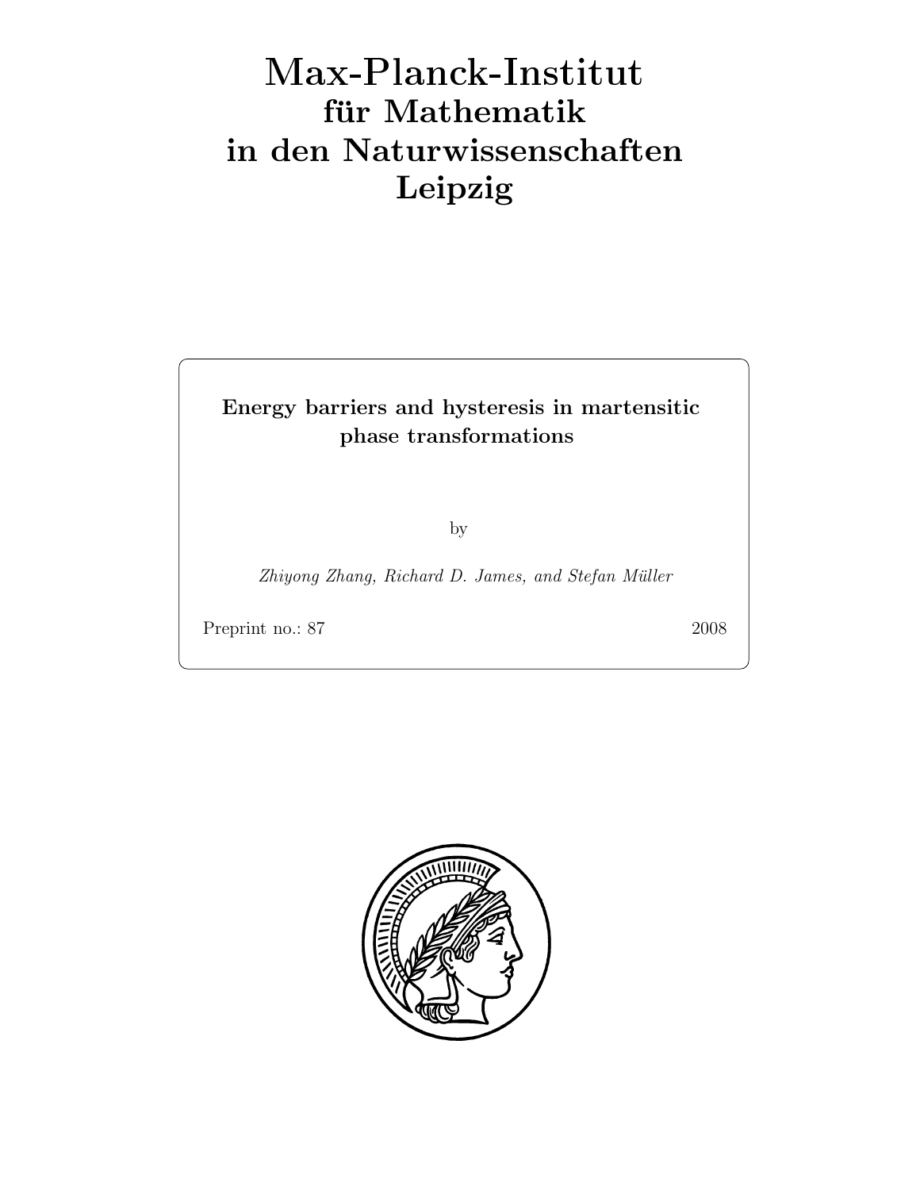# Max-Planck-Institut für Mathematik in den Naturwissenschaften Leipzig

**Energy barriers and hysteresis in martensitic phase transformations**

by

*Zhiyong Zhang, Richard D. James, and Stefan Müller*

Preprint no.: 87 2008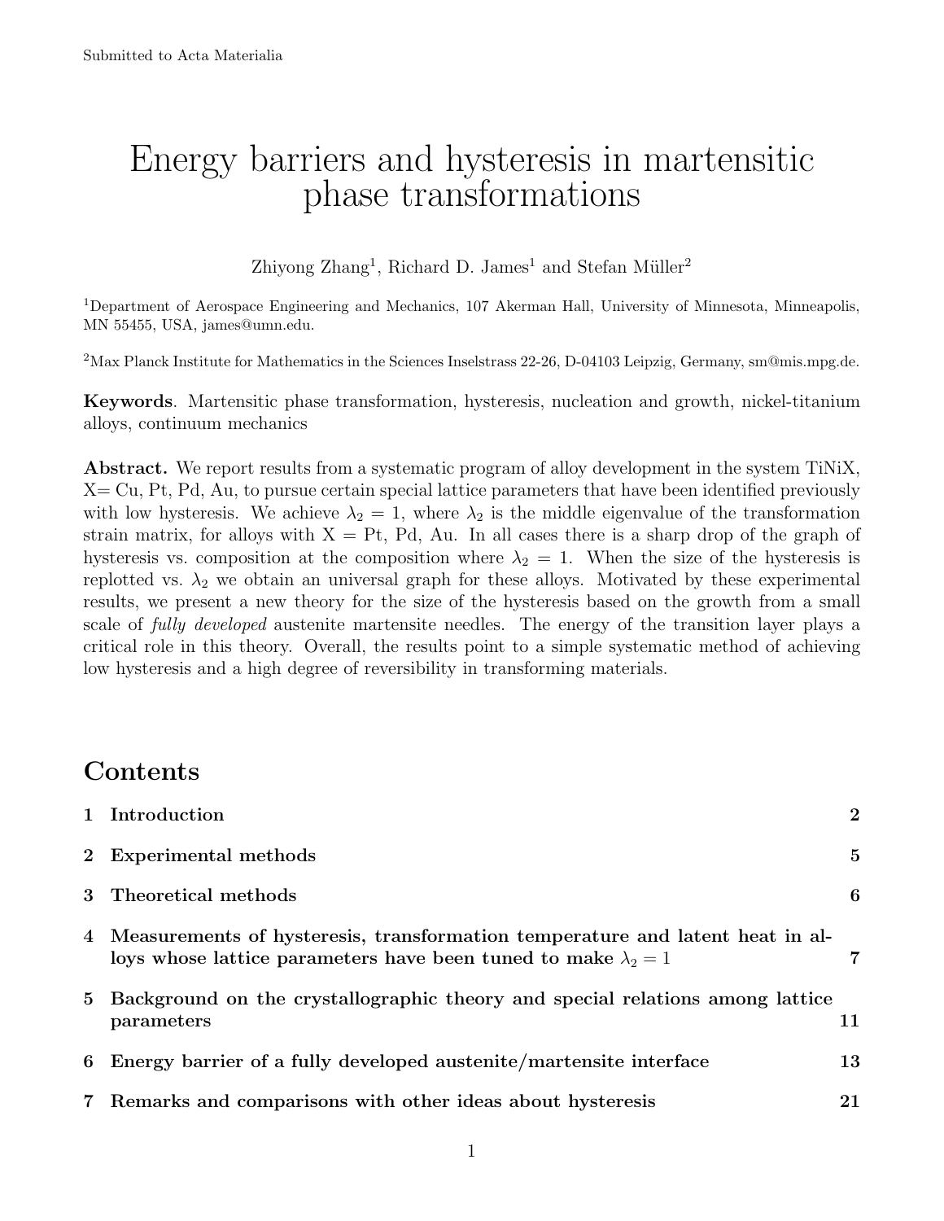Submitted to Acta Materialia

# Energy barriers and hysteresis in martensitic phase transformations

Zhiyong Zhang[1], Richard D. James[1] and Stefan Müller[2]

[1]Department of Aerospace Engineering and Mechanics, 107 Akerman Hall, University of Minnesota, Minneapolis, MN 55455, USA, james@umn.edu.

[2]Max Planck Institute for Mathematics in the Sciences Inselstrass 22-26, D-04103 Leipzig, Germany, sm@mis.mpg.de.

**Keywords**. Martensitic phase transformation, hysteresis, nucleation and growth, nickel-titanium alloys, continuum mechanics

**Abstract.** We report results from a systematic program of alloy development in the system TiNiX, X= Cu, Pt, Pd, Au, to pursue certain special lattice parameters that have been identified previously with low hysteresis. We achieve $\lambda_2 = 1$, where $\lambda_2$ is the middle eigenvalue of the transformation strain matrix, for alloys with X = Pt, Pd, Au. In all cases there is a sharp drop of the graph of hysteresis vs. composition at the composition where $\lambda_2 = 1$. When the size of the hysteresis is replotted vs. $\lambda_2$ we obtain an universal graph for these alloys. Motivated by these experimental results, we present a new theory for the size of the hysteresis based on the growth from a small scale of *fully developed* austenite martensite needles. The energy of the transition layer plays a critical role in this theory. Overall, the results point to a simple systematic method of achieving low hysteresis and a high degree of reversibility in transforming materials.

## Contents

1 Introduction 2

2 Experimental methods 5

3 Theoretical methods 6

4 Measurements of hysteresis, transformation temperature and latent heat in alloys whose lattice parameters have been tuned to make $\lambda_2 = 1$ 7

5 Background on the crystallographic theory and special relations among lattice parameters 11

6 Energy barrier of a fully developed austenite/martensite interface 13

7 Remarks and comparisons with other ideas about hysteresis 21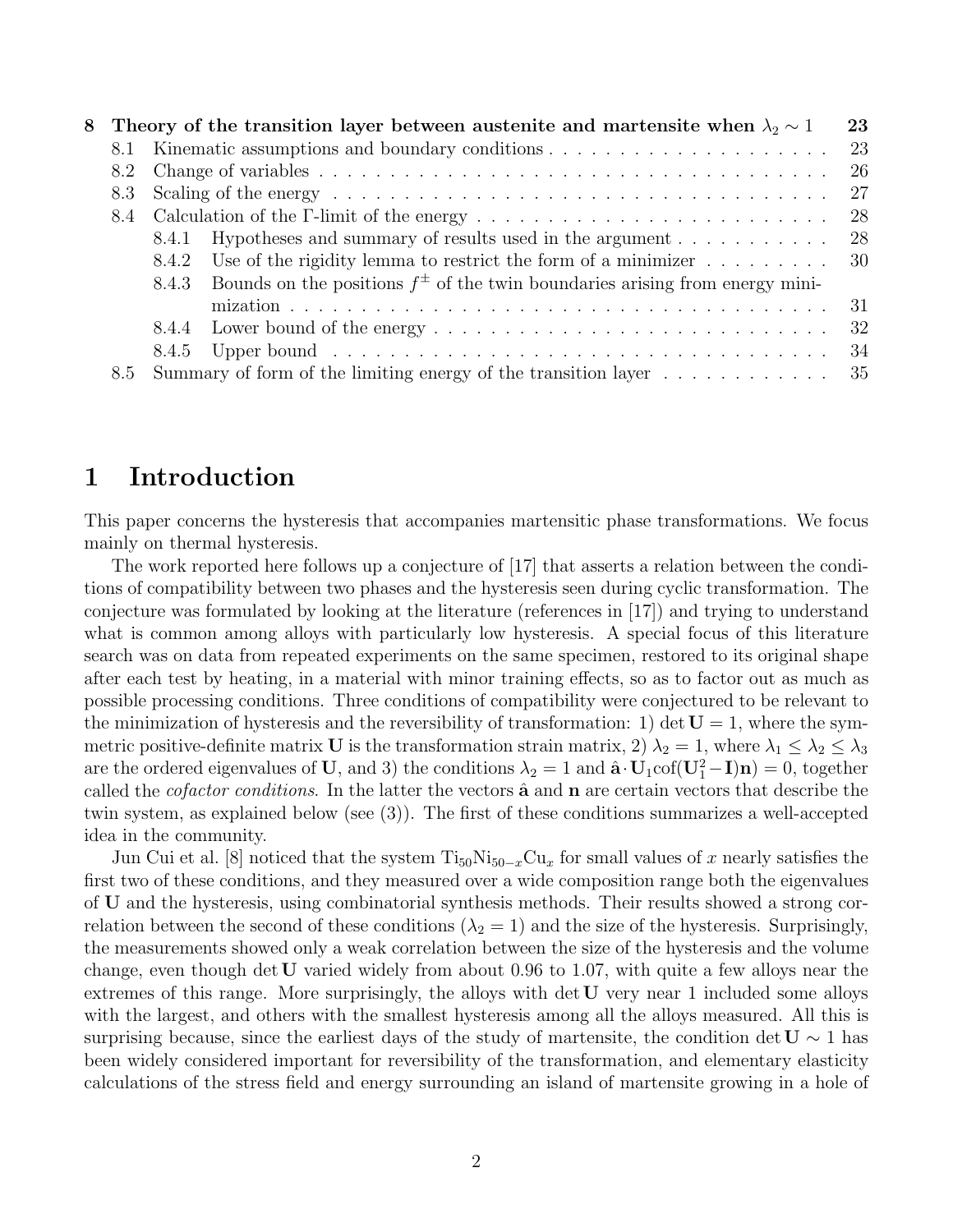**8 Theory of the transition layer between austenite and martensite when $\lambda_2 \sim 1$ — 23**

- 8.1 Kinematic assumptions and boundary conditions — 23
- 8.2 Change of variables — 26
- 8.3 Scaling of the energy — 27
- 8.4 Calculation of the Γ-limit of the energy — 28
  - 8.4.1 Hypotheses and summary of results used in the argument — 28
  - 8.4.2 Use of the rigidity lemma to restrict the form of a minimizer — 30
  - 8.4.3 Bounds on the positions $f^{\pm}$ of the twin boundaries arising from energy minimization — 31
  - 8.4.4 Lower bound of the energy — 32
  - 8.4.5 Upper bound — 34
- 8.5 Summary of form of the limiting energy of the transition layer — 35

# 1 Introduction

This paper concerns the hysteresis that accompanies martensitic phase transformations. We focus mainly on thermal hysteresis.

The work reported here follows up a conjecture of [17] that asserts a relation between the conditions of compatibility between two phases and the hysteresis seen during cyclic transformation. The conjecture was formulated by looking at the literature (references in [17]) and trying to understand what is common among alloys with particularly low hysteresis. A special focus of this literature search was on data from repeated experiments on the same specimen, restored to its original shape after each test by heating, in a material with minor training effects, so as to factor out as much as possible processing conditions. Three conditions of compatibility were conjectured to be relevant to the minimization of hysteresis and the reversibility of transformation: 1) $\det \mathbf{U} = 1$, where the symmetric positive-definite matrix $\mathbf{U}$ is the transformation strain matrix, 2) $\lambda_2 = 1$, where $\lambda_1 \leq \lambda_2 \leq \lambda_3$ are the ordered eigenvalues of $\mathbf{U}$, and 3) the conditions $\lambda_2 = 1$ and $\hat{\mathbf{a}} \cdot \mathbf{U}_1 \mathrm{cof}(\mathbf{U}_1^2 - \mathbf{I})\mathbf{n}) = 0$, together called the *cofactor conditions*. In the latter the vectors $\hat{\mathbf{a}}$ and $\mathbf{n}$ are certain vectors that describe the twin system, as explained below (see (3)). The first of these conditions summarizes a well-accepted idea in the community.

Jun Cui et al. [8] noticed that the system $Ti_{50}Ni_{50-x}Cu_x$ for small values of $x$ nearly satisfies the first two of these conditions, and they measured over a wide composition range both the eigenvalues of $\mathbf{U}$ and the hysteresis, using combinatorial synthesis methods. Their results showed a strong correlation between the second of these conditions ($\lambda_2 = 1$) and the size of the hysteresis. Surprisingly, the measurements showed only a weak correlation between the size of the hysteresis and the volume change, even though $\det \mathbf{U}$ varied widely from about 0.96 to 1.07, with quite a few alloys near the extremes of this range. More surprisingly, the alloys with $\det \mathbf{U}$ very near 1 included some alloys with the largest, and others with the smallest hysteresis among all the alloys measured. All this is surprising because, since the earliest days of the study of martensite, the condition $\det \mathbf{U} \sim 1$ has been widely considered important for reversibility of the transformation, and elementary elasticity calculations of the stress field and energy surrounding an island of martensite growing in a hole of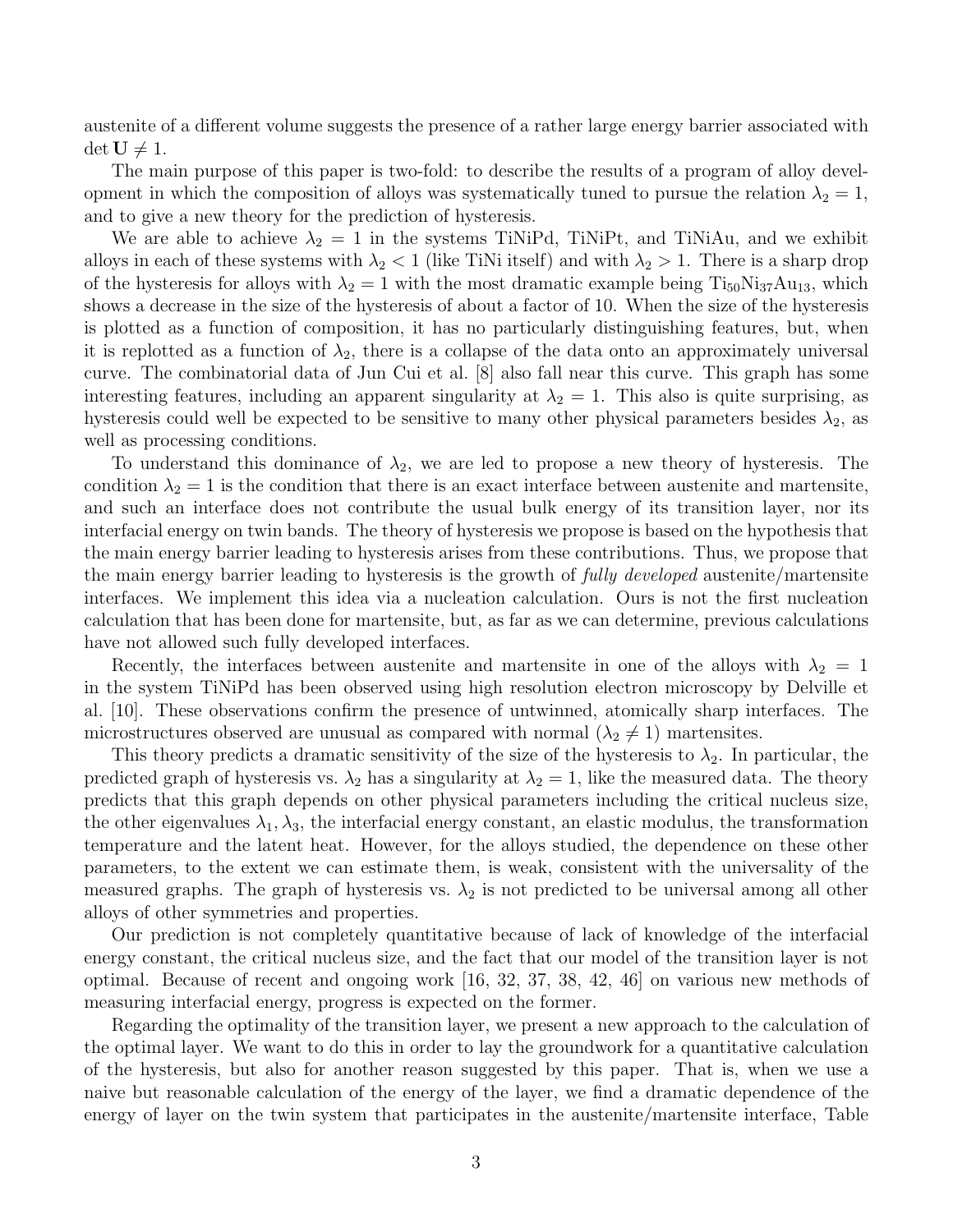austenite of a different volume suggests the presence of a rather large energy barrier associated with $\det \mathbf{U} \neq 1$.

The main purpose of this paper is two-fold: to describe the results of a program of alloy development in which the composition of alloys was systematically tuned to pursue the relation $\lambda_2 = 1$, and to give a new theory for the prediction of hysteresis.

We are able to achieve $\lambda_2 = 1$ in the systems TiNiPd, TiNiPt, and TiNiAu, and we exhibit alloys in each of these systems with $\lambda_2 < 1$ (like TiNi itself) and with $\lambda_2 > 1$. There is a sharp drop of the hysteresis for alloys with $\lambda_2 = 1$ with the most dramatic example being $Ti_{50}Ni_{37}Au_{13}$, which shows a decrease in the size of the hysteresis of about a factor of 10. When the size of the hysteresis is plotted as a function of composition, it has no particularly distinguishing features, but, when it is replotted as a function of $\lambda_2$, there is a collapse of the data onto an approximately universal curve. The combinatorial data of Jun Cui et al. [8] also fall near this curve. This graph has some interesting features, including an apparent singularity at $\lambda_2 = 1$. This also is quite surprising, as hysteresis could well be expected to be sensitive to many other physical parameters besides $\lambda_2$, as well as processing conditions.

To understand this dominance of $\lambda_2$, we are led to propose a new theory of hysteresis. The condition $\lambda_2 = 1$ is the condition that there is an exact interface between austenite and martensite, and such an interface does not contribute the usual bulk energy of its transition layer, nor its interfacial energy on twin bands. The theory of hysteresis we propose is based on the hypothesis that the main energy barrier leading to hysteresis arises from these contributions. Thus, we propose that the main energy barrier leading to hysteresis is the growth of *fully developed* austenite/martensite interfaces. We implement this idea via a nucleation calculation. Ours is not the first nucleation calculation that has been done for martensite, but, as far as we can determine, previous calculations have not allowed such fully developed interfaces.

Recently, the interfaces between austenite and martensite in one of the alloys with $\lambda_2 = 1$ in the system TiNiPd has been observed using high resolution electron microscopy by Delville et al. [10]. These observations confirm the presence of untwinned, atomically sharp interfaces. The microstructures observed are unusual as compared with normal ($\lambda_2 \neq 1$) martensites.

This theory predicts a dramatic sensitivity of the size of the hysteresis to $\lambda_2$. In particular, the predicted graph of hysteresis vs. $\lambda_2$ has a singularity at $\lambda_2 = 1$, like the measured data. The theory predicts that this graph depends on other physical parameters including the critical nucleus size, the other eigenvalues $\lambda_1, \lambda_3$, the interfacial energy constant, an elastic modulus, the transformation temperature and the latent heat. However, for the alloys studied, the dependence on these other parameters, to the extent we can estimate them, is weak, consistent with the universality of the measured graphs. The graph of hysteresis vs. $\lambda_2$ is not predicted to be universal among all other alloys of other symmetries and properties.

Our prediction is not completely quantitative because of lack of knowledge of the interfacial energy constant, the critical nucleus size, and the fact that our model of the transition layer is not optimal. Because of recent and ongoing work [16, 32, 37, 38, 42, 46] on various new methods of measuring interfacial energy, progress is expected on the former.

Regarding the optimality of the transition layer, we present a new approach to the calculation of the optimal layer. We want to do this in order to lay the groundwork for a quantitative calculation of the hysteresis, but also for another reason suggested by this paper. That is, when we use a naive but reasonable calculation of the energy of the layer, we find a dramatic dependence of the energy of layer on the twin system that participates in the austenite/martensite interface, Table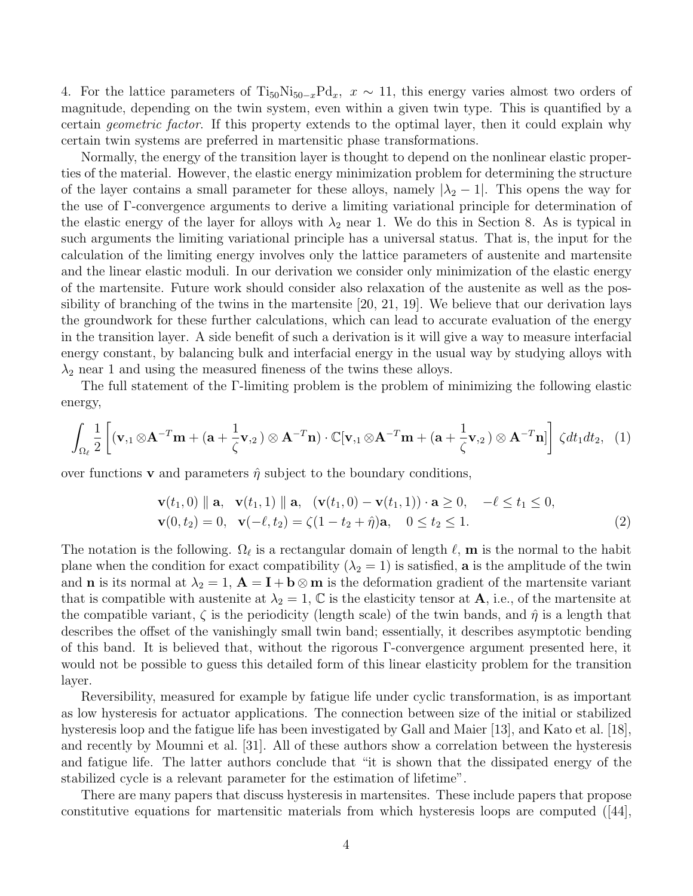4. For the lattice parameters of $Ti_{50}Ni_{50-x}Pd_x$, $x \sim 11$, this energy varies almost two orders of magnitude, depending on the twin system, even within a given twin type. This is quantified by a certain *geometric factor*. If this property extends to the optimal layer, then it could explain why certain twin systems are preferred in martensitic phase transformations.

Normally, the energy of the transition layer is thought to depend on the nonlinear elastic properties of the material. However, the elastic energy minimization problem for determining the structure of the layer contains a small parameter for these alloys, namely $|\lambda_2 - 1|$. This opens the way for the use of Γ-convergence arguments to derive a limiting variational principle for determination of the elastic energy of the layer for alloys with $\lambda_2$ near 1. We do this in Section 8. As is typical in such arguments the limiting variational principle has a universal status. That is, the input for the calculation of the limiting energy involves only the lattice parameters of austenite and martensite and the linear elastic moduli. In our derivation we consider only minimization of the elastic energy of the martensite. Future work should consider also relaxation of the austenite as well as the possibility of branching of the twins in the martensite [20, 21, 19]. We believe that our derivation lays the groundwork for these further calculations, which can lead to accurate evaluation of the energy in the transition layer. A side benefit of such a derivation is it will give a way to measure interfacial energy constant, by balancing bulk and interfacial energy in the usual way by studying alloys with $\lambda_2$ near 1 and using the measured fineness of the twins these alloys.

The full statement of the Γ-limiting problem is the problem of minimizing the following elastic energy,

$$\int_{\Omega_\ell} \frac{1}{2}\left[(\mathbf{v}_{,1} \otimes \mathbf{A}^{-T}\mathbf{m} + (\mathbf{a} + \frac{1}{\zeta}\mathbf{v}_{,2}) \otimes \mathbf{A}^{-T}\mathbf{n}) \cdot \mathbb{C}[\mathbf{v}_{,1} \otimes \mathbf{A}^{-T}\mathbf{m} + (\mathbf{a} + \frac{1}{\zeta}\mathbf{v}_{,2}) \otimes \mathbf{A}^{-T}\mathbf{n}]\right] \zeta dt_1 dt_2, \quad (1)$$

over functions $\mathbf{v}$ and parameters $\hat{\eta}$ subject to the boundary conditions,

$$\begin{aligned} &\mathbf{v}(t_1, 0) \parallel \mathbf{a}, \quad \mathbf{v}(t_1, 1) \parallel \mathbf{a}, \quad (\mathbf{v}(t_1, 0) - \mathbf{v}(t_1, 1)) \cdot \mathbf{a} \geq 0, \quad -\ell \leq t_1 \leq 0, \\ &\mathbf{v}(0, t_2) = 0, \quad \mathbf{v}(-\ell, t_2) = \zeta(1 - t_2 + \hat{\eta})\mathbf{a}, \quad 0 \leq t_2 \leq 1. \end{aligned} \quad (2)$$

The notation is the following. $\Omega_\ell$ is a rectangular domain of length $\ell$, $\mathbf{m}$ is the normal to the habit plane when the condition for exact compatibility ($\lambda_2 = 1$) is satisfied, $\mathbf{a}$ is the amplitude of the twin and $\mathbf{n}$ is its normal at $\lambda_2 = 1$, $\mathbf{A} = \mathbf{I} + \mathbf{b} \otimes \mathbf{m}$ is the deformation gradient of the martensite variant that is compatible with austenite at $\lambda_2 = 1$, $\mathbb{C}$ is the elasticity tensor at $\mathbf{A}$, i.e., of the martensite at the compatible variant, $\zeta$ is the periodicity (length scale) of the twin bands, and $\hat{\eta}$ is a length that describes the offset of the vanishingly small twin band; essentially, it describes asymptotic bending of this band. It is believed that, without the rigorous Γ-convergence argument presented here, it would not be possible to guess this detailed form of this linear elasticity problem for the transition layer.

Reversibility, measured for example by fatigue life under cyclic transformation, is as important as low hysteresis for actuator applications. The connection between size of the initial or stabilized hysteresis loop and the fatigue life has been investigated by Gall and Maier [13], and Kato et al. [18], and recently by Moumni et al. [31]. All of these authors show a correlation between the hysteresis and fatigue life. The latter authors conclude that "it is shown that the dissipated energy of the stabilized cycle is a relevant parameter for the estimation of lifetime".

There are many papers that discuss hysteresis in martensites. These include papers that propose constitutive equations for martensitic materials from which hysteresis loops are computed ([44],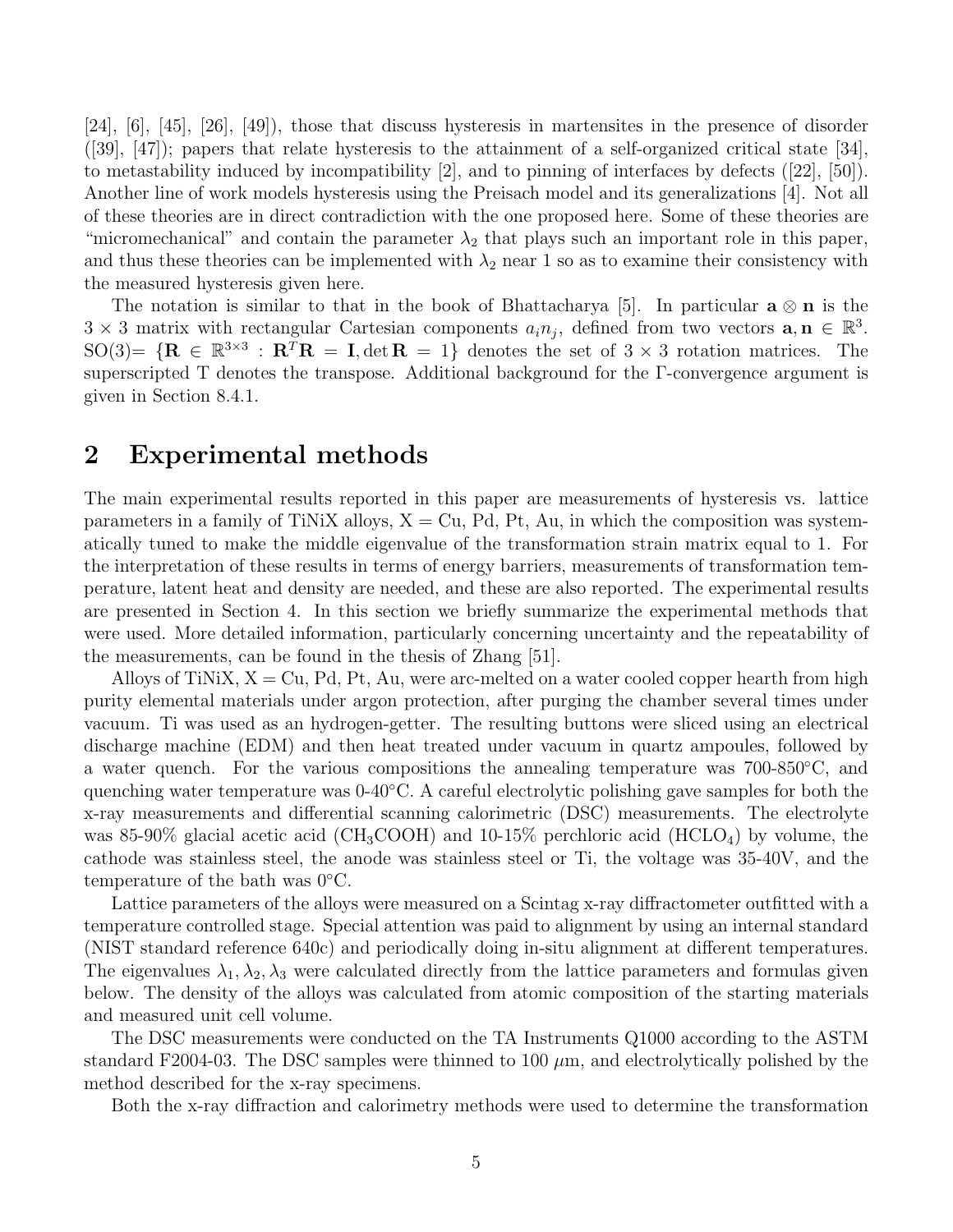[24], [6], [45], [26], [49]), those that discuss hysteresis in martensites in the presence of disorder ([39], [47]); papers that relate hysteresis to the attainment of a self-organized critical state [34], to metastability induced by incompatibility [2], and to pinning of interfaces by defects ([22], [50]). Another line of work models hysteresis using the Preisach model and its generalizations [4]. Not all of these theories are in direct contradiction with the one proposed here. Some of these theories are "micromechanical" and contain the parameter $\lambda_2$ that plays such an important role in this paper, and thus these theories can be implemented with $\lambda_2$ near 1 so as to examine their consistency with the measured hysteresis given here.

The notation is similar to that in the book of Bhattacharya [5]. In particular $\mathbf{a} \otimes \mathbf{n}$ is the $3 \times 3$ matrix with rectangular Cartesian components $a_i n_j$, defined from two vectors $\mathbf{a}, \mathbf{n} \in \mathbb{R}^3$. SO(3)= $\{\mathbf{R} \in \mathbb{R}^{3\times 3} : \mathbf{R}^T\mathbf{R} = \mathbf{I}, \det \mathbf{R} = 1\}$ denotes the set of $3 \times 3$ rotation matrices. The superscripted T denotes the transpose. Additional background for the Γ-convergence argument is given in Section 8.4.1.

# 2 Experimental methods

The main experimental results reported in this paper are measurements of hysteresis vs. lattice parameters in a family of TiNiX alloys, X = Cu, Pd, Pt, Au, in which the composition was systematically tuned to make the middle eigenvalue of the transformation strain matrix equal to 1. For the interpretation of these results in terms of energy barriers, measurements of transformation temperature, latent heat and density are needed, and these are also reported. The experimental results are presented in Section 4. In this section we briefly summarize the experimental methods that were used. More detailed information, particularly concerning uncertainty and the repeatability of the measurements, can be found in the thesis of Zhang [51].

Alloys of TiNiX, X = Cu, Pd, Pt, Au, were arc-melted on a water cooled copper hearth from high purity elemental materials under argon protection, after purging the chamber several times under vacuum. Ti was used as an hydrogen-getter. The resulting buttons were sliced using an electrical discharge machine (EDM) and then heat treated under vacuum in quartz ampoules, followed by a water quench. For the various compositions the annealing temperature was 700-850°C, and quenching water temperature was 0-40°C. A careful electrolytic polishing gave samples for both the x-ray measurements and differential scanning calorimetric (DSC) measurements. The electrolyte was 85-90% glacial acetic acid ($CH_3COOH$) and 10-15% perchloric acid ($HClO_4$) by volume, the cathode was stainless steel, the anode was stainless steel or Ti, the voltage was 35-40V, and the temperature of the bath was 0°C.

Lattice parameters of the alloys were measured on a Scintag x-ray diffractometer outfitted with a temperature controlled stage. Special attention was paid to alignment by using an internal standard (NIST standard reference 640c) and periodically doing in-situ alignment at different temperatures. The eigenvalues $\lambda_1, \lambda_2, \lambda_3$ were calculated directly from the lattice parameters and formulas given below. The density of the alloys was calculated from atomic composition of the starting materials and measured unit cell volume.

The DSC measurements were conducted on the TA Instruments Q1000 according to the ASTM standard F2004-03. The DSC samples were thinned to 100 $\mu$m, and electrolytically polished by the method described for the x-ray specimens.

Both the x-ray diffraction and calorimetry methods were used to determine the transformation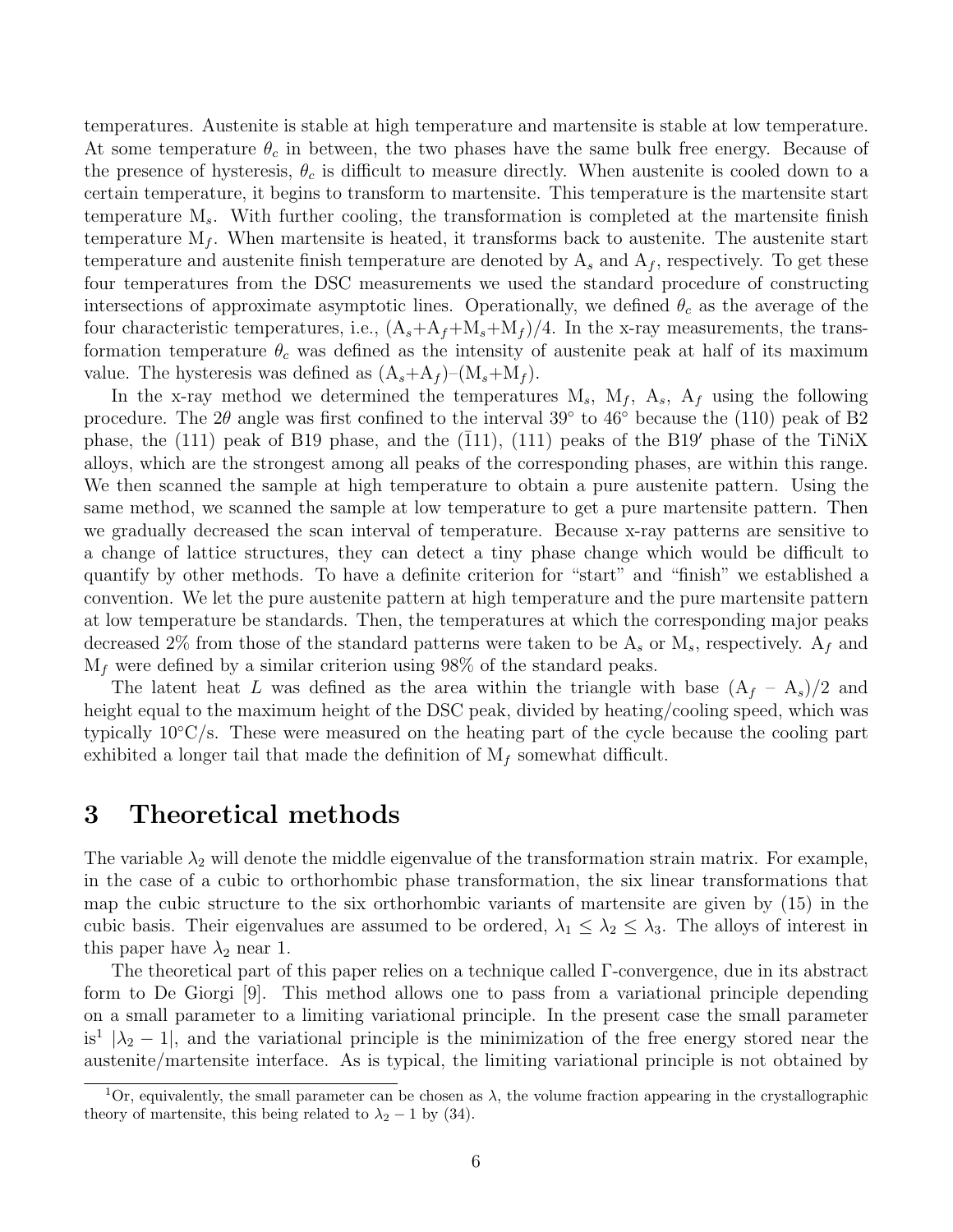temperatures. Austenite is stable at high temperature and martensite is stable at low temperature. At some temperature $\theta_c$ in between, the two phases have the same bulk free energy. Because of the presence of hysteresis, $\theta_c$ is difficult to measure directly. When austenite is cooled down to a certain temperature, it begins to transform to martensite. This temperature is the martensite start temperature $M_s$. With further cooling, the transformation is completed at the martensite finish temperature $M_f$. When martensite is heated, it transforms back to austenite. The austenite start temperature and austenite finish temperature are denoted by $A_s$ and $A_f$, respectively. To get these four temperatures from the DSC measurements we used the standard procedure of constructing intersections of approximate asymptotic lines. Operationally, we defined $\theta_c$ as the average of the four characteristic temperatures, i.e., $(A_s+A_f+M_s+M_f)/4$. In the x-ray measurements, the transformation temperature $\theta_c$ was defined as the intensity of austenite peak at half of its maximum value. The hysteresis was defined as $(A_s+A_f)$–$(M_s+M_f)$.

In the x-ray method we determined the temperatures $M_s$, $M_f$, $A_s$, $A_f$ using the following procedure. The $2\theta$ angle was first confined to the interval 39° to 46° because the (110) peak of B2 phase, the (111) peak of B19 phase, and the $(\bar{1}11)$, (111) peaks of the B19′ phase of the TiNiX alloys, which are the strongest among all peaks of the corresponding phases, are within this range. We then scanned the sample at high temperature to obtain a pure austenite pattern. Using the same method, we scanned the sample at low temperature to get a pure martensite pattern. Then we gradually decreased the scan interval of temperature. Because x-ray patterns are sensitive to a change of lattice structures, they can detect a tiny phase change which would be difficult to quantify by other methods. To have a definite criterion for "start" and "finish" we established a convention. We let the pure austenite pattern at high temperature and the pure martensite pattern at low temperature be standards. Then, the temperatures at which the corresponding major peaks decreased 2% from those of the standard patterns were taken to be $A_s$ or $M_s$, respectively. $A_f$ and $M_f$ were defined by a similar criterion using 98% of the standard peaks.

The latent heat $L$ was defined as the area within the triangle with base $(A_f - A_s)/2$ and height equal to the maximum height of the DSC peak, divided by heating/cooling speed, which was typically 10°C/s. These were measured on the heating part of the cycle because the cooling part exhibited a longer tail that made the definition of $M_f$ somewhat difficult.

# 3 Theoretical methods

The variable $\lambda_2$ will denote the middle eigenvalue of the transformation strain matrix. For example, in the case of a cubic to orthorhombic phase transformation, the six linear transformations that map the cubic structure to the six orthorhombic variants of martensite are given by (15) in the cubic basis. Their eigenvalues are assumed to be ordered, $\lambda_1 \leq \lambda_2 \leq \lambda_3$. The alloys of interest in this paper have $\lambda_2$ near 1.

The theoretical part of this paper relies on a technique called Γ-convergence, due in its abstract form to De Giorgi [9]. This method allows one to pass from a variational principle depending on a small parameter to a limiting variational principle. In the present case the small parameter is[1] $|\lambda_2 - 1|$, and the variational principle is the minimization of the free energy stored near the austenite/martensite interface. As is typical, the limiting variational principle is not obtained by

[1] Or, equivalently, the small parameter can be chosen as $\lambda$, the volume fraction appearing in the crystallographic theory of martensite, this being related to $\lambda_2 - 1$ by (34).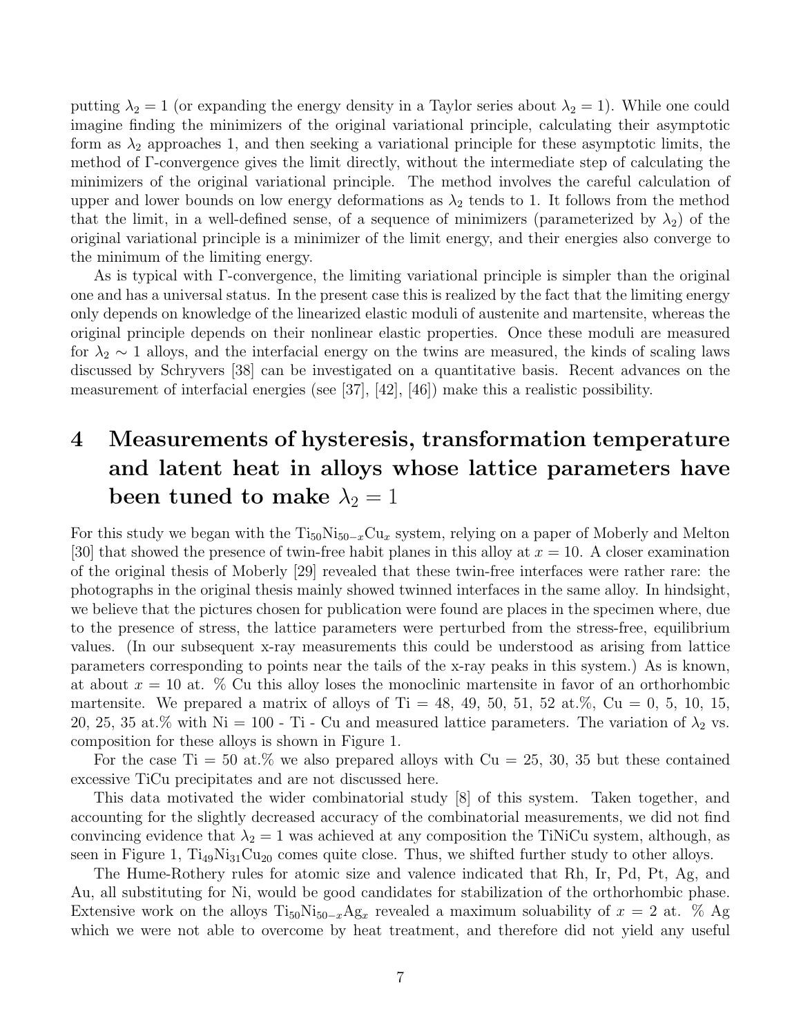putting $\lambda_2 = 1$ (or expanding the energy density in a Taylor series about $\lambda_2 = 1$). While one could imagine finding the minimizers of the original variational principle, calculating their asymptotic form as $\lambda_2$ approaches 1, and then seeking a variational principle for these asymptotic limits, the method of Γ-convergence gives the limit directly, without the intermediate step of calculating the minimizers of the original variational principle. The method involves the careful calculation of upper and lower bounds on low energy deformations as $\lambda_2$ tends to 1. It follows from the method that the limit, in a well-defined sense, of a sequence of minimizers (parameterized by $\lambda_2$) of the original variational principle is a minimizer of the limit energy, and their energies also converge to the minimum of the limiting energy.

As is typical with Γ-convergence, the limiting variational principle is simpler than the original one and has a universal status. In the present case this is realized by the fact that the limiting energy only depends on knowledge of the linearized elastic moduli of austenite and martensite, whereas the original principle depends on their nonlinear elastic properties. Once these moduli are measured for $\lambda_2 \sim 1$ alloys, and the interfacial energy on the twins are measured, the kinds of scaling laws discussed by Schryvers [38] can be investigated on a quantitative basis. Recent advances on the measurement of interfacial energies (see [37], [42], [46]) make this a realistic possibility.

# 4 Measurements of hysteresis, transformation temperature and latent heat in alloys whose lattice parameters have been tuned to make $\lambda_2 = 1$

For this study we began with the $Ti_{50}Ni_{50-x}Cu_x$ system, relying on a paper of Moberly and Melton [30] that showed the presence of twin-free habit planes in this alloy at $x = 10$. A closer examination of the original thesis of Moberly [29] revealed that these twin-free interfaces were rather rare: the photographs in the original thesis mainly showed twinned interfaces in the same alloy. In hindsight, we believe that the pictures chosen for publication were found are places in the specimen where, due to the presence of stress, the lattice parameters were perturbed from the stress-free, equilibrium values. (In our subsequent x-ray measurements this could be understood as arising from lattice parameters corresponding to points near the tails of the x-ray peaks in this system.) As is known, at about $x = 10$ at. % Cu this alloy loses the monoclinic martensite in favor of an orthorhombic martensite. We prepared a matrix of alloys of Ti = 48, 49, 50, 51, 52 at.%, Cu = 0, 5, 10, 15, 20, 25, 35 at.% with Ni = 100 - Ti - Cu and measured lattice parameters. The variation of $\lambda_2$ vs. composition for these alloys is shown in Figure 1.

For the case Ti = 50 at.% we also prepared alloys with Cu = 25, 30, 35 but these contained excessive TiCu precipitates and are not discussed here.

This data motivated the wider combinatorial study [8] of this system. Taken together, and accounting for the slightly decreased accuracy of the combinatorial measurements, we did not find convincing evidence that $\lambda_2 = 1$ was achieved at any composition the TiNiCu system, although, as seen in Figure 1, $Ti_{49}Ni_{31}Cu_{20}$ comes quite close. Thus, we shifted further study to other alloys.

The Hume-Rothery rules for atomic size and valence indicated that Rh, Ir, Pd, Pt, Ag, and Au, all substituting for Ni, would be good candidates for stabilization of the orthorhombic phase. Extensive work on the alloys $Ti_{50}Ni_{50-x}Ag_x$ revealed a maximum soluability of $x = 2$ at. % Ag which we were not able to overcome by heat treatment, and therefore did not yield any useful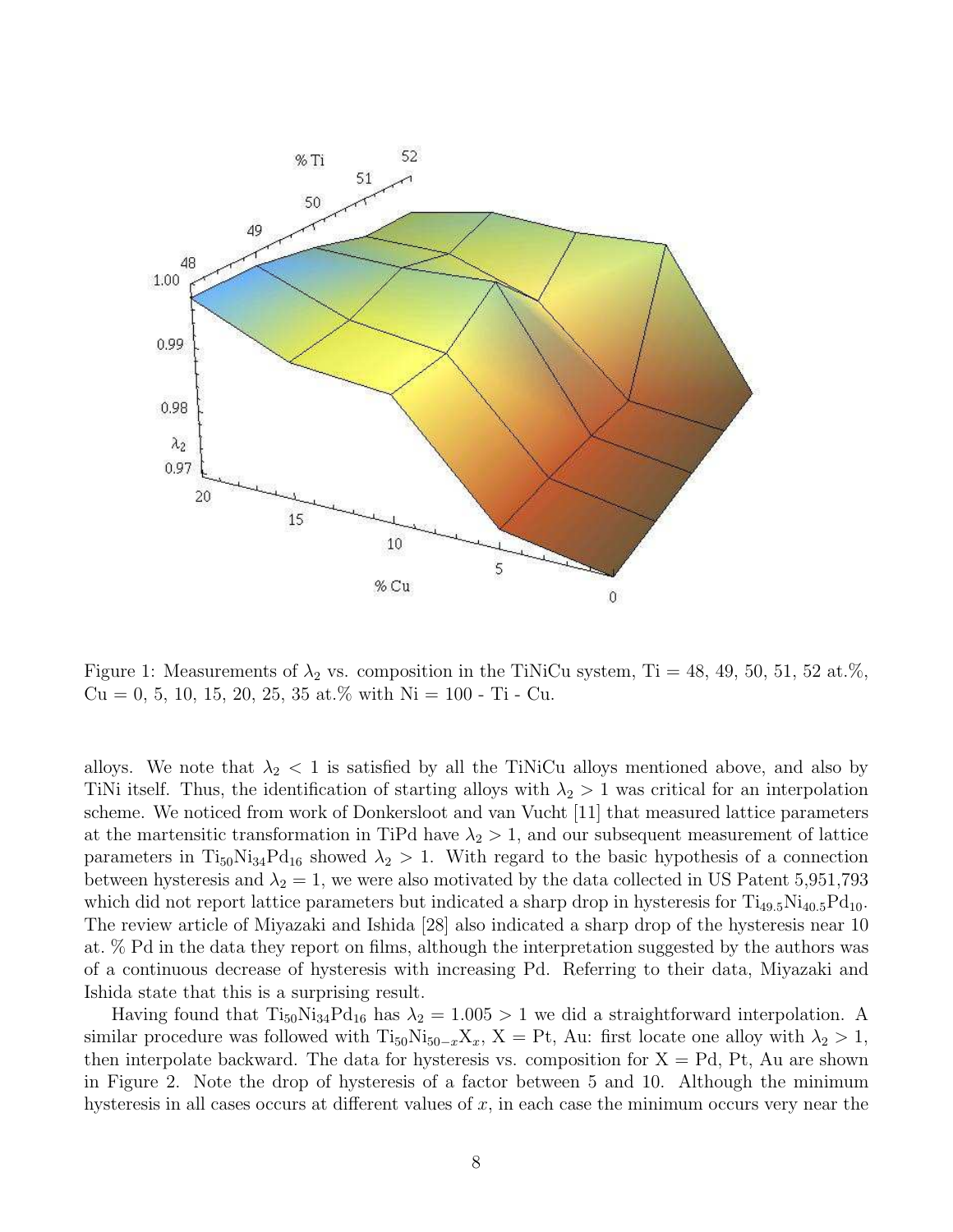% Ti

52

51

50

49

48

1.00

0.99

0.98

$\lambda_2$

0.97

20

15

10

5

0

% Cu

Figure 1: Measurements of $\lambda_2$ vs. composition in the TiNiCu system, Ti = 48, 49, 50, 51, 52 at.%, Cu = 0, 5, 10, 15, 20, 25, 35 at.% with Ni = 100 - Ti - Cu.

alloys. We note that $\lambda_2 < 1$ is satisfied by all the TiNiCu alloys mentioned above, and also by TiNi itself. Thus, the identification of starting alloys with $\lambda_2 > 1$ was critical for an interpolation scheme. We noticed from work of Donkersloot and van Vucht [11] that measured lattice parameters at the martensitic transformation in TiPd have $\lambda_2 > 1$, and our subsequent measurement of lattice parameters in $Ti_{50}Ni_{34}Pd_{16}$ showed $\lambda_2 > 1$. With regard to the basic hypothesis of a connection between hysteresis and $\lambda_2 = 1$, we were also motivated by the data collected in US Patent 5,951,793 which did not report lattice parameters but indicated a sharp drop in hysteresis for $Ti_{49.5}Ni_{40.5}Pd_{10}$. The review article of Miyazaki and Ishida [28] also indicated a sharp drop of the hysteresis near 10 at. % Pd in the data they report on films, although the interpretation suggested by the authors was of a continuous decrease of hysteresis with increasing Pd. Referring to their data, Miyazaki and Ishida state that this is a surprising result.

Having found that $Ti_{50}Ni_{34}Pd_{16}$ has $\lambda_2 = 1.005 > 1$ we did a straightforward interpolation. A similar procedure was followed with $Ti_{50}Ni_{50-x}X_x$, X = Pt, Au: first locate one alloy with $\lambda_2 > 1$, then interpolate backward. The data for hysteresis vs. composition for X = Pd, Pt, Au are shown in Figure 2. Note the drop of hysteresis of a factor between 5 and 10. Although the minimum hysteresis in all cases occurs at different values of $x$, in each case the minimum occurs very near the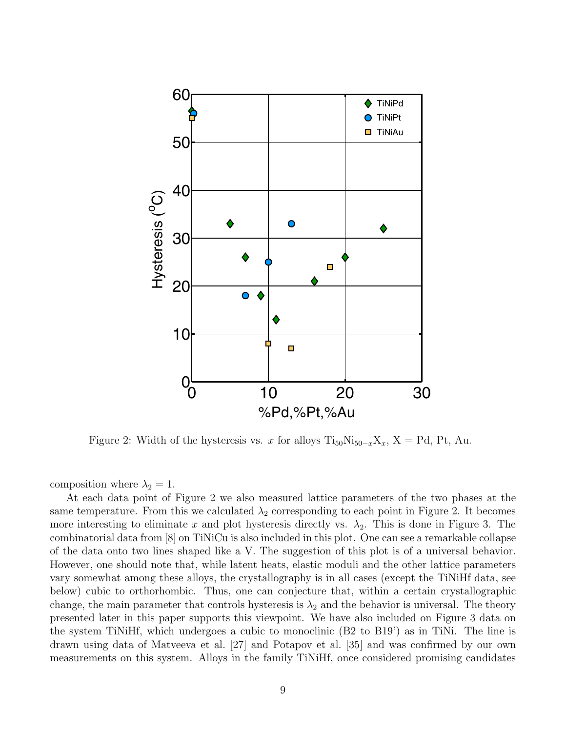Figure 2: Width of the hysteresis vs. $x$ for alloys $Ti_{50}Ni_{50-x}X_x$, X = Pd, Pt, Au.

composition where $\lambda_2 = 1$.

At each data point of Figure 2 we also measured lattice parameters of the two phases at the same temperature. From this we calculated $\lambda_2$ corresponding to each point in Figure 2. It becomes more interesting to eliminate $x$ and plot hysteresis directly vs. $\lambda_2$. This is done in Figure 3. The combinatorial data from [8] on TiNiCu is also included in this plot. One can see a remarkable collapse of the data onto two lines shaped like a V. The suggestion of this plot is of a universal behavior. However, one should note that, while latent heats, elastic moduli and the other lattice parameters vary somewhat among these alloys, the crystallography is in all cases (except the TiNiHf data, see below) cubic to orthorhombic. Thus, one can conjecture that, within a certain crystallographic change, the main parameter that controls hysteresis is $\lambda_2$ and the behavior is universal. The theory presented later in this paper supports this viewpoint. We have also included on Figure 3 data on the system TiNiHf, which undergoes a cubic to monoclinic (B2 to B19') as in TiNi. The line is drawn using data of Matveeva et al. [27] and Potapov et al. [35] and was confirmed by our own measurements on this system. Alloys in the family TiNiHf, once considered promising candidates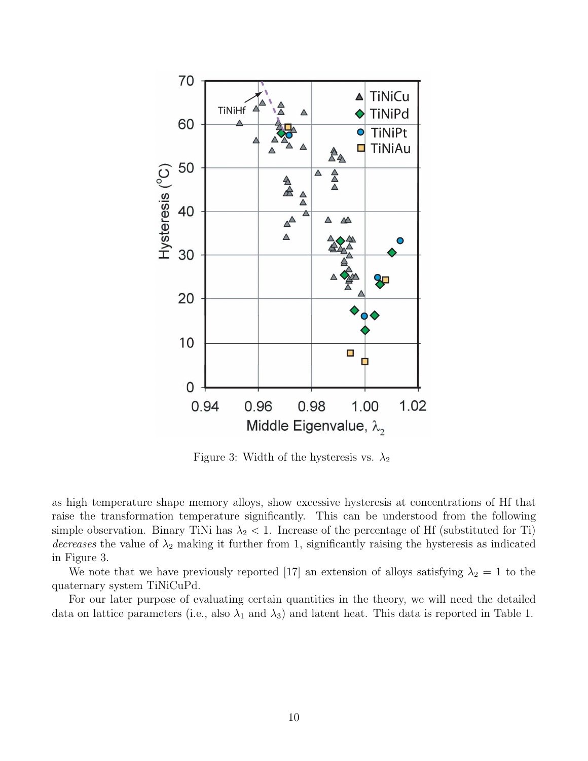70
60
50
40
30
20
10
0

0.94 0.96 0.98 1.00 1.02

Hysteresis (°C)

Middle Eigenvalue, $\lambda_2$

TiNiHf

TiNiCu
TiNiPd
TiNiPt
TiNiAu

Figure 3: Width of the hysteresis vs. $\lambda_2$

as high temperature shape memory alloys, show excessive hysteresis at concentrations of Hf that raise the transformation temperature significantly. This can be understood from the following simple observation. Binary TiNi has $\lambda_2 < 1$. Increase of the percentage of Hf (substituted for Ti) *decreases* the value of $\lambda_2$ making it further from 1, significantly raising the hysteresis as indicated in Figure 3.

We note that we have previously reported [17] an extension of alloys satisfying $\lambda_2 = 1$ to the quaternary system TiNiCuPd.

For our later purpose of evaluating certain quantities in the theory, we will need the detailed data on lattice parameters (i.e., also $\lambda_1$ and $\lambda_3$) and latent heat. This data is reported in Table 1.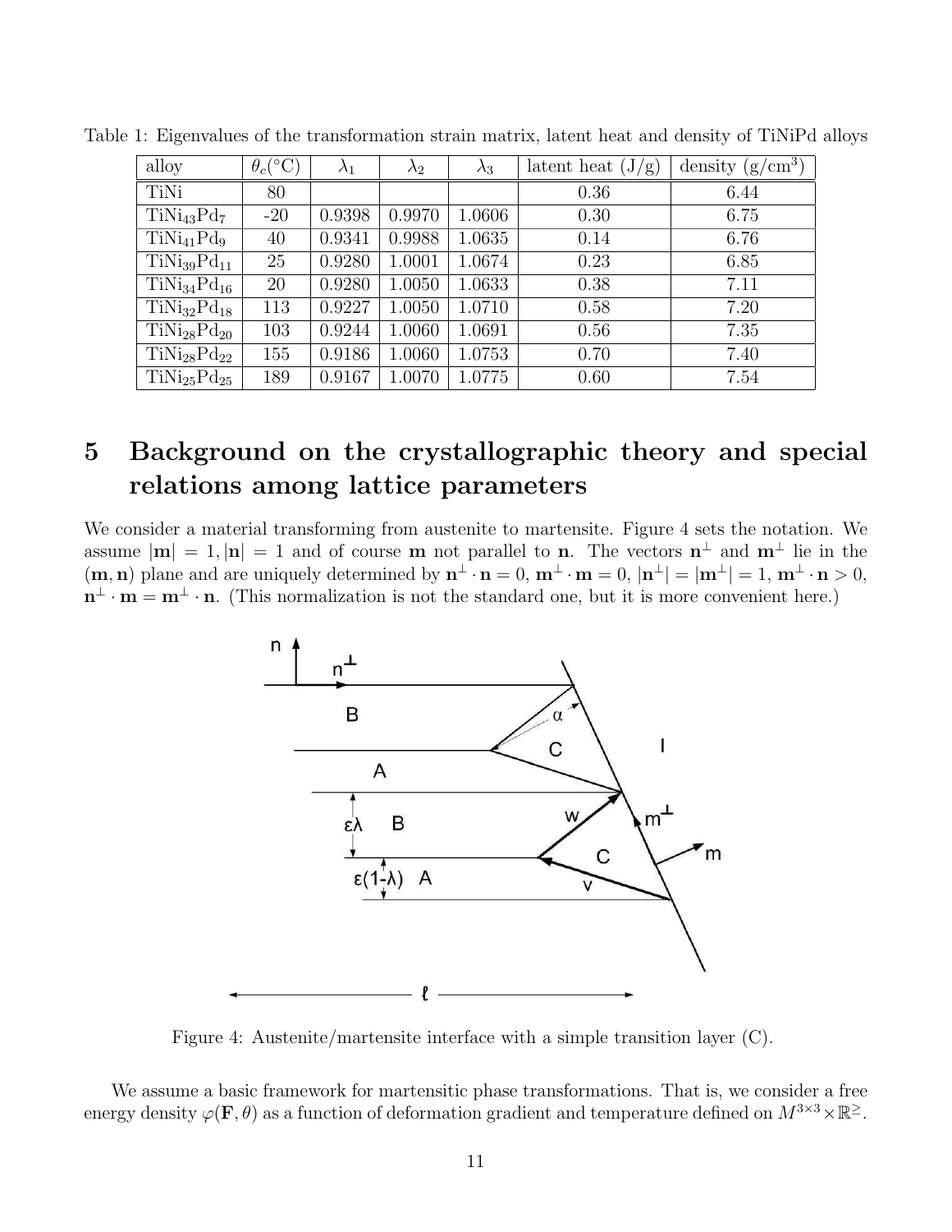Table 1: Eigenvalues of the transformation strain matrix, latent heat and density of TiNiPd alloys

| alloy | $\theta_c$(°C) | $\lambda_1$ | $\lambda_2$ | $\lambda_3$ | latent heat (J/g) | density (g/cm$^3$) |
|---|---|---|---|---|---|---|
| TiNi | 80 | | | | 0.36 | 6.44 |
| $TiNi_{43}Pd_7$ | -20 | 0.9398 | 0.9970 | 1.0606 | 0.30 | 6.75 |
| $TiNi_{41}Pd_9$ | 40 | 0.9341 | 0.9988 | 1.0635 | 0.14 | 6.76 |
| $TiNi_{39}Pd_{11}$ | 25 | 0.9280 | 1.0001 | 1.0674 | 0.23 | 6.85 |
| $TiNi_{34}Pd_{16}$ | 20 | 0.9280 | 1.0050 | 1.0633 | 0.38 | 7.11 |
| $TiNi_{32}Pd_{18}$ | 113 | 0.9227 | 1.0050 | 1.0710 | 0.58 | 7.20 |
| $TiNi_{28}Pd_{20}$ | 103 | 0.9244 | 1.0060 | 1.0691 | 0.56 | 7.35 |
| $TiNi_{28}Pd_{22}$ | 155 | 0.9186 | 1.0060 | 1.0753 | 0.70 | 7.40 |
| $TiNi_{25}Pd_{25}$ | 189 | 0.9167 | 1.0070 | 1.0775 | 0.60 | 7.54 |

# 5 Background on the crystallographic theory and special relations among lattice parameters

We consider a material transforming from austenite to martensite. Figure 4 sets the notation. We assume $|\mathbf{m}| = 1, |\mathbf{n}| = 1$ and of course $\mathbf{m}$ not parallel to $\mathbf{n}$. The vectors $\mathbf{n}^{\perp}$ and $\mathbf{m}^{\perp}$ lie in the $(\mathbf{m}, \mathbf{n})$ plane and are uniquely determined by $\mathbf{n}^{\perp} \cdot \mathbf{n} = 0$, $\mathbf{m}^{\perp} \cdot \mathbf{m} = 0$, $|\mathbf{n}^{\perp}| = |\mathbf{m}^{\perp}| = 1$, $\mathbf{m}^{\perp} \cdot \mathbf{n} > 0$, $\mathbf{n}^{\perp} \cdot \mathbf{m} = \mathbf{m}^{\perp} \cdot \mathbf{n}$. (This normalization is not the standard one, but it is more convenient here.)

n
n⊥
B
α
C
I
A
w
m⊥
ελ B
C
m
ε(1-λ) A
v
ℓ

Figure 4: Austenite/martensite interface with a simple transition layer (C).

We assume a basic framework for martensitic phase transformations. That is, we consider a free energy density $\varphi(\mathbf{F}, \theta)$ as a function of deformation gradient and temperature defined on $M^{3\times3} \times \mathbb{R}^{\geq}$.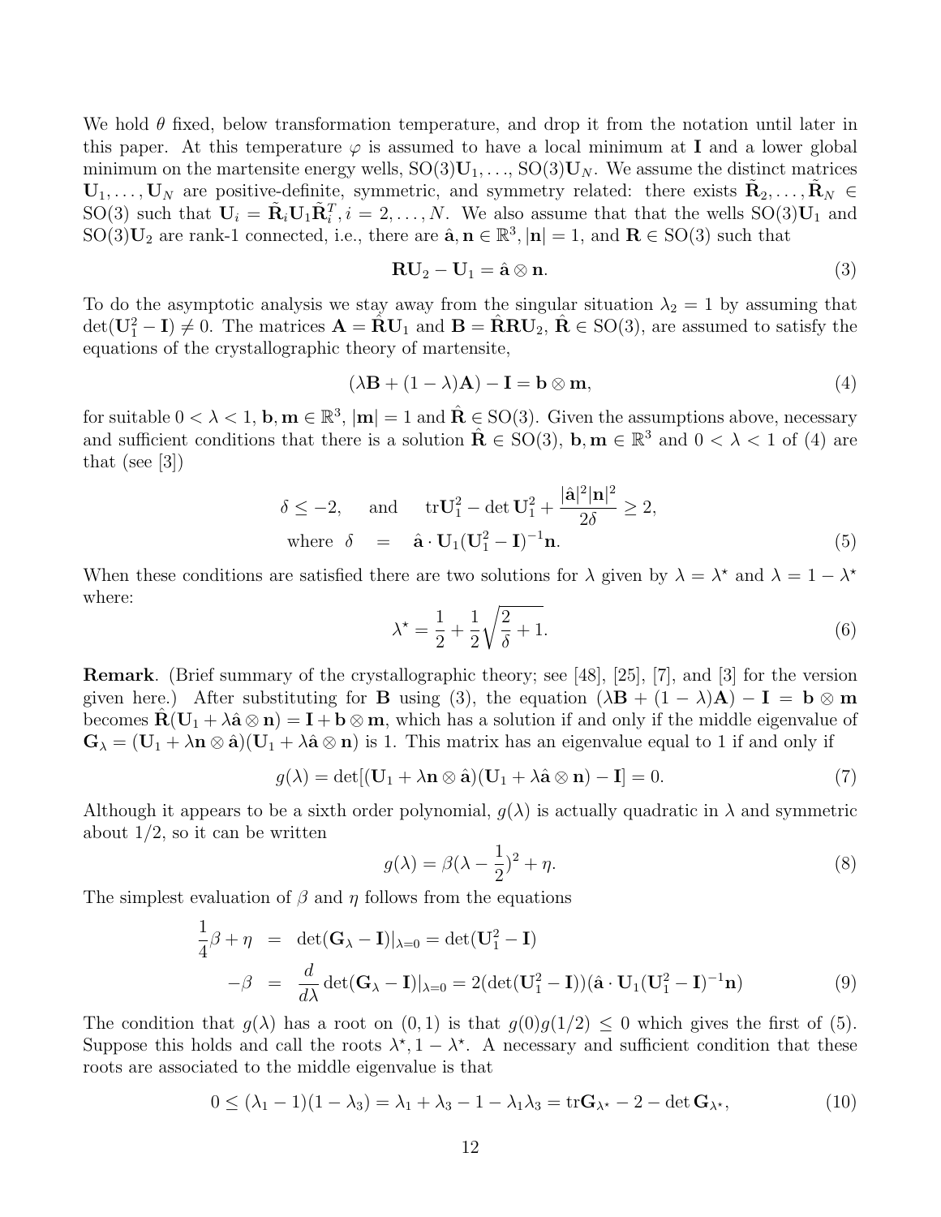We hold $\theta$ fixed, below transformation temperature, and drop it from the notation until later in this paper. At this temperature $\varphi$ is assumed to have a local minimum at $\mathbf{I}$ and a lower global minimum on the martensite energy wells, $\mathrm{SO}(3)\mathbf{U}_1, \ldots, \mathrm{SO}(3)\mathbf{U}_N$. We assume the distinct matrices $\mathbf{U}_1, \ldots, \mathbf{U}_N$ are positive-definite, symmetric, and symmetry related: there exists $\tilde{\mathbf{R}}_2, \ldots, \tilde{\mathbf{R}}_N \in \mathrm{SO}(3)$ such that $\mathbf{U}_i = \tilde{\mathbf{R}}_i \mathbf{U}_1 \tilde{\mathbf{R}}_i^T, i = 2, \ldots, N$. We also assume that that the wells $\mathrm{SO}(3)\mathbf{U}_1$ and $\mathrm{SO}(3)\mathbf{U}_2$ are rank-1 connected, i.e., there are $\hat{\mathbf{a}}, \mathbf{n} \in \mathbb{R}^3, |\mathbf{n}| = 1$, and $\mathbf{R} \in \mathrm{SO}(3)$ such that

$$\mathbf{R}\mathbf{U}_2 - \mathbf{U}_1 = \hat{\mathbf{a}} \otimes \mathbf{n}. \tag{3}$$

To do the asymptotic analysis we stay away from the singular situation $\lambda_2 = 1$ by assuming that $\det(\mathbf{U}_1^2 - \mathbf{I}) \neq 0$. The matrices $\mathbf{A} = \hat{\mathbf{R}}\mathbf{U}_1$ and $\mathbf{B} = \hat{\mathbf{R}}\mathbf{R}\mathbf{U}_2$, $\hat{\mathbf{R}} \in \mathrm{SO}(3)$, are assumed to satisfy the equations of the crystallographic theory of martensite,

$$(\lambda \mathbf{B} + (1-\lambda)\mathbf{A}) - \mathbf{I} = \mathbf{b} \otimes \mathbf{m}, \tag{4}$$

for suitable $0 < \lambda < 1$, $\mathbf{b}, \mathbf{m} \in \mathbb{R}^3$, $|\mathbf{m}| = 1$ and $\hat{\mathbf{R}} \in \mathrm{SO}(3)$. Given the assumptions above, necessary and sufficient conditions that there is a solution $\hat{\mathbf{R}} \in \mathrm{SO}(3)$, $\mathbf{b}, \mathbf{m} \in \mathbb{R}^3$ and $0 < \lambda < 1$ of (4) are that (see [3])

$$\begin{aligned}
\delta \leq -2, \quad &\text{and} \quad \mathrm{tr}\mathbf{U}_1^2 - \det \mathbf{U}_1^2 + \frac{|\hat{\mathbf{a}}|^2 |\mathbf{n}|^2}{2\delta} \geq 2, \\
\text{where } \delta \quad &= \quad \hat{\mathbf{a}} \cdot \mathbf{U}_1(\mathbf{U}_1^2 - \mathbf{I})^{-1}\mathbf{n}.
\end{aligned} \tag{5}$$

When these conditions are satisfied there are two solutions for $\lambda$ given by $\lambda = \lambda^\star$ and $\lambda = 1 - \lambda^\star$ where:

$$\lambda^\star = \frac{1}{2} + \frac{1}{2}\sqrt{\frac{2}{\delta} + 1}. \tag{6}$$

**Remark**. (Brief summary of the crystallographic theory; see [48], [25], [7], and [3] for the version given here.) After substituting for $\mathbf{B}$ using (3), the equation $(\lambda \mathbf{B} + (1-\lambda)\mathbf{A}) - \mathbf{I} = \mathbf{b} \otimes \mathbf{m}$ becomes $\hat{\mathbf{R}}(\mathbf{U}_1 + \lambda \hat{\mathbf{a}} \otimes \mathbf{n}) = \mathbf{I} + \mathbf{b} \otimes \mathbf{m}$, which has a solution if and only if the middle eigenvalue of $\mathbf{G}_\lambda = (\mathbf{U}_1 + \lambda \mathbf{n} \otimes \hat{\mathbf{a}})(\mathbf{U}_1 + \lambda \hat{\mathbf{a}} \otimes \mathbf{n})$ is 1. This matrix has an eigenvalue equal to 1 if and only if

$$g(\lambda) = \det[(\mathbf{U}_1 + \lambda \mathbf{n} \otimes \hat{\mathbf{a}})(\mathbf{U}_1 + \lambda \hat{\mathbf{a}} \otimes \mathbf{n}) - \mathbf{I}] = 0. \tag{7}$$

Although it appears to be a sixth order polynomial, $g(\lambda)$ is actually quadratic in $\lambda$ and symmetric about $1/2$, so it can be written

$$g(\lambda) = \beta(\lambda - \frac{1}{2})^2 + \eta. \tag{8}$$

The simplest evaluation of $\beta$ and $\eta$ follows from the equations

$$\begin{aligned}
\frac{1}{4}\beta + \eta \quad &= \quad \det(\mathbf{G}_\lambda - \mathbf{I})|_{\lambda=0} = \det(\mathbf{U}_1^2 - \mathbf{I}) \\
-\beta \quad &= \quad \frac{d}{d\lambda}\det(\mathbf{G}_\lambda - \mathbf{I})|_{\lambda=0} = 2(\det(\mathbf{U}_1^2 - \mathbf{I}))(\hat{\mathbf{a}} \cdot \mathbf{U}_1(\mathbf{U}_1^2 - \mathbf{I})^{-1}\mathbf{n})
\end{aligned} \tag{9}$$

The condition that $g(\lambda)$ has a root on $(0,1)$ is that $g(0)g(1/2) \leq 0$ which gives the first of (5). Suppose this holds and call the roots $\lambda^\star, 1 - \lambda^\star$. A necessary and sufficient condition that these roots are associated to the middle eigenvalue is that

$$0 \leq (\lambda_1 - 1)(1 - \lambda_3) = \lambda_1 + \lambda_3 - 1 - \lambda_1\lambda_3 = \mathrm{tr}\mathbf{G}_{\lambda^\star} - 2 - \det \mathbf{G}_{\lambda^\star}, \tag{10}$$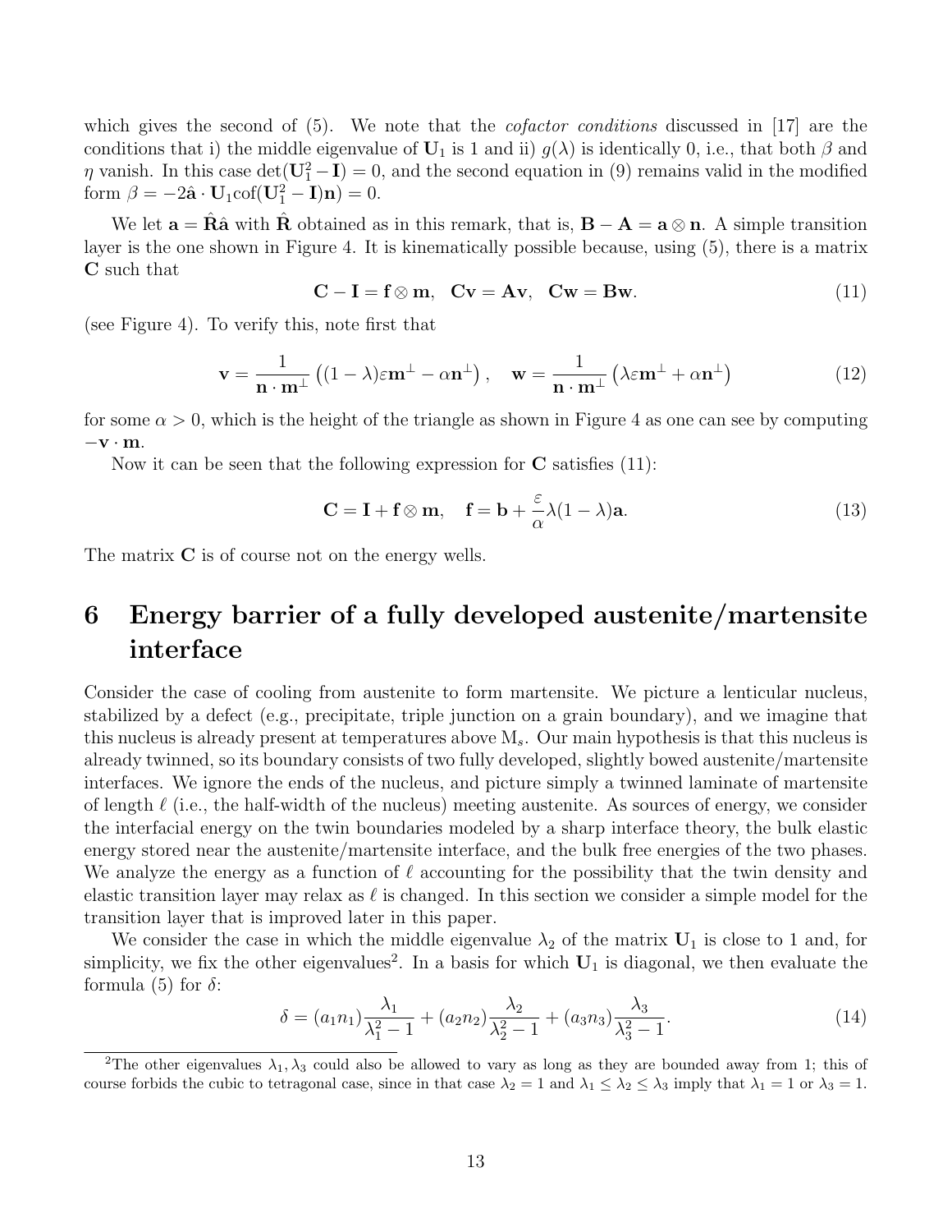which gives the second of (5). We note that the *cofactor conditions* discussed in [17] are the conditions that i) the middle eigenvalue of $\mathbf{U}_1$ is 1 and ii) $g(\lambda)$ is identically 0, i.e., that both $\beta$ and $\eta$ vanish. In this case $\det(\mathbf{U}_1^2 - \mathbf{I}) = 0$, and the second equation in (9) remains valid in the modified form $\beta = -2\hat{\mathbf{a}} \cdot \mathbf{U}_1 \mathrm{cof}(\mathbf{U}_1^2 - \mathbf{I})\mathbf{n}) = 0$.

We let $\mathbf{a} = \hat{\mathbf{R}}\hat{\mathbf{a}}$ with $\hat{\mathbf{R}}$ obtained as in this remark, that is, $\mathbf{B} - \mathbf{A} = \mathbf{a} \otimes \mathbf{n}$. A simple transition layer is the one shown in Figure 4. It is kinematically possible because, using (5), there is a matrix $\mathbf{C}$ such that

$$\mathbf{C} - \mathbf{I} = \mathbf{f} \otimes \mathbf{m}, \quad \mathbf{C}\mathbf{v} = \mathbf{A}\mathbf{v}, \quad \mathbf{C}\mathbf{w} = \mathbf{B}\mathbf{w}. \tag{11}$$

(see Figure 4). To verify this, note first that

$$\mathbf{v} = \frac{1}{\mathbf{n} \cdot \mathbf{m}^\perp} \left( (1-\lambda)\varepsilon \mathbf{m}^\perp - \alpha \mathbf{n}^\perp \right), \quad \mathbf{w} = \frac{1}{\mathbf{n} \cdot \mathbf{m}^\perp} \left( \lambda \varepsilon \mathbf{m}^\perp + \alpha \mathbf{n}^\perp \right) \tag{12}$$

for some $\alpha > 0$, which is the height of the triangle as shown in Figure 4 as one can see by computing $-\mathbf{v} \cdot \mathbf{m}$.

Now it can be seen that the following expression for $\mathbf{C}$ satisfies (11):

$$\mathbf{C} = \mathbf{I} + \mathbf{f} \otimes \mathbf{m}, \quad \mathbf{f} = \mathbf{b} + \frac{\varepsilon}{\alpha} \lambda (1-\lambda) \mathbf{a}. \tag{13}$$

The matrix $\mathbf{C}$ is of course not on the energy wells.

# 6 Energy barrier of a fully developed austenite/martensite interface

Consider the case of cooling from austenite to form martensite. We picture a lenticular nucleus, stabilized by a defect (e.g., precipitate, triple junction on a grain boundary), and we imagine that this nucleus is already present at temperatures above $\mathrm{M}_s$. Our main hypothesis is that this nucleus is already twinned, so its boundary consists of two fully developed, slightly bowed austenite/martensite interfaces. We ignore the ends of the nucleus, and picture simply a twinned laminate of martensite of length $\ell$ (i.e., the half-width of the nucleus) meeting austenite. As sources of energy, we consider the interfacial energy on the twin boundaries modeled by a sharp interface theory, the bulk elastic energy stored near the austenite/martensite interface, and the bulk free energies of the two phases. We analyze the energy as a function of $\ell$ accounting for the possibility that the twin density and elastic transition layer may relax as $\ell$ is changed. In this section we consider a simple model for the transition layer that is improved later in this paper.

We consider the case in which the middle eigenvalue $\lambda_2$ of the matrix $\mathbf{U}_1$ is close to 1 and, for simplicity, we fix the other eigenvalues[2]. In a basis for which $\mathbf{U}_1$ is diagonal, we then evaluate the formula (5) for $\delta$:

$$\delta = (a_1 n_1) \frac{\lambda_1}{\lambda_1^2 - 1} + (a_2 n_2) \frac{\lambda_2}{\lambda_2^2 - 1} + (a_3 n_3) \frac{\lambda_3}{\lambda_3^2 - 1}. \tag{14}$$

[2]The other eigenvalues $\lambda_1, \lambda_3$ could also be allowed to vary as long as they are bounded away from 1; this of course forbids the cubic to tetragonal case, since in that case $\lambda_2 = 1$ and $\lambda_1 \leq \lambda_2 \leq \lambda_3$ imply that $\lambda_1 = 1$ or $\lambda_3 = 1$.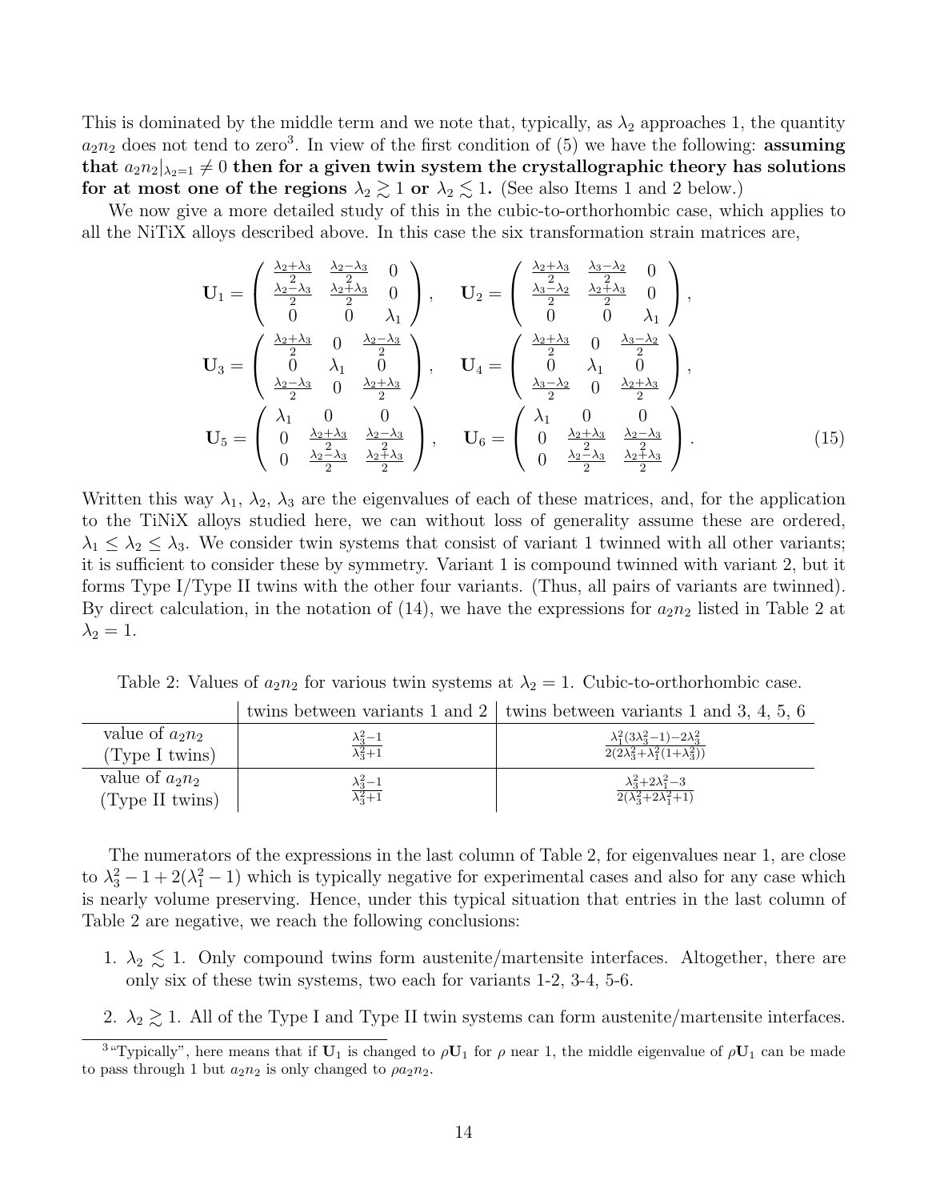This is dominated by the middle term and we note that, typically, as $\lambda_2$ approaches 1, the quantity $a_2 n_2$ does not tend to zero[3]. In view of the first condition of (5) we have the following: **assuming that $a_2 n_2|_{\lambda_2=1} \neq 0$ then for a given twin system the crystallographic theory has solutions for at most one of the regions $\lambda_2 \gtrsim 1$ or $\lambda_2 \lesssim 1$.** (See also Items 1 and 2 below.)

We now give a more detailed study of this in the cubic-to-orthorhombic case, which applies to all the NiTiX alloys described above. In this case the six transformation strain matrices are,

$$
\mathbf{U}_1 = \begin{pmatrix} \frac{\lambda_2+\lambda_3}{2} & \frac{\lambda_2-\lambda_3}{2} & 0 \\ \frac{\lambda_2-\lambda_3}{2} & \frac{\lambda_2+\lambda_3}{2} & 0 \\ 0 & 0 & \lambda_1 \end{pmatrix}, \quad \mathbf{U}_2 = \begin{pmatrix} \frac{\lambda_2+\lambda_3}{2} & \frac{\lambda_3-\lambda_2}{2} & 0 \\ \frac{\lambda_3-\lambda_2}{2} & \frac{\lambda_2+\lambda_3}{2} & 0 \\ 0 & 0 & \lambda_1 \end{pmatrix},
$$
$$
\mathbf{U}_3 = \begin{pmatrix} \frac{\lambda_2+\lambda_3}{2} & 0 & \frac{\lambda_2-\lambda_3}{2} \\ 0 & \lambda_1 & 0 \\ \frac{\lambda_2-\lambda_3}{2} & 0 & \frac{\lambda_2+\lambda_3}{2} \end{pmatrix}, \quad \mathbf{U}_4 = \begin{pmatrix} \frac{\lambda_2+\lambda_3}{2} & 0 & \frac{\lambda_3-\lambda_2}{2} \\ 0 & \lambda_1 & 0 \\ \frac{\lambda_3-\lambda_2}{2} & 0 & \frac{\lambda_2+\lambda_3}{2} \end{pmatrix},
$$
$$
\mathbf{U}_5 = \begin{pmatrix} \lambda_1 & 0 & 0 \\ 0 & \frac{\lambda_2+\lambda_3}{2} & \frac{\lambda_2-\lambda_3}{2} \\ 0 & \frac{\lambda_2-\lambda_3}{2} & \frac{\lambda_2+\lambda_3}{2} \end{pmatrix}, \quad \mathbf{U}_6 = \begin{pmatrix} \lambda_1 & 0 & 0 \\ 0 & \frac{\lambda_2+\lambda_3}{2} & \frac{\lambda_2-\lambda_3}{2} \\ 0 & \frac{\lambda_2-\lambda_3}{2} & \frac{\lambda_2+\lambda_3}{2} \end{pmatrix}. \tag{15}
$$

Written this way $\lambda_1$, $\lambda_2$, $\lambda_3$ are the eigenvalues of each of these matrices, and, for the application to the TiNiX alloys studied here, we can without loss of generality assume these are ordered, $\lambda_1 \leq \lambda_2 \leq \lambda_3$. We consider twin systems that consist of variant 1 twinned with all other variants; it is sufficient to consider these by symmetry. Variant 1 is compound twinned with variant 2, but it forms Type I/Type II twins with the other four variants. (Thus, all pairs of variants are twinned). By direct calculation, in the notation of (14), we have the expressions for $a_2 n_2$ listed in Table 2 at $\lambda_2 = 1$.

Table 2: Values of $a_2 n_2$ for various twin systems at $\lambda_2 = 1$. Cubic-to-orthorhombic case.

| | twins between variants 1 and 2 | twins between variants 1 and 3, 4, 5, 6 |
|---|---|---|
| value of $a_2 n_2$ (Type I twins) | $\frac{\lambda_3^2-1}{\lambda_3^2+1}$ | $\frac{\lambda_1^2(3\lambda_3^2-1)-2\lambda_3^2}{2(2\lambda_3^2+\lambda_1^2(1+\lambda_3^2))}$ |
| value of $a_2 n_2$ (Type II twins) | $\frac{\lambda_3^2-1}{\lambda_3^2+1}$ | $\frac{\lambda_3^2+2\lambda_1^2-3}{2(\lambda_3^2+2\lambda_1^2+1)}$ |

The numerators of the expressions in the last column of Table 2, for eigenvalues near 1, are close to $\lambda_3^2 - 1 + 2(\lambda_1^2 - 1)$ which is typically negative for experimental cases and also for any case which is nearly volume preserving. Hence, under this typical situation that entries in the last column of Table 2 are negative, we reach the following conclusions:

1. $\lambda_2 \lesssim 1$. Only compound twins form austenite/martensite interfaces. Altogether, there are only six of these twin systems, two each for variants 1-2, 3-4, 5-6.
2. $\lambda_2 \gtrsim 1$. All of the Type I and Type II twin systems can form austenite/martensite interfaces.

[3] "Typically", here means that if $\mathbf{U}_1$ is changed to $\rho\mathbf{U}_1$ for $\rho$ near 1, the middle eigenvalue of $\rho\mathbf{U}_1$ can be made to pass through 1 but $a_2 n_2$ is only changed to $\rho a_2 n_2$.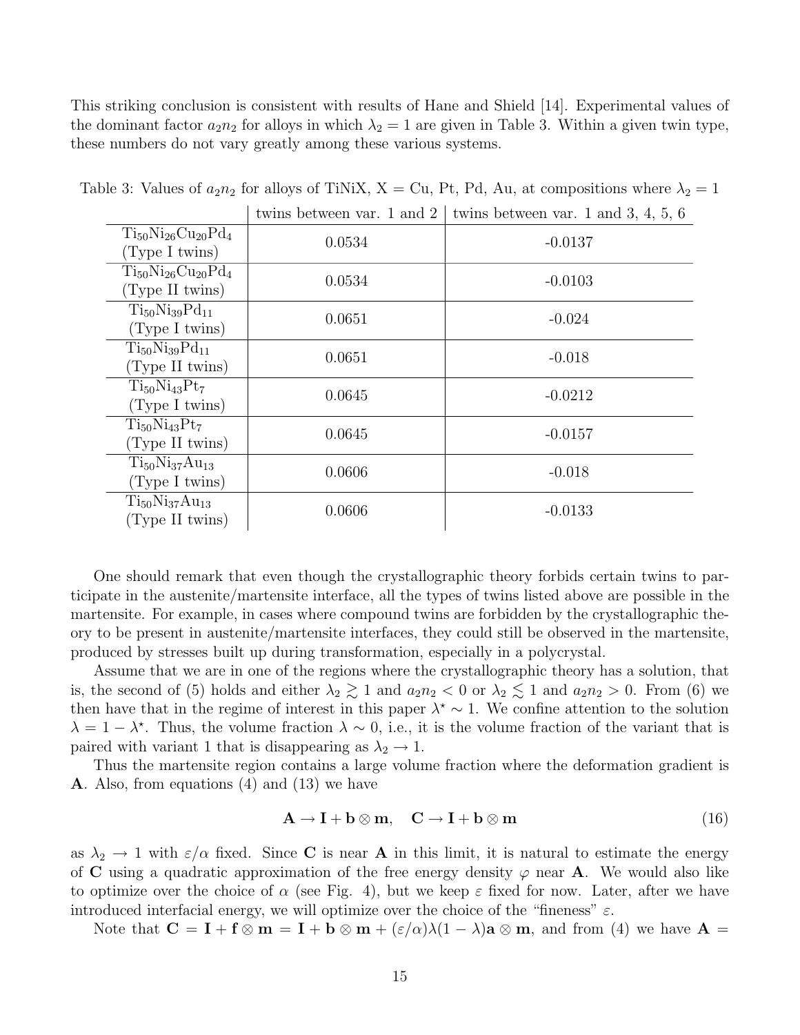This striking conclusion is consistent with results of Hane and Shield [14]. Experimental values of the dominant factor $a_2 n_2$ for alloys in which $\lambda_2 = 1$ are given in Table 3. Within a given twin type, these numbers do not vary greatly among these various systems.

Table 3: Values of $a_2 n_2$ for alloys of TiNiX, X = Cu, Pt, Pd, Au, at compositions where $\lambda_2 = 1$

| | twins between var. 1 and 2 | twins between var. 1 and 3, 4, 5, 6 |
|---|---|---|
| $Ti_{50}Ni_{26}Cu_{20}Pd_4$ (Type I twins) | 0.0534 | -0.0137 |
| $Ti_{50}Ni_{26}Cu_{20}Pd_4$ (Type II twins) | 0.0534 | -0.0103 |
| $Ti_{50}Ni_{39}Pd_{11}$ (Type I twins) | 0.0651 | -0.024 |
| $Ti_{50}Ni_{39}Pd_{11}$ (Type II twins) | 0.0651 | -0.018 |
| $Ti_{50}Ni_{43}Pt_7$ (Type I twins) | 0.0645 | -0.0212 |
| $Ti_{50}Ni_{43}Pt_7$ (Type II twins) | 0.0645 | -0.0157 |
| $Ti_{50}Ni_{37}Au_{13}$ (Type I twins) | 0.0606 | -0.018 |
| $Ti_{50}Ni_{37}Au_{13}$ (Type II twins) | 0.0606 | -0.0133 |

One should remark that even though the crystallographic theory forbids certain twins to participate in the austenite/martensite interface, all the types of twins listed above are possible in the martensite. For example, in cases where compound twins are forbidden by the crystallographic theory to be present in austenite/martensite interfaces, they could still be observed in the martensite, produced by stresses built up during transformation, especially in a polycrystal.

Assume that we are in one of the regions where the crystallographic theory has a solution, that is, the second of (5) holds and either $\lambda_2 \gtrsim 1$ and $a_2 n_2 < 0$ or $\lambda_2 \lesssim 1$ and $a_2 n_2 > 0$. From (6) we then have that in the regime of interest in this paper $\lambda^\star \sim 1$. We confine attention to the solution $\lambda = 1 - \lambda^\star$. Thus, the volume fraction $\lambda \sim 0$, i.e., it is the volume fraction of the variant that is paired with variant 1 that is disappearing as $\lambda_2 \to 1$.

Thus the martensite region contains a large volume fraction where the deformation gradient is $\mathbf{A}$. Also, from equations (4) and (13) we have

$$\mathbf{A} \to \mathbf{I} + \mathbf{b} \otimes \mathbf{m}, \quad \mathbf{C} \to \mathbf{I} + \mathbf{b} \otimes \mathbf{m} \tag{16}$$

as $\lambda_2 \to 1$ with $\varepsilon/\alpha$ fixed. Since $\mathbf{C}$ is near $\mathbf{A}$ in this limit, it is natural to estimate the energy of $\mathbf{C}$ using a quadratic approximation of the free energy density $\varphi$ near $\mathbf{A}$. We would also like to optimize over the choice of $\alpha$ (see Fig. 4), but we keep $\varepsilon$ fixed for now. Later, after we have introduced interfacial energy, we will optimize over the choice of the "fineness" $\varepsilon$.

Note that $\mathbf{C} = \mathbf{I} + \mathbf{f} \otimes \mathbf{m} = \mathbf{I} + \mathbf{b} \otimes \mathbf{m} + (\varepsilon/\alpha)\lambda(1-\lambda)\mathbf{a} \otimes \mathbf{m}$, and from (4) we have $\mathbf{A} =$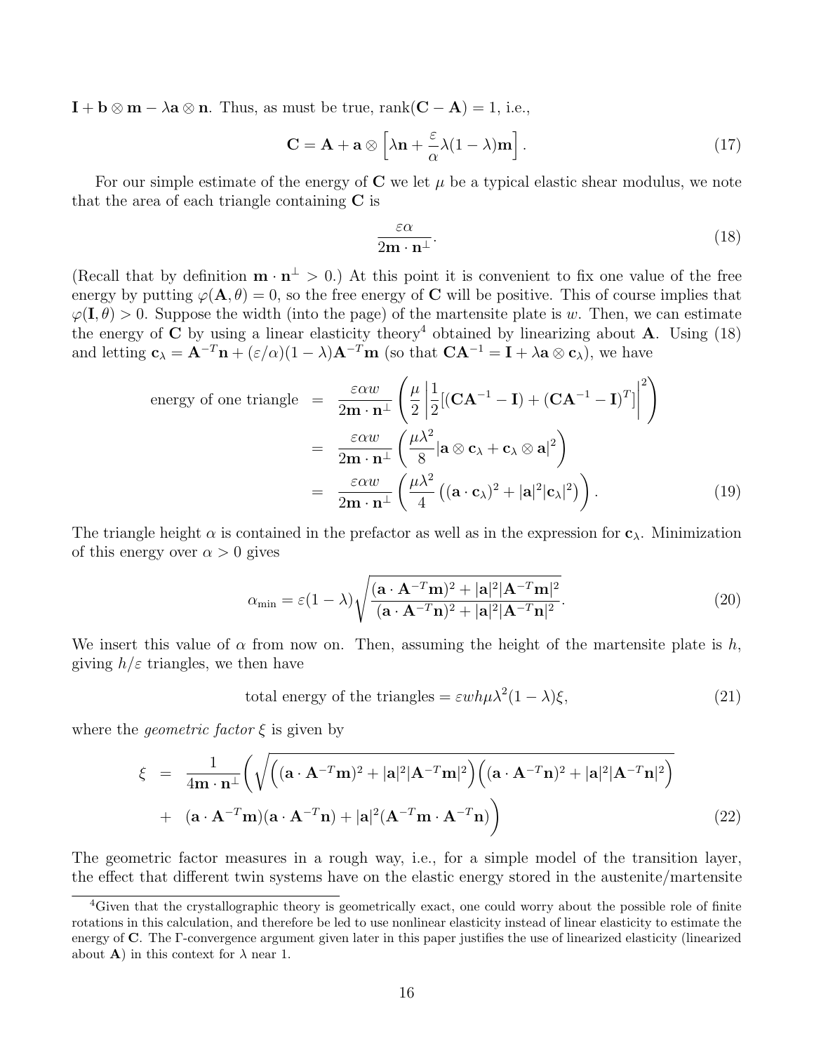$\mathbf{I} + \mathbf{b} \otimes \mathbf{m} - \lambda \mathbf{a} \otimes \mathbf{n}$. Thus, as must be true, rank$(\mathbf{C} - \mathbf{A}) = 1$, i.e.,

$$\mathbf{C} = \mathbf{A} + \mathbf{a} \otimes \left[ \lambda \mathbf{n} + \frac{\varepsilon}{\alpha} \lambda (1 - \lambda) \mathbf{m} \right]. \tag{17}$$

For our simple estimate of the energy of $\mathbf{C}$ we let $\mu$ be a typical elastic shear modulus, we note that the area of each triangle containing $\mathbf{C}$ is

$$\frac{\varepsilon \alpha}{2 \mathbf{m} \cdot \mathbf{n}^{\perp}}. \tag{18}$$

(Recall that by definition $\mathbf{m} \cdot \mathbf{n}^{\perp} > 0$.) At this point it is convenient to fix one value of the free energy by putting $\varphi(\mathbf{A}, \theta) = 0$, so the free energy of $\mathbf{C}$ will be positive. This of course implies that $\varphi(\mathbf{I}, \theta) > 0$. Suppose the width (into the page) of the martensite plate is $w$. Then, we can estimate the energy of $\mathbf{C}$ by using a linear elasticity theory[4] obtained by linearizing about $\mathbf{A}$. Using (18) and letting $\mathbf{c}_\lambda = \mathbf{A}^{-T}\mathbf{n} + (\varepsilon/\alpha)(1 - \lambda)\mathbf{A}^{-T}\mathbf{m}$ (so that $\mathbf{C}\mathbf{A}^{-1} = \mathbf{I} + \lambda \mathbf{a} \otimes \mathbf{c}_\lambda$), we have

$$\begin{aligned}
\text{energy of one triangle} &= \frac{\varepsilon \alpha w}{2 \mathbf{m} \cdot \mathbf{n}^{\perp}} \left( \frac{\mu}{2} \left| \frac{1}{2} [(\mathbf{C}\mathbf{A}^{-1} - \mathbf{I}) + (\mathbf{C}\mathbf{A}^{-1} - \mathbf{I})^T] \right|^2 \right) \\
&= \frac{\varepsilon \alpha w}{2 \mathbf{m} \cdot \mathbf{n}^{\perp}} \left( \frac{\mu \lambda^2}{8} |\mathbf{a} \otimes \mathbf{c}_\lambda + \mathbf{c}_\lambda \otimes \mathbf{a}|^2 \right) \\
&= \frac{\varepsilon \alpha w}{2 \mathbf{m} \cdot \mathbf{n}^{\perp}} \left( \frac{\mu \lambda^2}{4} \left( (\mathbf{a} \cdot \mathbf{c}_\lambda)^2 + |\mathbf{a}|^2 |\mathbf{c}_\lambda|^2 \right) \right).
\end{aligned} \tag{19}$$

The triangle height $\alpha$ is contained in the prefactor as well as in the expression for $\mathbf{c}_\lambda$. Minimization of this energy over $\alpha > 0$ gives

$$\alpha_{\min} = \varepsilon (1 - \lambda) \sqrt{\frac{(\mathbf{a} \cdot \mathbf{A}^{-T}\mathbf{m})^2 + |\mathbf{a}|^2 |\mathbf{A}^{-T}\mathbf{m}|^2}{(\mathbf{a} \cdot \mathbf{A}^{-T}\mathbf{n})^2 + |\mathbf{a}|^2 |\mathbf{A}^{-T}\mathbf{n}|^2}}. \tag{20}$$

We insert this value of $\alpha$ from now on. Then, assuming the height of the martensite plate is $h$, giving $h/\varepsilon$ triangles, we then have

$$\text{total energy of the triangles} = \varepsilon w h \mu \lambda^2 (1 - \lambda) \xi, \tag{21}$$

where the *geometric factor* $\xi$ is given by

$$\begin{aligned}
\xi &= \frac{1}{4 \mathbf{m} \cdot \mathbf{n}^{\perp}} \Bigg( \sqrt{\left( (\mathbf{a} \cdot \mathbf{A}^{-T}\mathbf{m})^2 + |\mathbf{a}|^2 |\mathbf{A}^{-T}\mathbf{m}|^2 \right) \left( (\mathbf{a} \cdot \mathbf{A}^{-T}\mathbf{n})^2 + |\mathbf{a}|^2 |\mathbf{A}^{-T}\mathbf{n}|^2 \right)} \\
&+ \; (\mathbf{a} \cdot \mathbf{A}^{-T}\mathbf{m})(\mathbf{a} \cdot \mathbf{A}^{-T}\mathbf{n}) + |\mathbf{a}|^2 (\mathbf{A}^{-T}\mathbf{m} \cdot \mathbf{A}^{-T}\mathbf{n}) \Bigg)
\end{aligned} \tag{22}$$

The geometric factor measures in a rough way, i.e., for a simple model of the transition layer, the effect that different twin systems have on the elastic energy stored in the austenite/martensite

[4] Given that the crystallographic theory is geometrically exact, one could worry about the possible role of finite rotations in this calculation, and therefore be led to use nonlinear elasticity instead of linear elasticity to estimate the energy of $\mathbf{C}$. The $\Gamma$-convergence argument given later in this paper justifies the use of linearized elasticity (linearized about $\mathbf{A}$) in this context for $\lambda$ near 1.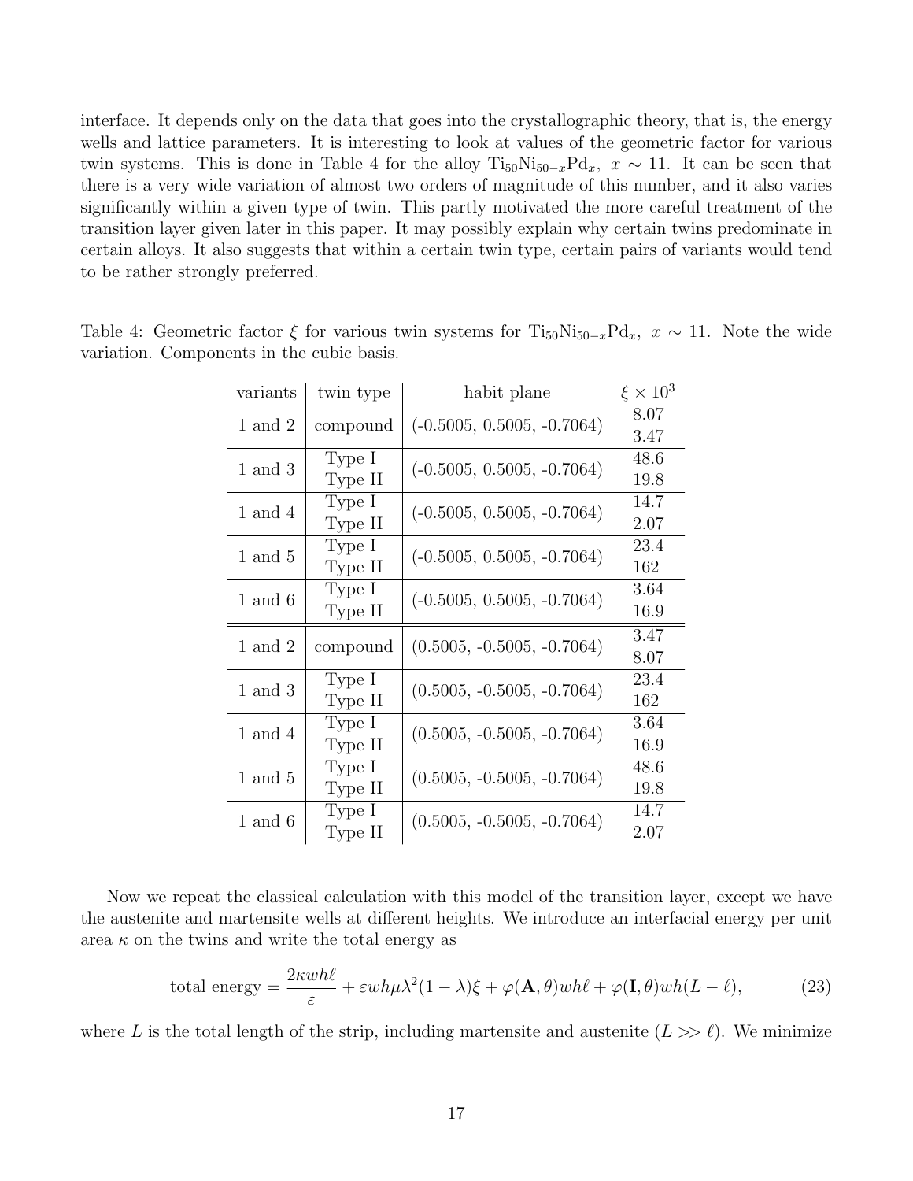interface. It depends only on the data that goes into the crystallographic theory, that is, the energy wells and lattice parameters. It is interesting to look at values of the geometric factor for various twin systems. This is done in Table 4 for the alloy $Ti_{50}Ni_{50-x}Pd_x$, $x \sim 11$. It can be seen that there is a very wide variation of almost two orders of magnitude of this number, and it also varies significantly within a given type of twin. This partly motivated the more careful treatment of the transition layer given later in this paper. It may possibly explain why certain twins predominate in certain alloys. It also suggests that within a certain twin type, certain pairs of variants would tend to be rather strongly preferred.

Table 4: Geometric factor $\xi$ for various twin systems for $Ti_{50}Ni_{50-x}Pd_x$, $x \sim 11$. Note the wide variation. Components in the cubic basis.

| variants | twin type | habit plane | $\xi \times 10^3$ |
|---|---|---|---|
| 1 and 2 | compound | (-0.5005, 0.5005, -0.7064) | 8.07 |
| | | | 3.47 |
| 1 and 3 | Type I | (-0.5005, 0.5005, -0.7064) | 48.6 |
| | Type II | | 19.8 |
| 1 and 4 | Type I | (-0.5005, 0.5005, -0.7064) | 14.7 |
| | Type II | | 2.07 |
| 1 and 5 | Type I | (-0.5005, 0.5005, -0.7064) | 23.4 |
| | Type II | | 162 |
| 1 and 6 | Type I | (-0.5005, 0.5005, -0.7064) | 3.64 |
| | Type II | | 16.9 |
| 1 and 2 | compound | (0.5005, -0.5005, -0.7064) | 3.47 |
| | | | 8.07 |
| 1 and 3 | Type I | (0.5005, -0.5005, -0.7064) | 23.4 |
| | Type II | | 162 |
| 1 and 4 | Type I | (0.5005, -0.5005, -0.7064) | 3.64 |
| | Type II | | 16.9 |
| 1 and 5 | Type I | (0.5005, -0.5005, -0.7064) | 48.6 |
| | Type II | | 19.8 |
| 1 and 6 | Type I | (0.5005, -0.5005, -0.7064) | 14.7 |
| | Type II | | 2.07 |

Now we repeat the classical calculation with this model of the transition layer, except we have the austenite and martensite wells at different heights. We introduce an interfacial energy per unit area $\kappa$ on the twins and write the total energy as

$$\text{total energy} = \frac{2\kappa wh\ell}{\varepsilon} + \varepsilon wh\mu\lambda^2(1-\lambda)\xi + \varphi(\mathbf{A},\theta)wh\ell + \varphi(\mathbf{I},\theta)wh(L-\ell), \tag{23}$$

where $L$ is the total length of the strip, including martensite and austenite ($L >> \ell$). We minimize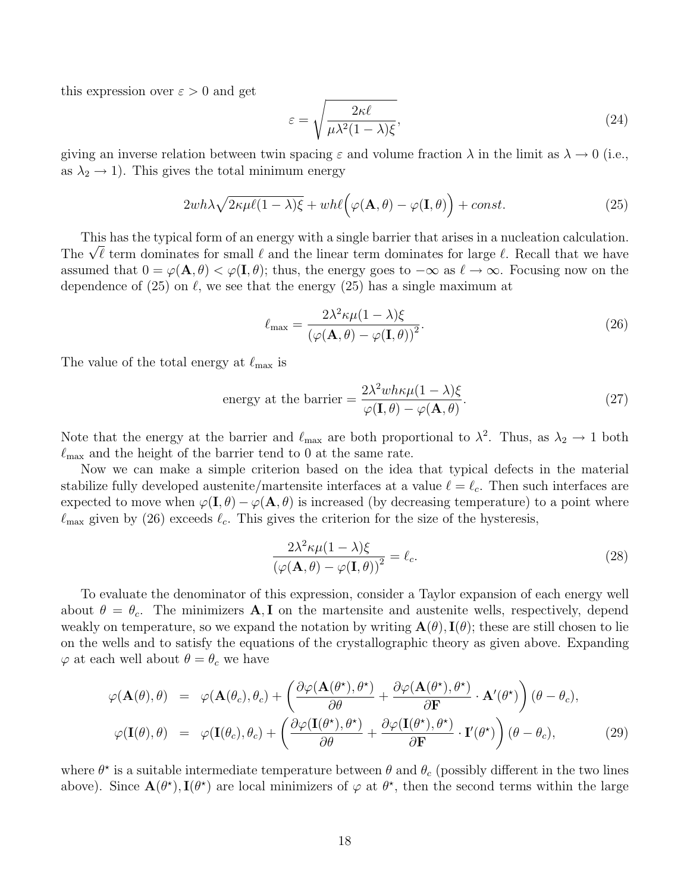this expression over $\varepsilon > 0$ and get

$$\varepsilon = \sqrt{\frac{2\kappa\ell}{\mu\lambda^2(1-\lambda)\xi}}, \tag{24}$$

giving an inverse relation between twin spacing $\varepsilon$ and volume fraction $\lambda$ in the limit as $\lambda \to 0$ (i.e., as $\lambda_2 \to 1$). This gives the total minimum energy

$$2wh\lambda\sqrt{2\kappa\mu\ell(1-\lambda)\xi} + wh\ell\Big(\varphi(\mathbf{A},\theta) - \varphi(\mathbf{I},\theta)\Big) + const. \tag{25}$$

This has the typical form of an energy with a single barrier that arises in a nucleation calculation. The $\sqrt{\ell}$ term dominates for small $\ell$ and the linear term dominates for large $\ell$. Recall that we have assumed that $0 = \varphi(\mathbf{A},\theta) < \varphi(\mathbf{I},\theta)$; thus, the energy goes to $-\infty$ as $\ell \to \infty$. Focusing now on the dependence of (25) on $\ell$, we see that the energy (25) has a single maximum at

$$\ell_{\max} = \frac{2\lambda^2\kappa\mu(1-\lambda)\xi}{\big(\varphi(\mathbf{A},\theta) - \varphi(\mathbf{I},\theta)\big)^2}. \tag{26}$$

The value of the total energy at $\ell_{\max}$ is

$$\text{energy at the barrier} = \frac{2\lambda^2 wh\kappa\mu(1-\lambda)\xi}{\varphi(\mathbf{I},\theta) - \varphi(\mathbf{A},\theta)}. \tag{27}$$

Note that the energy at the barrier and $\ell_{\max}$ are both proportional to $\lambda^2$. Thus, as $\lambda_2 \to 1$ both $\ell_{\max}$ and the height of the barrier tend to 0 at the same rate.

Now we can make a simple criterion based on the idea that typical defects in the material stabilize fully developed austenite/martensite interfaces at a value $\ell = \ell_c$. Then such interfaces are expected to move when $\varphi(\mathbf{I},\theta) - \varphi(\mathbf{A},\theta)$ is increased (by decreasing temperature) to a point where $\ell_{\max}$ given by (26) exceeds $\ell_c$. This gives the criterion for the size of the hysteresis,

$$\frac{2\lambda^2\kappa\mu(1-\lambda)\xi}{\big(\varphi(\mathbf{A},\theta) - \varphi(\mathbf{I},\theta)\big)^2} = \ell_c. \tag{28}$$

To evaluate the denominator of this expression, consider a Taylor expansion of each energy well about $\theta = \theta_c$. The minimizers $\mathbf{A}, \mathbf{I}$ on the martensite and austenite wells, respectively, depend weakly on temperature, so we expand the notation by writing $\mathbf{A}(\theta), \mathbf{I}(\theta)$; these are still chosen to lie on the wells and to satisfy the equations of the crystallographic theory as given above. Expanding $\varphi$ at each well about $\theta = \theta_c$ we have

$$\begin{aligned}
\varphi(\mathbf{A}(\theta),\theta) &= \varphi(\mathbf{A}(\theta_c),\theta_c) + \left(\frac{\partial\varphi(\mathbf{A}(\theta^\star),\theta^\star)}{\partial\theta} + \frac{\partial\varphi(\mathbf{A}(\theta^\star),\theta^\star)}{\partial\mathbf{F}}\cdot\mathbf{A}'(\theta^\star)\right)(\theta-\theta_c),\\
\varphi(\mathbf{I}(\theta),\theta) &= \varphi(\mathbf{I}(\theta_c),\theta_c) + \left(\frac{\partial\varphi(\mathbf{I}(\theta^\star),\theta^\star)}{\partial\theta} + \frac{\partial\varphi(\mathbf{I}(\theta^\star),\theta^\star)}{\partial\mathbf{F}}\cdot\mathbf{I}'(\theta^\star)\right)(\theta-\theta_c),
\end{aligned} \tag{29}$$

where $\theta^\star$ is a suitable intermediate temperature between $\theta$ and $\theta_c$ (possibly different in the two lines above). Since $\mathbf{A}(\theta^\star), \mathbf{I}(\theta^\star)$ are local minimizers of $\varphi$ at $\theta^\star$, then the second terms within the large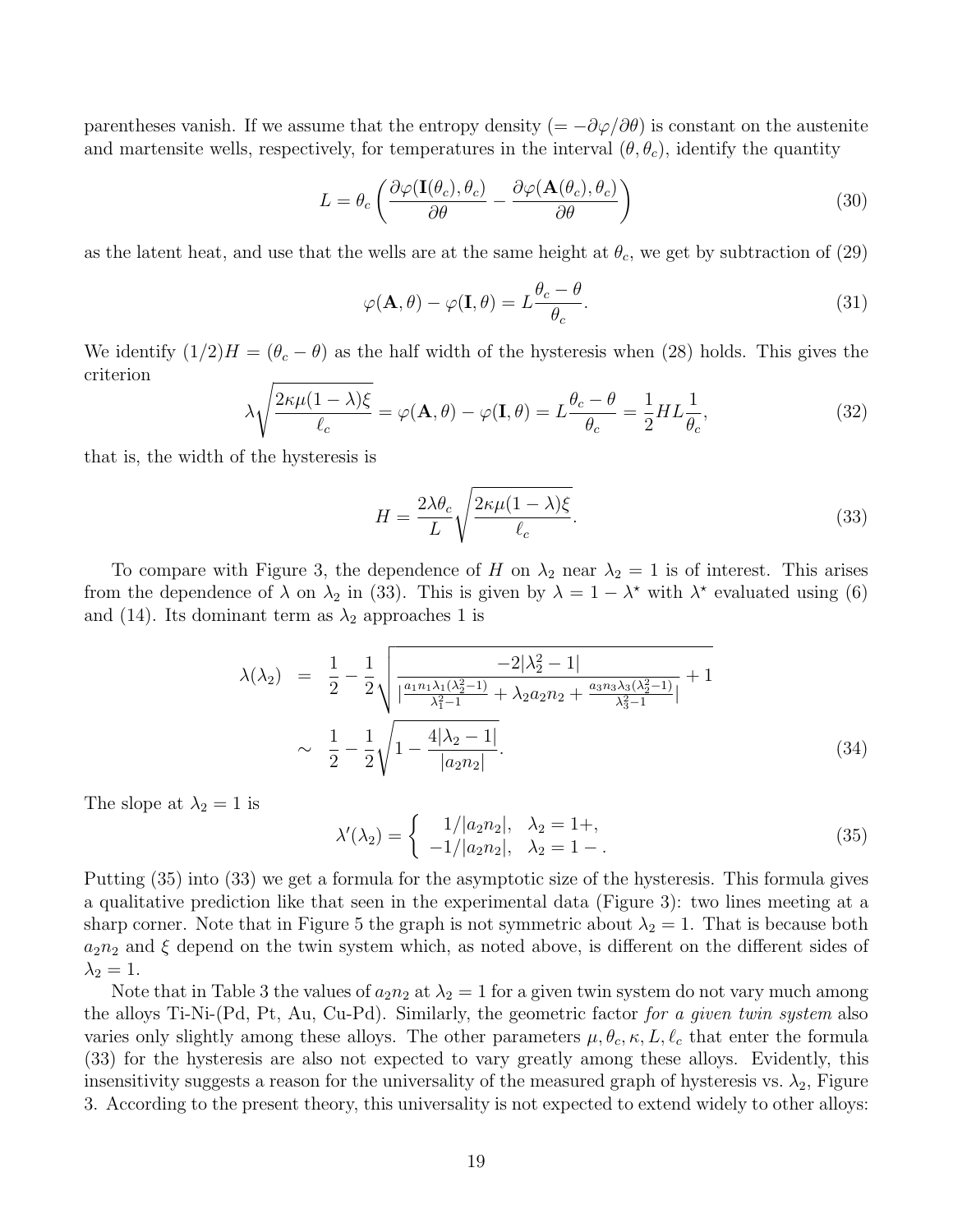parentheses vanish. If we assume that the entropy density ($= -\partial\varphi/\partial\theta$) is constant on the austenite and martensite wells, respectively, for temperatures in the interval $(\theta, \theta_c)$, identify the quantity

$$L = \theta_c \left( \frac{\partial \varphi(\mathbf{I}(\theta_c), \theta_c)}{\partial \theta} - \frac{\partial \varphi(\mathbf{A}(\theta_c), \theta_c)}{\partial \theta} \right) \tag{30}$$

as the latent heat, and use that the wells are at the same height at $\theta_c$, we get by subtraction of (29)

$$\varphi(\mathbf{A}, \theta) - \varphi(\mathbf{I}, \theta) = L \frac{\theta_c - \theta}{\theta_c}. \tag{31}$$

We identify $(1/2)H = (\theta_c - \theta)$ as the half width of the hysteresis when (28) holds. This gives the criterion

$$\lambda \sqrt{\frac{2\kappa\mu(1-\lambda)\xi}{\ell_c}} = \varphi(\mathbf{A}, \theta) - \varphi(\mathbf{I}, \theta) = L\frac{\theta_c - \theta}{\theta_c} = \frac{1}{2} H L \frac{1}{\theta_c}, \tag{32}$$

that is, the width of the hysteresis is

$$H = \frac{2\lambda\theta_c}{L} \sqrt{\frac{2\kappa\mu(1-\lambda)\xi}{\ell_c}}. \tag{33}$$

To compare with Figure 3, the dependence of $H$ on $\lambda_2$ near $\lambda_2 = 1$ is of interest. This arises from the dependence of $\lambda$ on $\lambda_2$ in (33). This is given by $\lambda = 1 - \lambda^\star$ with $\lambda^\star$ evaluated using (6) and (14). Its dominant term as $\lambda_2$ approaches 1 is

$$\begin{aligned}
\lambda(\lambda_2) &= \frac{1}{2} - \frac{1}{2}\sqrt{\frac{-2|\lambda_2^2 - 1|}{|\frac{a_1 n_1 \lambda_1(\lambda_2^2-1)}{\lambda_1^2 - 1} + \lambda_2 a_2 n_2 + \frac{a_3 n_3 \lambda_3(\lambda_2^2 - 1)}{\lambda_3^2 - 1}|} + 1} \\
&\sim \frac{1}{2} - \frac{1}{2}\sqrt{1 - \frac{4|\lambda_2 - 1|}{|a_2 n_2|}}.
\end{aligned} \tag{34}$$

The slope at $\lambda_2 = 1$ is

$$\lambda'(\lambda_2) = \begin{cases} 1/|a_2 n_2|, & \lambda_2 = 1+, \\ -1/|a_2 n_2|, & \lambda_2 = 1-. \end{cases} \tag{35}$$

Putting (35) into (33) we get a formula for the asymptotic size of the hysteresis. This formula gives a qualitative prediction like that seen in the experimental data (Figure 3): two lines meeting at a sharp corner. Note that in Figure 5 the graph is not symmetric about $\lambda_2 = 1$. That is because both $a_2 n_2$ and $\xi$ depend on the twin system which, as noted above, is different on the different sides of $\lambda_2 = 1$.

Note that in Table 3 the values of $a_2 n_2$ at $\lambda_2 = 1$ for a given twin system do not vary much among the alloys Ti-Ni-(Pd, Pt, Au, Cu-Pd). Similarly, the geometric factor *for a given twin system* also varies only slightly among these alloys. The other parameters $\mu, \theta_c, \kappa, L, \ell_c$ that enter the formula (33) for the hysteresis are also not expected to vary greatly among these alloys. Evidently, this insensitivity suggests a reason for the universality of the measured graph of hysteresis vs. $\lambda_2$, Figure 3. According to the present theory, this universality is not expected to extend widely to other alloys: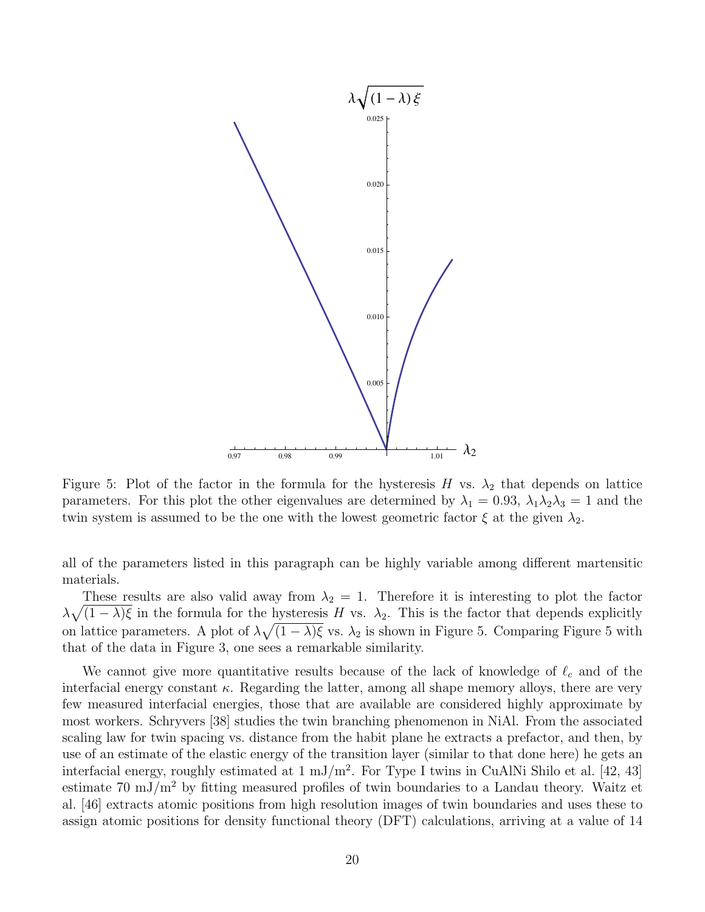$\lambda\sqrt{(1-\lambda)\xi}$

0.025

0.020

0.015

0.010

0.005

0.97 0.98 0.99 1.01 $\lambda_2$

Figure 5: Plot of the factor in the formula for the hysteresis $H$ vs. $\lambda_2$ that depends on lattice parameters. For this plot the other eigenvalues are determined by $\lambda_1 = 0.93$, $\lambda_1\lambda_2\lambda_3 = 1$ and the twin system is assumed to be the one with the lowest geometric factor $\xi$ at the given $\lambda_2$.

all of the parameters listed in this paragraph can be highly variable among different martensitic materials.

These results are also valid away from $\lambda_2 = 1$. Therefore it is interesting to plot the factor $\lambda\sqrt{(1-\lambda)\xi}$ in the formula for the hysteresis $H$ vs. $\lambda_2$. This is the factor that depends explicitly on lattice parameters. A plot of $\lambda\sqrt{(1-\lambda)\xi}$ vs. $\lambda_2$ is shown in Figure 5. Comparing Figure 5 with that of the data in Figure 3, one sees a remarkable similarity.

We cannot give more quantitative results because of the lack of knowledge of $\ell_c$ and of the interfacial energy constant $\kappa$. Regarding the latter, among all shape memory alloys, there are very few measured interfacial energies, those that are available are considered highly approximate by most workers. Schryvers [38] studies the twin branching phenomenon in NiAl. From the associated scaling law for twin spacing vs. distance from the habit plane he extracts a prefactor, and then, by use of an estimate of the elastic energy of the transition layer (similar to that done here) he gets an interfacial energy, roughly estimated at 1 mJ/m$^2$. For Type I twins in CuAlNi Shilo et al. [42, 43] estimate 70 mJ/m$^2$ by fitting measured profiles of twin boundaries to a Landau theory. Waitz et al. [46] extracts atomic positions from high resolution images of twin boundaries and uses these to assign atomic positions for density functional theory (DFT) calculations, arriving at a value of 14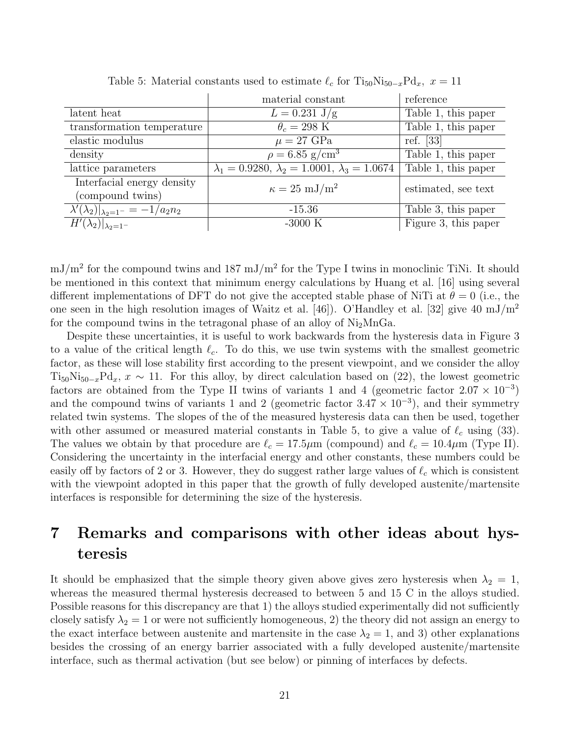Table 5: Material constants used to estimate $\ell_c$ for $Ti_{50}Ni_{50-x}Pd_x,\ x = 11$

| | material constant | reference |
|---|---|---|
| latent heat | $L = 0.231$ J/g | Table 1, this paper |
| transformation temperature | $\theta_c = 298$ K | Table 1, this paper |
| elastic modulus | $\mu = 27$ GPa | ref. [33] |
| density | $\rho = 6.85$ g/cm$^3$ | Table 1, this paper |
| lattice parameters | $\lambda_1 = 0.9280,\ \lambda_2 = 1.0001,\ \lambda_3 = 1.0674$ | Table 1, this paper |
| Interfacial energy density (compound twins) | $\kappa = 25$ mJ/m$^2$ | estimated, see text |
| $\lambda'(\lambda_2)\vert_{\lambda_2=1^-} = -1/a_2 n_2$ | -15.36 | Table 3, this paper |
| $H'(\lambda_2)\vert_{\lambda_2=1^-}$ | -3000 K | Figure 3, this paper |

mJ/m$^2$ for the compound twins and 187 mJ/m$^2$ for the Type I twins in monoclinic TiNi. It should be mentioned in this context that minimum energy calculations by Huang et al. [16] using several different implementations of DFT do not give the accepted stable phase of NiTi at $\theta = 0$ (i.e., the one seen in the high resolution images of Waitz et al. [46]). O'Handley et al. [32] give 40 mJ/m$^2$ for the compound twins in the tetragonal phase of an alloy of $Ni_2MnGa$.

Despite these uncertainties, it is useful to work backwards from the hysteresis data in Figure 3 to a value of the critical length $\ell_c$. To do this, we use twin systems with the smallest geometric factor, as these will lose stability first according to the present viewpoint, and we consider the alloy $Ti_{50}Ni_{50-x}Pd_x$, $x \sim 11$. For this alloy, by direct calculation based on (22), the lowest geometric factors are obtained from the Type II twins of variants 1 and 4 (geometric factor $2.07 \times 10^{-3}$) and the compound twins of variants 1 and 2 (geometric factor $3.47 \times 10^{-3}$), and their symmetry related twin systems. The slopes of the of the measured hysteresis data can then be used, together with other assumed or measured material constants in Table 5, to give a value of $\ell_c$ using (33). The values we obtain by that procedure are $\ell_c = 17.5\mu$m (compound) and $\ell_c = 10.4\mu$m (Type II). Considering the uncertainty in the interfacial energy and other constants, these numbers could be easily off by factors of 2 or 3. However, they do suggest rather large values of $\ell_c$ which is consistent with the viewpoint adopted in this paper that the growth of fully developed austenite/martensite interfaces is responsible for determining the size of the hysteresis.

# 7 Remarks and comparisons with other ideas about hysteresis

It should be emphasized that the simple theory given above gives zero hysteresis when $\lambda_2 = 1$, whereas the measured thermal hysteresis decreased to between 5 and 15 C in the alloys studied. Possible reasons for this discrepancy are that 1) the alloys studied experimentally did not sufficiently closely satisfy $\lambda_2 = 1$ or were not sufficiently homogeneous, 2) the theory did not assign an energy to the exact interface between austenite and martensite in the case $\lambda_2 = 1$, and 3) other explanations besides the crossing of an energy barrier associated with a fully developed austenite/martensite interface, such as thermal activation (but see below) or pinning of interfaces by defects.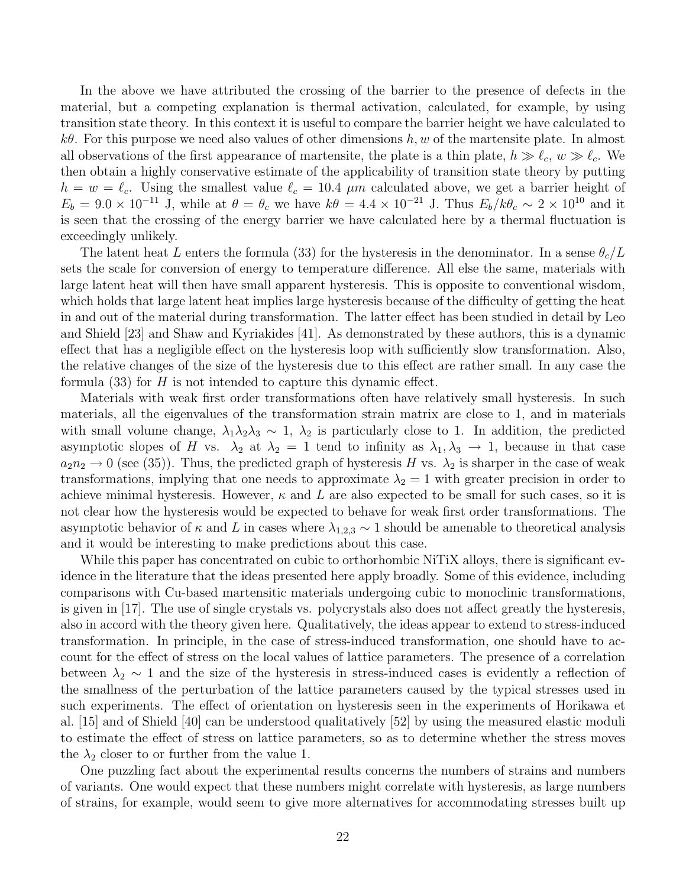In the above we have attributed the crossing of the barrier to the presence of defects in the material, but a competing explanation is thermal activation, calculated, for example, by using transition state theory. In this context it is useful to compare the barrier height we have calculated to $k\theta$. For this purpose we need also values of other dimensions $h, w$ of the martensite plate. In almost all observations of the first appearance of martensite, the plate is a thin plate, $h \gg \ell_c$, $w \gg \ell_c$. We then obtain a highly conservative estimate of the applicability of transition state theory by putting $h = w = \ell_c$. Using the smallest value $\ell_c = 10.4\ \mu m$ calculated above, we get a barrier height of $E_b = 9.0 \times 10^{-11}$ J, while at $\theta = \theta_c$ we have $k\theta = 4.4 \times 10^{-21}$ J. Thus $E_b/k\theta_c \sim 2 \times 10^{10}$ and it is seen that the crossing of the energy barrier we have calculated here by a thermal fluctuation is exceedingly unlikely.

The latent heat $L$ enters the formula (33) for the hysteresis in the denominator. In a sense $\theta_c/L$ sets the scale for conversion of energy to temperature difference. All else the same, materials with large latent heat will then have small apparent hysteresis. This is opposite to conventional wisdom, which holds that large latent heat implies large hysteresis because of the difficulty of getting the heat in and out of the material during transformation. The latter effect has been studied in detail by Leo and Shield [23] and Shaw and Kyriakides [41]. As demonstrated by these authors, this is a dynamic effect that has a negligible effect on the hysteresis loop with sufficiently slow transformation. Also, the relative changes of the size of the hysteresis due to this effect are rather small. In any case the formula (33) for $H$ is not intended to capture this dynamic effect.

Materials with weak first order transformations often have relatively small hysteresis. In such materials, all the eigenvalues of the transformation strain matrix are close to 1, and in materials with small volume change, $\lambda_1\lambda_2\lambda_3 \sim 1$, $\lambda_2$ is particularly close to 1. In addition, the predicted asymptotic slopes of $H$ vs. $\lambda_2$ at $\lambda_2 = 1$ tend to infinity as $\lambda_1, \lambda_3 \to 1$, because in that case $a_2 n_2 \to 0$ (see (35)). Thus, the predicted graph of hysteresis $H$ vs. $\lambda_2$ is sharper in the case of weak transformations, implying that one needs to approximate $\lambda_2 = 1$ with greater precision in order to achieve minimal hysteresis. However, $\kappa$ and $L$ are also expected to be small for such cases, so it is not clear how the hysteresis would be expected to behave for weak first order transformations. The asymptotic behavior of $\kappa$ and $L$ in cases where $\lambda_{1,2,3} \sim 1$ should be amenable to theoretical analysis and it would be interesting to make predictions about this case.

While this paper has concentrated on cubic to orthorhombic NiTiX alloys, there is significant evidence in the literature that the ideas presented here apply broadly. Some of this evidence, including comparisons with Cu-based martensitic materials undergoing cubic to monoclinic transformations, is given in [17]. The use of single crystals vs. polycrystals also does not affect greatly the hysteresis, also in accord with the theory given here. Qualitatively, the ideas appear to extend to stress-induced transformation. In principle, in the case of stress-induced transformation, one should have to account for the effect of stress on the local values of lattice parameters. The presence of a correlation between $\lambda_2 \sim 1$ and the size of the hysteresis in stress-induced cases is evidently a reflection of the smallness of the perturbation of the lattice parameters caused by the typical stresses used in such experiments. The effect of orientation on hysteresis seen in the experiments of Horikawa et al. [15] and of Shield [40] can be understood qualitatively [52] by using the measured elastic moduli to estimate the effect of stress on lattice parameters, so as to determine whether the stress moves the $\lambda_2$ closer to or further from the value 1.

One puzzling fact about the experimental results concerns the numbers of strains and numbers of variants. One would expect that these numbers might correlate with hysteresis, as large numbers of strains, for example, would seem to give more alternatives for accommodating stresses built up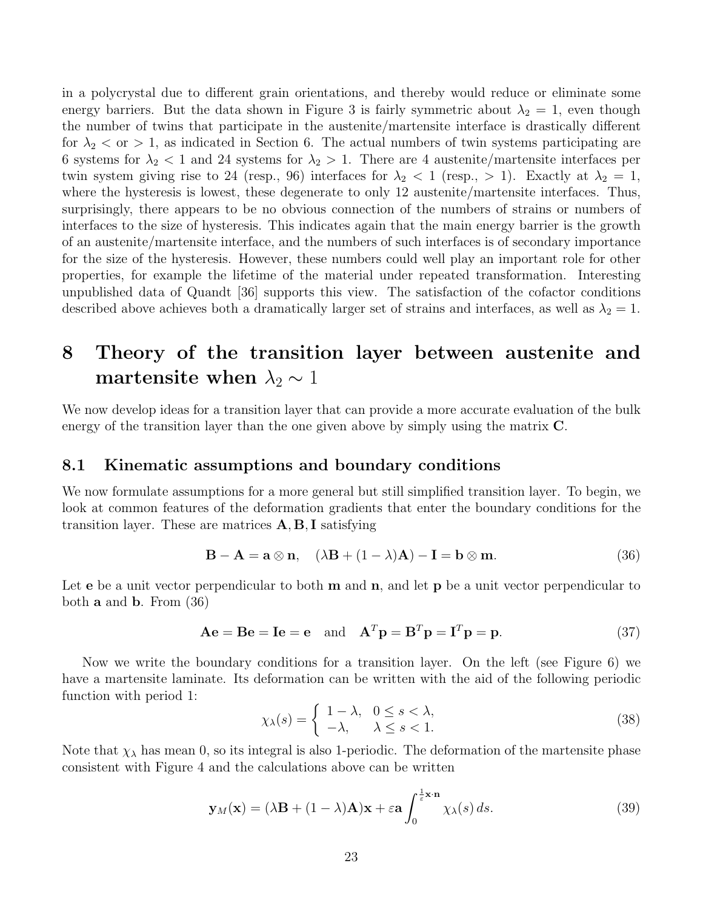in a polycrystal due to different grain orientations, and thereby would reduce or eliminate some energy barriers. But the data shown in Figure 3 is fairly symmetric about $\lambda_2 = 1$, even though the number of twins that participate in the austenite/martensite interface is drastically different for $\lambda_2 <$ or $> 1$, as indicated in Section 6. The actual numbers of twin systems participating are 6 systems for $\lambda_2 < 1$ and 24 systems for $\lambda_2 > 1$. There are 4 austenite/martensite interfaces per twin system giving rise to 24 (resp., 96) interfaces for $\lambda_2 < 1$ (resp., $> 1$). Exactly at $\lambda_2 = 1$, where the hysteresis is lowest, these degenerate to only 12 austenite/martensite interfaces. Thus, surprisingly, there appears to be no obvious connection of the numbers of strains or numbers of interfaces to the size of hysteresis. This indicates again that the main energy barrier is the growth of an austenite/martensite interface, and the numbers of such interfaces is of secondary importance for the size of the hysteresis. However, these numbers could well play an important role for other properties, for example the lifetime of the material under repeated transformation. Interesting unpublished data of Quandt [36] supports this view. The satisfaction of the cofactor conditions described above achieves both a dramatically larger set of strains and interfaces, as well as $\lambda_2 = 1$.

# 8 Theory of the transition layer between austenite and martensite when $\lambda_2 \sim 1$

We now develop ideas for a transition layer that can provide a more accurate evaluation of the bulk energy of the transition layer than the one given above by simply using the matrix $\mathbf{C}$.

## 8.1 Kinematic assumptions and boundary conditions

We now formulate assumptions for a more general but still simplified transition layer. To begin, we look at common features of the deformation gradients that enter the boundary conditions for the transition layer. These are matrices $\mathbf{A}, \mathbf{B}, \mathbf{I}$ satisfying

$$\mathbf{B} - \mathbf{A} = \mathbf{a} \otimes \mathbf{n}, \quad (\lambda \mathbf{B} + (1 - \lambda)\mathbf{A}) - \mathbf{I} = \mathbf{b} \otimes \mathbf{m}. \tag{36}$$

Let $\mathbf{e}$ be a unit vector perpendicular to both $\mathbf{m}$ and $\mathbf{n}$, and let $\mathbf{p}$ be a unit vector perpendicular to both $\mathbf{a}$ and $\mathbf{b}$. From (36)

$$\mathbf{A}\mathbf{e} = \mathbf{B}\mathbf{e} = \mathbf{I}\mathbf{e} = \mathbf{e} \quad \text{and} \quad \mathbf{A}^T\mathbf{p} = \mathbf{B}^T\mathbf{p} = \mathbf{I}^T\mathbf{p} = \mathbf{p}. \tag{37}$$

Now we write the boundary conditions for a transition layer. On the left (see Figure 6) we have a martensite laminate. Its deformation can be written with the aid of the following periodic function with period 1:

$$\chi_\lambda(s) = \begin{cases} 1 - \lambda, & 0 \leq s < \lambda, \\ -\lambda, & \lambda \leq s < 1. \end{cases} \tag{38}$$

Note that $\chi_\lambda$ has mean 0, so its integral is also 1-periodic. The deformation of the martensite phase consistent with Figure 4 and the calculations above can be written

$$\mathbf{y}_M(\mathbf{x}) = (\lambda \mathbf{B} + (1 - \lambda)\mathbf{A})\mathbf{x} + \varepsilon \mathbf{a} \int_0^{\frac{1}{\varepsilon}\mathbf{x}\cdot\mathbf{n}} \chi_\lambda(s)\, ds. \tag{39}$$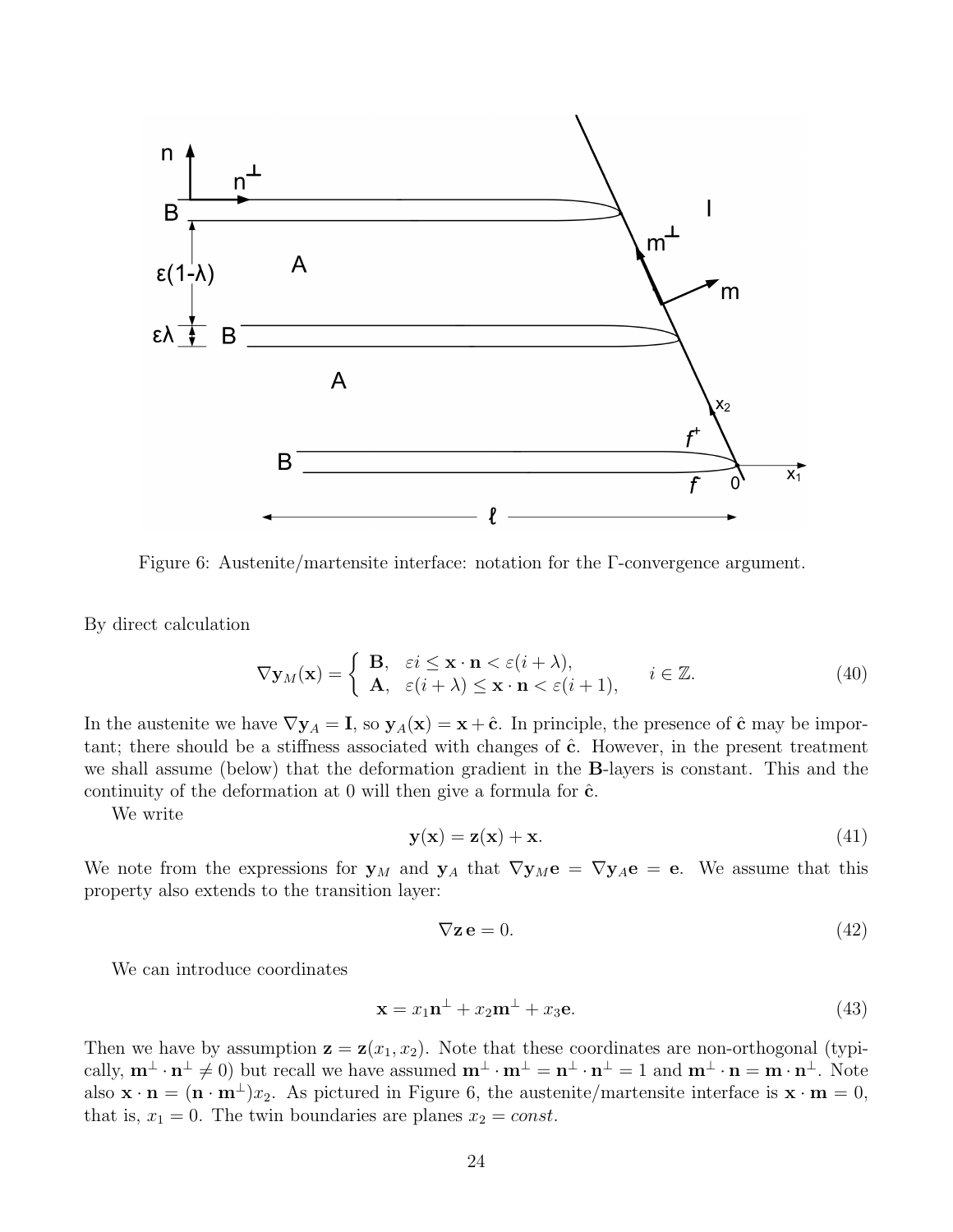n

n^⊥

B

I

m^⊥

ε(1-λ)

A

m

ελ

B

A

x2

f+

B

x1

f-

0

ℓ

Figure 6: Austenite/martensite interface: notation for the Γ-convergence argument.

By direct calculation

$$\nabla \mathbf{y}_M(\mathbf{x}) = \begin{cases} \mathbf{B}, & \varepsilon i \leq \mathbf{x} \cdot \mathbf{n} < \varepsilon(i + \lambda), \\ \mathbf{A}, & \varepsilon(i + \lambda) \leq \mathbf{x} \cdot \mathbf{n} < \varepsilon(i + 1), \end{cases} \qquad i \in \mathbb{Z}. \tag{40}$$

In the austenite we have $\nabla \mathbf{y}_A = \mathbf{I}$, so $\mathbf{y}_A(\mathbf{x}) = \mathbf{x} + \hat{\mathbf{c}}$. In principle, the presence of $\hat{\mathbf{c}}$ may be important; there should be a stiffness associated with changes of $\hat{\mathbf{c}}$. However, in the present treatment we shall assume (below) that the deformation gradient in the $\mathbf{B}$-layers is constant. This and the continuity of the deformation at 0 will then give a formula for $\hat{\mathbf{c}}$.

We write

$$\mathbf{y}(\mathbf{x}) = \mathbf{z}(\mathbf{x}) + \mathbf{x}. \tag{41}$$

We note from the expressions for $\mathbf{y}_M$ and $\mathbf{y}_A$ that $\nabla \mathbf{y}_M \mathbf{e} = \nabla \mathbf{y}_A \mathbf{e} = \mathbf{e}$. We assume that this property also extends to the transition layer:

$$\nabla \mathbf{z} \, \mathbf{e} = 0. \tag{42}$$

We can introduce coordinates

$$\mathbf{x} = x_1 \mathbf{n}^\perp + x_2 \mathbf{m}^\perp + x_3 \mathbf{e}. \tag{43}$$

Then we have by assumption $\mathbf{z} = \mathbf{z}(x_1, x_2)$. Note that these coordinates are non-orthogonal (typically, $\mathbf{m}^\perp \cdot \mathbf{n}^\perp \neq 0$) but recall we have assumed $\mathbf{m}^\perp \cdot \mathbf{m}^\perp = \mathbf{n}^\perp \cdot \mathbf{n}^\perp = 1$ and $\mathbf{m}^\perp \cdot \mathbf{n} = \mathbf{m} \cdot \mathbf{n}^\perp$. Note also $\mathbf{x} \cdot \mathbf{n} = (\mathbf{n} \cdot \mathbf{m}^\perp) x_2$. As pictured in Figure 6, the austenite/martensite interface is $\mathbf{x} \cdot \mathbf{m} = 0$, that is, $x_1 = 0$. The twin boundaries are planes $x_2 = \mathit{const}$.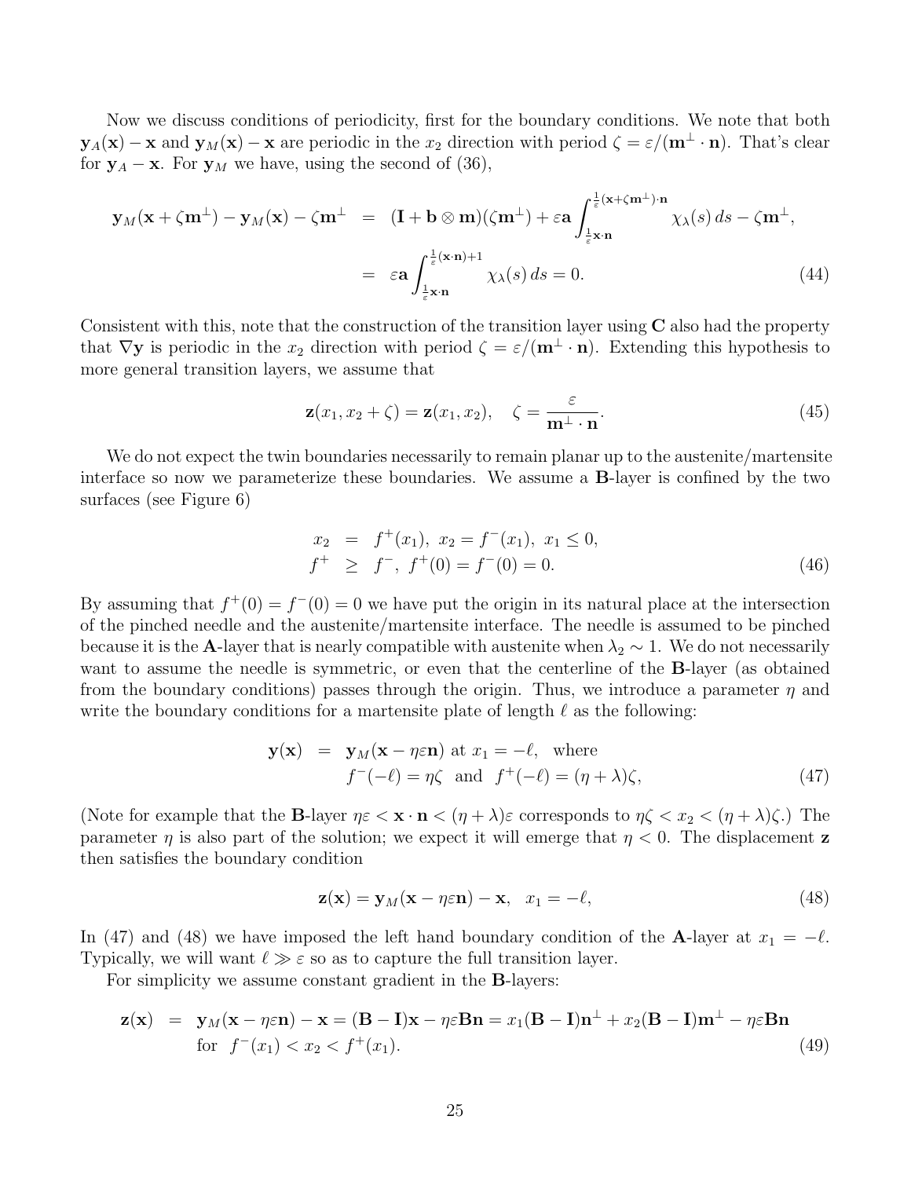Now we discuss conditions of periodicity, first for the boundary conditions. We note that both $\mathbf{y}_A(\mathbf{x}) - \mathbf{x}$ and $\mathbf{y}_M(\mathbf{x}) - \mathbf{x}$ are periodic in the $x_2$ direction with period $\zeta = \varepsilon/(\mathbf{m}^\perp \cdot \mathbf{n})$. That's clear for $\mathbf{y}_A - \mathbf{x}$. For $\mathbf{y}_M$ we have, using the second of (36),

$$
\begin{aligned}
\mathbf{y}_M(\mathbf{x} + \zeta\mathbf{m}^\perp) - \mathbf{y}_M(\mathbf{x}) - \zeta\mathbf{m}^\perp &= (\mathbf{I} + \mathbf{b} \otimes \mathbf{m})(\zeta\mathbf{m}^\perp) + \varepsilon\mathbf{a} \int_{\frac{1}{\varepsilon}\mathbf{x}\cdot\mathbf{n}}^{\frac{1}{\varepsilon}(\mathbf{x}+\zeta\mathbf{m}^\perp)\cdot\mathbf{n}} \chi_\lambda(s)\, ds - \zeta\mathbf{m}^\perp, \\
&= \varepsilon\mathbf{a} \int_{\frac{1}{\varepsilon}\mathbf{x}\cdot\mathbf{n}}^{\frac{1}{\varepsilon}(\mathbf{x}\cdot\mathbf{n})+1} \chi_\lambda(s)\, ds = 0. \qquad (44)
\end{aligned}
$$

Consistent with this, note that the construction of the transition layer using $\mathbf{C}$ also had the property that $\nabla\mathbf{y}$ is periodic in the $x_2$ direction with period $\zeta = \varepsilon/(\mathbf{m}^\perp \cdot \mathbf{n})$. Extending this hypothesis to more general transition layers, we assume that

$$
\mathbf{z}(x_1, x_2 + \zeta) = \mathbf{z}(x_1, x_2), \quad \zeta = \frac{\varepsilon}{\mathbf{m}^\perp \cdot \mathbf{n}}. \qquad (45)
$$

We do not expect the twin boundaries necessarily to remain planar up to the austenite/martensite interface so now we parameterize these boundaries. We assume a $\mathbf{B}$-layer is confined by the two surfaces (see Figure 6)

$$
\begin{aligned}
x_2 &= f^+(x_1),\ x_2 = f^-(x_1),\ x_1 \le 0, \\
f^+ &\ge f^-,\ f^+(0) = f^-(0) = 0. \qquad (46)
\end{aligned}
$$

By assuming that $f^+(0) = f^-(0) = 0$ we have put the origin in its natural place at the intersection of the pinched needle and the austenite/martensite interface. The needle is assumed to be pinched because it is the $\mathbf{A}$-layer that is nearly compatible with austenite when $\lambda_2 \sim 1$. We do not necessarily want to assume the needle is symmetric, or even that the centerline of the $\mathbf{B}$-layer (as obtained from the boundary conditions) passes through the origin. Thus, we introduce a parameter $\eta$ and write the boundary conditions for a martensite plate of length $\ell$ as the following:

$$
\begin{aligned}
\mathbf{y}(\mathbf{x}) &= \mathbf{y}_M(\mathbf{x} - \eta\varepsilon\mathbf{n}) \text{ at } x_1 = -\ell, \text{ where} \\
&\quad f^-(-\ell) = \eta\zeta \text{ and } f^+(-\ell) = (\eta + \lambda)\zeta, \qquad (47)
\end{aligned}
$$

(Note for example that the $\mathbf{B}$-layer $\eta\varepsilon < \mathbf{x} \cdot \mathbf{n} < (\eta + \lambda)\varepsilon$ corresponds to $\eta\zeta < x_2 < (\eta + \lambda)\zeta$.) The parameter $\eta$ is also part of the solution; we expect it will emerge that $\eta < 0$. The displacement $\mathbf{z}$ then satisfies the boundary condition

$$
\mathbf{z}(\mathbf{x}) = \mathbf{y}_M(\mathbf{x} - \eta\varepsilon\mathbf{n}) - \mathbf{x}, \quad x_1 = -\ell, \qquad (48)
$$

In (47) and (48) we have imposed the left hand boundary condition of the $\mathbf{A}$-layer at $x_1 = -\ell$. Typically, we will want $\ell \gg \varepsilon$ so as to capture the full transition layer.

For simplicity we assume constant gradient in the $\mathbf{B}$-layers:

$$
\begin{aligned}
\mathbf{z}(\mathbf{x}) &= \mathbf{y}_M(\mathbf{x} - \eta\varepsilon\mathbf{n}) - \mathbf{x} = (\mathbf{B} - \mathbf{I})\mathbf{x} - \eta\varepsilon\mathbf{B}\mathbf{n} = x_1(\mathbf{B} - \mathbf{I})\mathbf{n}^\perp + x_2(\mathbf{B} - \mathbf{I})\mathbf{m}^\perp - \eta\varepsilon\mathbf{B}\mathbf{n} \\
&\quad \text{for } f^-(x_1) < x_2 < f^+(x_1). \qquad (49)
\end{aligned}
$$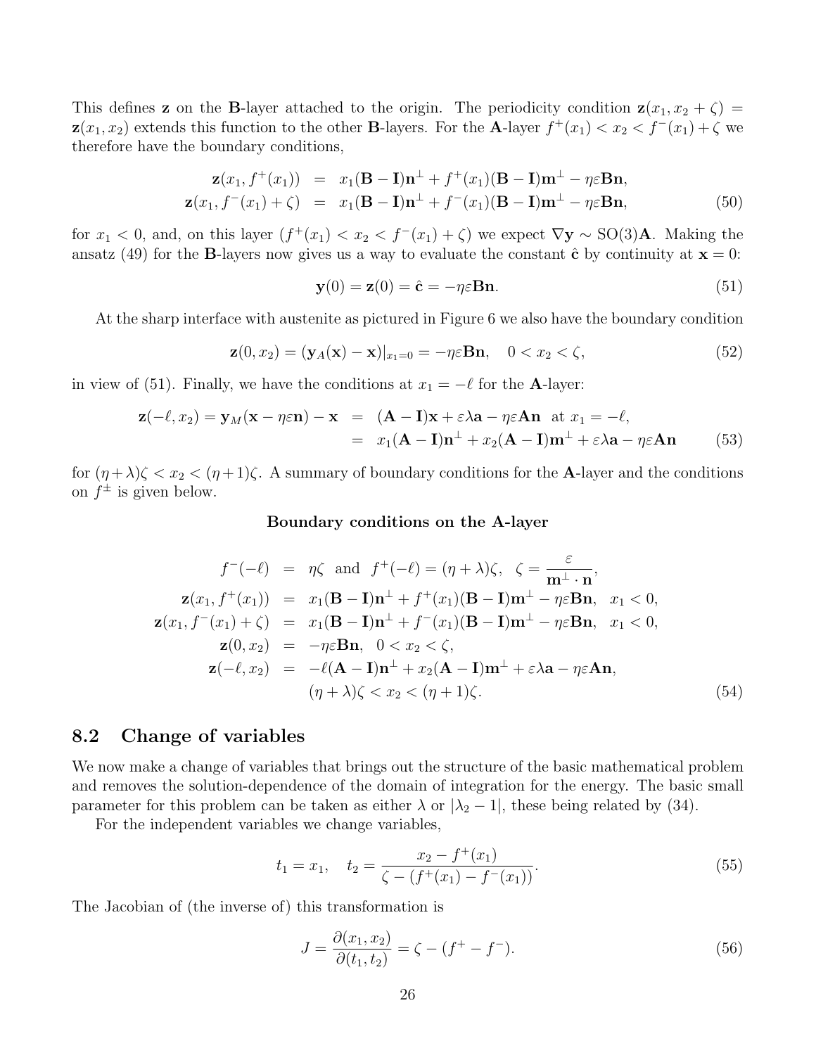This defines $\mathbf{z}$ on the $\mathbf{B}$-layer attached to the origin. The periodicity condition $\mathbf{z}(x_1, x_2 + \zeta) = \mathbf{z}(x_1, x_2)$ extends this function to the other $\mathbf{B}$-layers. For the $\mathbf{A}$-layer $f^+(x_1) < x_2 < f^-(x_1) + \zeta$ we therefore have the boundary conditions,

$$
\begin{aligned}
\mathbf{z}(x_1, f^+(x_1)) &= x_1(\mathbf{B} - \mathbf{I})\mathbf{n}^\perp + f^+(x_1)(\mathbf{B} - \mathbf{I})\mathbf{m}^\perp - \eta\varepsilon\mathbf{B}\mathbf{n}, \\
\mathbf{z}(x_1, f^-(x_1) + \zeta) &= x_1(\mathbf{B} - \mathbf{I})\mathbf{n}^\perp + f^-(x_1)(\mathbf{B} - \mathbf{I})\mathbf{m}^\perp - \eta\varepsilon\mathbf{B}\mathbf{n},
\end{aligned} \tag{50}
$$

for $x_1 < 0$, and, on this layer ($f^+(x_1) < x_2 < f^-(x_1) + \zeta$) we expect $\nabla\mathbf{y} \sim \mathrm{SO}(3)\mathbf{A}$. Making the ansatz (49) for the $\mathbf{B}$-layers now gives us a way to evaluate the constant $\hat{\mathbf{c}}$ by continuity at $\mathbf{x} = 0$:

$$
\mathbf{y}(0) = \mathbf{z}(0) = \hat{\mathbf{c}} = -\eta\varepsilon\mathbf{B}\mathbf{n}. \tag{51}
$$

At the sharp interface with austenite as pictured in Figure 6 we also have the boundary condition

$$
\mathbf{z}(0, x_2) = (\mathbf{y}_A(\mathbf{x}) - \mathbf{x})|_{x_1=0} = -\eta\varepsilon\mathbf{B}\mathbf{n}, \quad 0 < x_2 < \zeta, \tag{52}
$$

in view of (51). Finally, we have the conditions at $x_1 = -\ell$ for the $\mathbf{A}$-layer:

$$
\begin{aligned}
\mathbf{z}(-\ell, x_2) = \mathbf{y}_M(\mathbf{x} - \eta\varepsilon\mathbf{n}) - \mathbf{x} &= (\mathbf{A} - \mathbf{I})\mathbf{x} + \varepsilon\lambda\mathbf{a} - \eta\varepsilon\mathbf{A}\mathbf{n} \ \text{ at } x_1 = -\ell, \\
&= x_1(\mathbf{A} - \mathbf{I})\mathbf{n}^\perp + x_2(\mathbf{A} - \mathbf{I})\mathbf{m}^\perp + \varepsilon\lambda\mathbf{a} - \eta\varepsilon\mathbf{A}\mathbf{n}
\end{aligned} \tag{53}
$$

for $(\eta + \lambda)\zeta < x_2 < (\eta + 1)\zeta$. A summary of boundary conditions for the $\mathbf{A}$-layer and the conditions on $f^\pm$ is given below.

**Boundary conditions on the A-layer**

$$
\begin{aligned}
f^-(-\ell) &= \eta\zeta \ \text{ and } \ f^+(-\ell) = (\eta + \lambda)\zeta, \quad \zeta = \frac{\varepsilon}{\mathbf{m}^\perp \cdot \mathbf{n}}, \\
\mathbf{z}(x_1, f^+(x_1)) &= x_1(\mathbf{B} - \mathbf{I})\mathbf{n}^\perp + f^+(x_1)(\mathbf{B} - \mathbf{I})\mathbf{m}^\perp - \eta\varepsilon\mathbf{B}\mathbf{n}, \quad x_1 < 0, \\
\mathbf{z}(x_1, f^-(x_1) + \zeta) &= x_1(\mathbf{B} - \mathbf{I})\mathbf{n}^\perp + f^-(x_1)(\mathbf{B} - \mathbf{I})\mathbf{m}^\perp - \eta\varepsilon\mathbf{B}\mathbf{n}, \quad x_1 < 0, \\
\mathbf{z}(0, x_2) &= -\eta\varepsilon\mathbf{B}\mathbf{n}, \quad 0 < x_2 < \zeta, \\
\mathbf{z}(-\ell, x_2) &= -\ell(\mathbf{A} - \mathbf{I})\mathbf{n}^\perp + x_2(\mathbf{A} - \mathbf{I})\mathbf{m}^\perp + \varepsilon\lambda\mathbf{a} - \eta\varepsilon\mathbf{A}\mathbf{n}, \\
&\quad\ (\eta + \lambda)\zeta < x_2 < (\eta + 1)\zeta.
\end{aligned} \tag{54}
$$

## 8.2 Change of variables

We now make a change of variables that brings out the structure of the basic mathematical problem and removes the solution-dependence of the domain of integration for the energy. The basic small parameter for this problem can be taken as either $\lambda$ or $|\lambda_2 - 1|$, these being related by (34).

For the independent variables we change variables,

$$
t_1 = x_1, \quad t_2 = \frac{x_2 - f^+(x_1)}{\zeta - (f^+(x_1) - f^-(x_1))}. \tag{55}
$$

The Jacobian of (the inverse of) this transformation is

$$
J = \frac{\partial(x_1, x_2)}{\partial(t_1, t_2)} = \zeta - (f^+ - f^-). \tag{56}
$$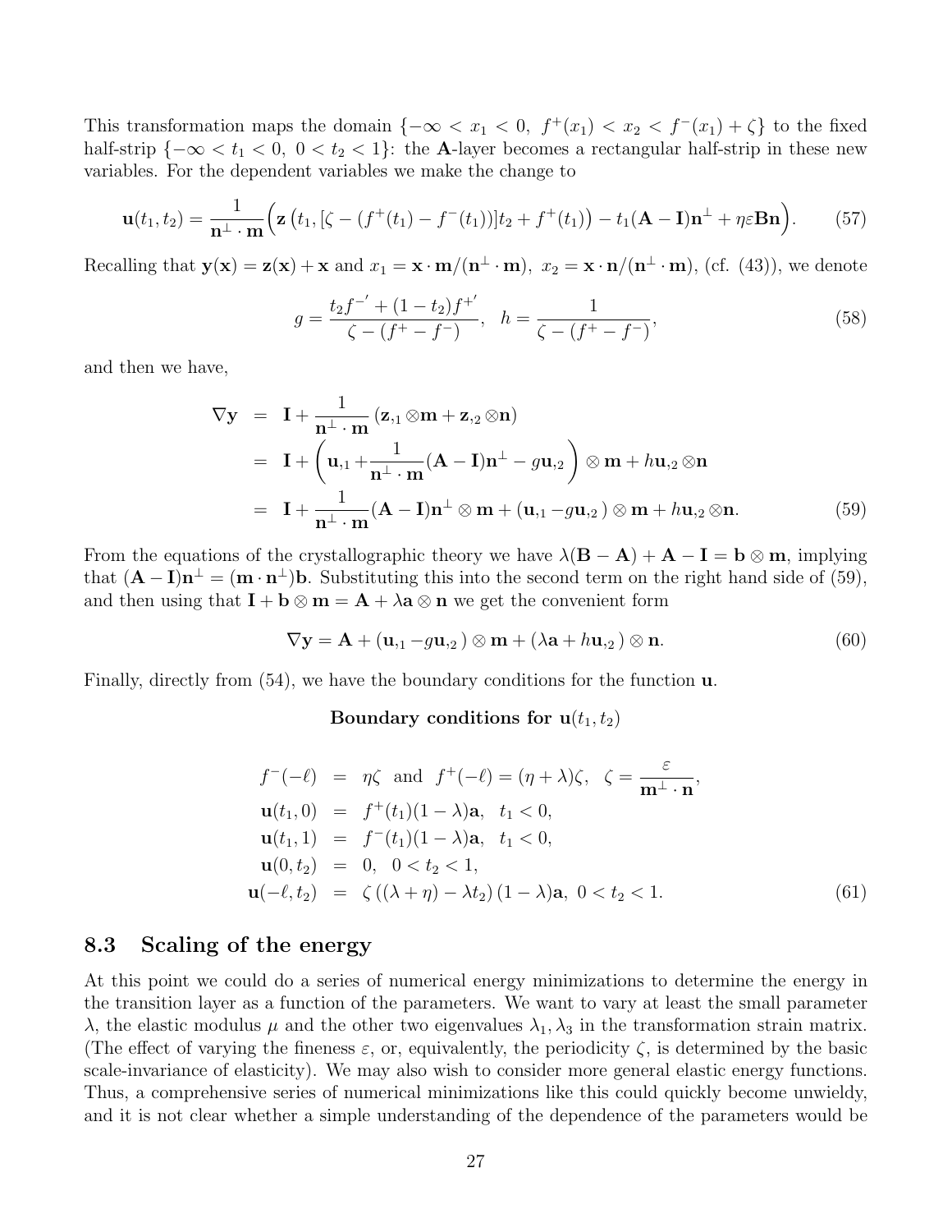This transformation maps the domain $\{-\infty < x_1 < 0,\ f^+(x_1) < x_2 < f^-(x_1) + \zeta\}$ to the fixed half-strip $\{-\infty < t_1 < 0,\ 0 < t_2 < 1\}$: the $\mathbf{A}$-layer becomes a rectangular half-strip in these new variables. For the dependent variables we make the change to

$$\mathbf{u}(t_1, t_2) = \frac{1}{\mathbf{n}^\perp \cdot \mathbf{m}} \Big( \mathbf{z}\left(t_1, [\zeta - (f^+(t_1) - f^-(t_1))]t_2 + f^+(t_1)\right) - t_1(\mathbf{A} - \mathbf{I})\mathbf{n}^\perp + \eta\varepsilon \mathbf{B}\mathbf{n} \Big). \tag{57}$$

Recalling that $\mathbf{y}(\mathbf{x}) = \mathbf{z}(\mathbf{x}) + \mathbf{x}$ and $x_1 = \mathbf{x}\cdot\mathbf{m}/(\mathbf{n}^\perp\cdot\mathbf{m}),\ x_2 = \mathbf{x}\cdot\mathbf{n}/(\mathbf{n}^\perp\cdot\mathbf{m})$, (cf. (43)), we denote

$$g = \frac{t_2 f^{-'} + (1-t_2) f^{+'}}{\zeta - (f^+ - f^-)}, \quad h = \frac{1}{\zeta - (f^+ - f^-)}, \tag{58}$$

and then we have,

$$\begin{aligned}
\nabla\mathbf{y} &= \mathbf{I} + \frac{1}{\mathbf{n}^\perp\cdot\mathbf{m}}\left(\mathbf{z},_1 \otimes \mathbf{m} + \mathbf{z},_2 \otimes \mathbf{n}\right) \\
&= \mathbf{I} + \left(\mathbf{u},_1 + \frac{1}{\mathbf{n}^\perp\cdot\mathbf{m}}(\mathbf{A}-\mathbf{I})\mathbf{n}^\perp - g\mathbf{u},_2\right)\otimes\mathbf{m} + h\mathbf{u},_2 \otimes \mathbf{n} \\
&= \mathbf{I} + \frac{1}{\mathbf{n}^\perp\cdot\mathbf{m}}(\mathbf{A}-\mathbf{I})\mathbf{n}^\perp \otimes \mathbf{m} + (\mathbf{u},_1 - g\mathbf{u},_2) \otimes \mathbf{m} + h\mathbf{u},_2 \otimes \mathbf{n}.
\end{aligned} \tag{59}$$

From the equations of the crystallographic theory we have $\lambda(\mathbf{B}-\mathbf{A}) + \mathbf{A} - \mathbf{I} = \mathbf{b}\otimes\mathbf{m}$, implying that $(\mathbf{A}-\mathbf{I})\mathbf{n}^\perp = (\mathbf{m}\cdot\mathbf{n}^\perp)\mathbf{b}$. Substituting this into the second term on the right hand side of (59), and then using that $\mathbf{I} + \mathbf{b}\otimes\mathbf{m} = \mathbf{A} + \lambda\mathbf{a}\otimes\mathbf{n}$ we get the convenient form

$$\nabla\mathbf{y} = \mathbf{A} + (\mathbf{u},_1 - g\mathbf{u},_2) \otimes \mathbf{m} + (\lambda\mathbf{a} + h\mathbf{u},_2) \otimes \mathbf{n}. \tag{60}$$

Finally, directly from (54), we have the boundary conditions for the function $\mathbf{u}$.

**Boundary conditions for $\mathbf{u}(t_1, t_2)$**

$$\begin{aligned}
f^-(-\ell) &= \eta\zeta \ \text{ and } \ f^+(-\ell) = (\eta+\lambda)\zeta, \quad \zeta = \frac{\varepsilon}{\mathbf{m}^\perp\cdot\mathbf{n}}, \\
\mathbf{u}(t_1, 0) &= f^+(t_1)(1-\lambda)\mathbf{a}, \quad t_1 < 0, \\
\mathbf{u}(t_1, 1) &= f^-(t_1)(1-\lambda)\mathbf{a}, \quad t_1 < 0, \\
\mathbf{u}(0, t_2) &= 0, \quad 0 < t_2 < 1, \\
\mathbf{u}(-\ell, t_2) &= \zeta\left((\lambda+\eta) - \lambda t_2\right)(1-\lambda)\mathbf{a}, \ 0 < t_2 < 1.
\end{aligned} \tag{61}$$

### 8.3 Scaling of the energy

At this point we could do a series of numerical energy minimizations to determine the energy in the transition layer as a function of the parameters. We want to vary at least the small parameter $\lambda$, the elastic modulus $\mu$ and the other two eigenvalues $\lambda_1, \lambda_3$ in the transformation strain matrix. (The effect of varying the fineness $\varepsilon$, or, equivalently, the periodicity $\zeta$, is determined by the basic scale-invariance of elasticity). We may also wish to consider more general elastic energy functions. Thus, a comprehensive series of numerical minimizations like this could quickly become unwieldy, and it is not clear whether a simple understanding of the dependence of the parameters would be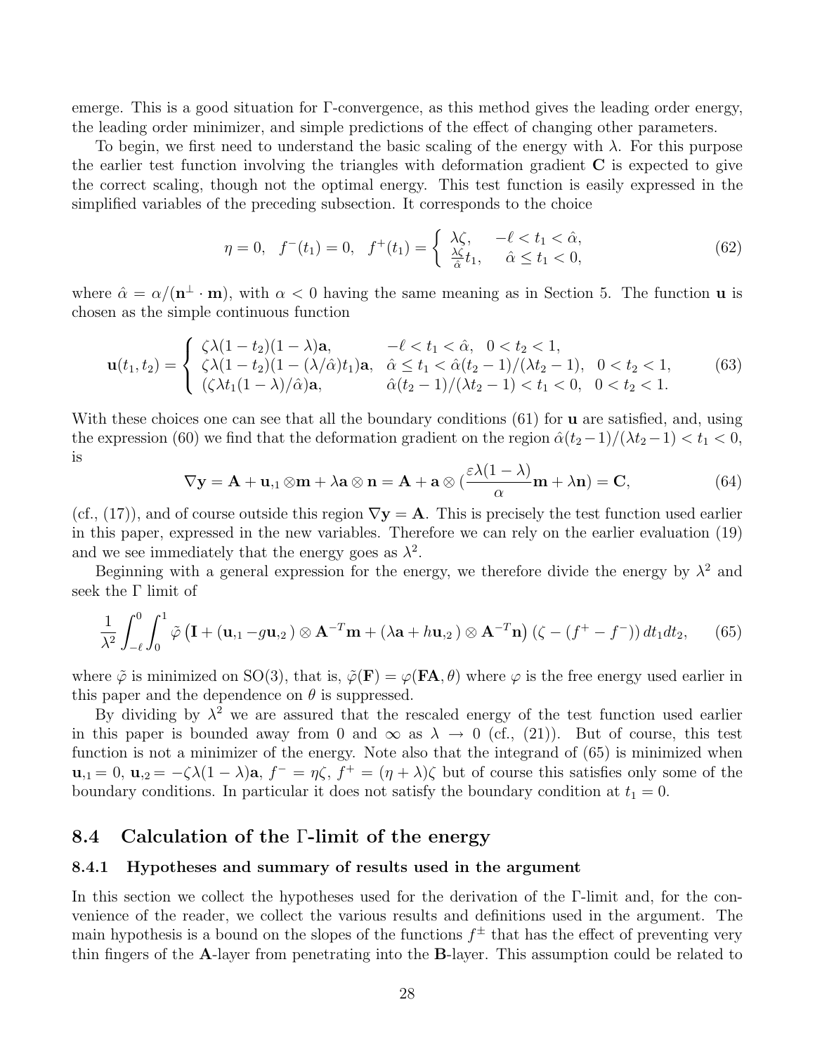emerge. This is a good situation for Γ-convergence, as this method gives the leading order energy, the leading order minimizer, and simple predictions of the effect of changing other parameters.

To begin, we first need to understand the basic scaling of the energy with $\lambda$. For this purpose the earlier test function involving the triangles with deformation gradient $\mathbf{C}$ is expected to give the correct scaling, though not the optimal energy. This test function is easily expressed in the simplified variables of the preceding subsection. It corresponds to the choice

$$\eta = 0, \quad f^-(t_1) = 0, \quad f^+(t_1) = \begin{cases} \lambda\zeta, & -\ell < t_1 < \hat{\alpha}, \\ \frac{\lambda\zeta}{\hat{\alpha}} t_1, & \hat{\alpha} \le t_1 < 0, \end{cases} \tag{62}$$

where $\hat{\alpha} = \alpha/(\mathbf{n}^{\perp} \cdot \mathbf{m})$, with $\alpha < 0$ having the same meaning as in Section 5. The function $\mathbf{u}$ is chosen as the simple continuous function

$$\mathbf{u}(t_1, t_2) = \begin{cases} \zeta\lambda(1-t_2)(1-\lambda)\mathbf{a}, & -\ell < t_1 < \hat{\alpha}, \quad 0 < t_2 < 1, \\ \zeta\lambda(1-t_2)(1-(\lambda/\hat{\alpha})t_1)\mathbf{a}, & \hat{\alpha} \le t_1 < \hat{\alpha}(t_2-1)/(\lambda t_2 - 1), \quad 0 < t_2 < 1, \\ (\zeta\lambda t_1(1-\lambda)/\hat{\alpha})\mathbf{a}, & \hat{\alpha}(t_2-1)/(\lambda t_2 - 1) < t_1 < 0, \quad 0 < t_2 < 1. \end{cases} \tag{63}$$

With these choices one can see that all the boundary conditions (61) for $\mathbf{u}$ are satisfied, and, using the expression (60) we find that the deformation gradient on the region $\hat{\alpha}(t_2-1)/(\lambda t_2 - 1) < t_1 < 0$, is

$$\nabla\mathbf{y} = \mathbf{A} + \mathbf{u},_1 \otimes \mathbf{m} + \lambda\mathbf{a} \otimes \mathbf{n} = \mathbf{A} + \mathbf{a} \otimes (\frac{\varepsilon\lambda(1-\lambda)}{\alpha}\mathbf{m} + \lambda\mathbf{n}) = \mathbf{C}, \tag{64}$$

(cf., (17)), and of course outside this region $\nabla\mathbf{y} = \mathbf{A}$. This is precisely the test function used earlier in this paper, expressed in the new variables. Therefore we can rely on the earlier evaluation (19) and we see immediately that the energy goes as $\lambda^2$.

Beginning with a general expression for the energy, we therefore divide the energy by $\lambda^2$ and seek the Γ limit of

$$\frac{1}{\lambda^2}\int_{-\ell}^{0}\int_{0}^{1} \tilde{\varphi}\left(\mathbf{I} + (\mathbf{u},_1 - g\mathbf{u},_2) \otimes \mathbf{A}^{-T}\mathbf{m} + (\lambda\mathbf{a} + h\mathbf{u},_2) \otimes \mathbf{A}^{-T}\mathbf{n}\right)(\zeta - (f^+ - f^-))\, dt_1 dt_2, \tag{65}$$

where $\tilde{\varphi}$ is minimized on SO(3), that is, $\tilde{\varphi}(\mathbf{F}) = \varphi(\mathbf{F}\mathbf{A}, \theta)$ where $\varphi$ is the free energy used earlier in this paper and the dependence on $\theta$ is suppressed.

By dividing by $\lambda^2$ we are assured that the rescaled energy of the test function used earlier in this paper is bounded away from 0 and $\infty$ as $\lambda \to 0$ (cf., (21)). But of course, this test function is not a minimizer of the energy. Note also that the integrand of (65) is minimized when $\mathbf{u},_1 = 0$, $\mathbf{u},_2 = -\zeta\lambda(1-\lambda)\mathbf{a}$, $f^- = \eta\zeta$, $f^+ = (\eta + \lambda)\zeta$ but of course this satisfies only some of the boundary conditions. In particular it does not satisfy the boundary condition at $t_1 = 0$.

## 8.4 Calculation of the Γ-limit of the energy

### 8.4.1 Hypotheses and summary of results used in the argument

In this section we collect the hypotheses used for the derivation of the Γ-limit and, for the convenience of the reader, we collect the various results and definitions used in the argument. The main hypothesis is a bound on the slopes of the functions $f^{\pm}$ that has the effect of preventing very thin fingers of the **A**-layer from penetrating into the **B**-layer. This assumption could be related to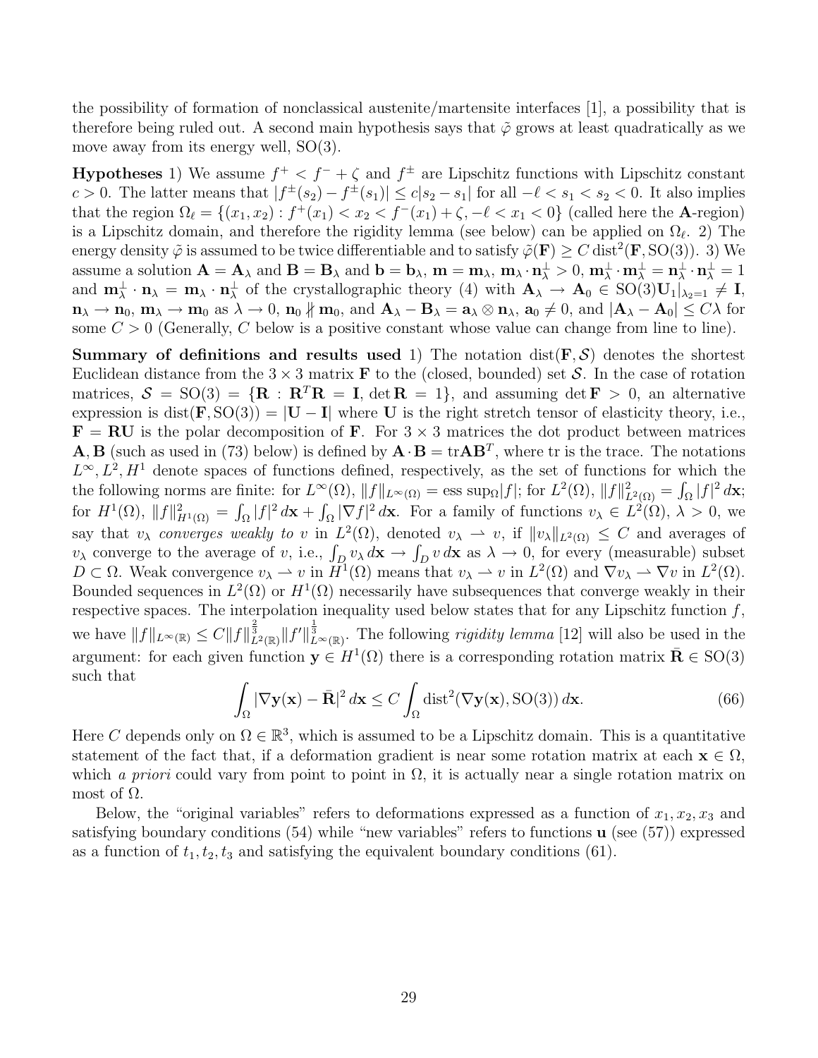the possibility of formation of nonclassical austenite/martensite interfaces [1], a possibility that is therefore being ruled out. A second main hypothesis says that $\tilde{\varphi}$ grows at least quadratically as we move away from its energy well, SO(3).

**Hypotheses** 1) We assume $f^+ < f^- + \zeta$ and $f^\pm$ are Lipschitz functions with Lipschitz constant $c > 0$. The latter means that $|f^\pm(s_2) - f^\pm(s_1)| \leq c|s_2 - s_1|$ for all $-\ell < s_1 < s_2 < 0$. It also implies that the region $\Omega_\ell = \{(x_1, x_2) : f^+(x_1) < x_2 < f^-(x_1) + \zeta, -\ell < x_1 < 0\}$ (called here the **A**-region) is a Lipschitz domain, and therefore the rigidity lemma (see below) can be applied on $\Omega_\ell$. 2) The energy density $\tilde{\varphi}$ is assumed to be twice differentiable and to satisfy $\tilde{\varphi}(\mathbf{F}) \geq C \operatorname{dist}^2(\mathbf{F}, \mathrm{SO}(3))$. 3) We assume a solution $\mathbf{A} = \mathbf{A}_\lambda$ and $\mathbf{B} = \mathbf{B}_\lambda$ and $\mathbf{b} = \mathbf{b}_\lambda$, $\mathbf{m} = \mathbf{m}_\lambda$, $\mathbf{m}_\lambda \cdot \mathbf{n}_\lambda^\perp > 0$, $\mathbf{m}_\lambda^\perp \cdot \mathbf{m}_\lambda^\perp = \mathbf{n}_\lambda^\perp \cdot \mathbf{n}_\lambda^\perp = 1$ and $\mathbf{m}_\lambda^\perp \cdot \mathbf{n}_\lambda = \mathbf{m}_\lambda \cdot \mathbf{n}_\lambda^\perp$ of the crystallographic theory (4) with $\mathbf{A}_\lambda \to \mathbf{A}_0 \in \mathrm{SO}(3)\mathbf{U}_1|_{\lambda_2 = 1} \neq \mathbf{I}$, $\mathbf{n}_\lambda \to \mathbf{n}_0$, $\mathbf{m}_\lambda \to \mathbf{m}_0$ as $\lambda \to 0$, $\mathbf{n}_0 \nparallel \mathbf{m}_0$, and $\mathbf{A}_\lambda - \mathbf{B}_\lambda = \mathbf{a}_\lambda \otimes \mathbf{n}_\lambda$, $\mathbf{a}_0 \neq 0$, and $|\mathbf{A}_\lambda - \mathbf{A}_0| \leq C\lambda$ for some $C > 0$ (Generally, $C$ below is a positive constant whose value can change from line to line).

**Summary of definitions and results used** 1) The notation $\operatorname{dist}(\mathbf{F}, \mathcal{S})$ denotes the shortest Euclidean distance from the $3 \times 3$ matrix $\mathbf{F}$ to the (closed, bounded) set $\mathcal{S}$. In the case of rotation matrices, $\mathcal{S} = \mathrm{SO}(3) = \{\mathbf{R} : \mathbf{R}^T\mathbf{R} = \mathbf{I}, \det \mathbf{R} = 1\}$, and assuming $\det \mathbf{F} > 0$, an alternative expression is $\operatorname{dist}(\mathbf{F}, \mathrm{SO}(3)) = |\mathbf{U} - \mathbf{I}|$ where $\mathbf{U}$ is the right stretch tensor of elasticity theory, i.e., $\mathbf{F} = \mathbf{R}\mathbf{U}$ is the polar decomposition of $\mathbf{F}$. For $3 \times 3$ matrices the dot product between matrices $\mathbf{A}, \mathbf{B}$ (such as used in (73) below) is defined by $\mathbf{A} \cdot \mathbf{B} = \operatorname{tr} \mathbf{A}\mathbf{B}^T$, where tr is the trace. The notations $L^\infty, L^2, H^1$ denote spaces of functions defined, respectively, as the set of functions for which the the following norms are finite: for $L^\infty(\Omega)$, $\|f\|_{L^\infty(\Omega)} = \operatorname{ess\,sup}_\Omega |f|$; for $L^2(\Omega)$, $\|f\|^2_{L^2(\Omega)} = \int_\Omega |f|^2 \, d\mathbf{x}$; for $H^1(\Omega)$, $\|f\|^2_{H^1(\Omega)} = \int_\Omega |f|^2 \, d\mathbf{x} + \int_\Omega |\nabla f|^2 \, d\mathbf{x}$. For a family of functions $v_\lambda \in L^2(\Omega)$, $\lambda > 0$, we say that $v_\lambda$ *converges weakly to* $v$ in $L^2(\Omega)$, denoted $v_\lambda \rightharpoonup v$, if $\|v_\lambda\|_{L^2(\Omega)} \leq C$ and averages of $v_\lambda$ converge to the average of $v$, i.e., $\int_D v_\lambda \, d\mathbf{x} \to \int_D v \, d\mathbf{x}$ as $\lambda \to 0$, for every (measurable) subset $D \subset \Omega$. Weak convergence $v_\lambda \rightharpoonup v$ in $H^1(\Omega)$ means that $v_\lambda \rightharpoonup v$ in $L^2(\Omega)$ and $\nabla v_\lambda \rightharpoonup \nabla v$ in $L^2(\Omega)$. Bounded sequences in $L^2(\Omega)$ or $H^1(\Omega)$ necessarily have subsequences that converge weakly in their respective spaces. The interpolation inequality used below states that for any Lipschitz function $f$, we have $\|f\|_{L^\infty(\mathbb{R})} \leq C \|f\|^{\frac{2}{3}}_{L^2(\mathbb{R})} \|f'\|^{\frac{1}{3}}_{L^\infty(\mathbb{R})}$. The following *rigidity lemma* [12] will also be used in the argument: for each given function $\mathbf{y} \in H^1(\Omega)$ there is a corresponding rotation matrix $\bar{\mathbf{R}} \in \mathrm{SO}(3)$ such that

$$\int_\Omega |\nabla \mathbf{y}(\mathbf{x}) - \bar{\mathbf{R}}|^2 \, d\mathbf{x} \leq C \int_\Omega \operatorname{dist}^2(\nabla \mathbf{y}(\mathbf{x}), \mathrm{SO}(3)) \, d\mathbf{x}. \tag{66}$$

Here $C$ depends only on $\Omega \in \mathbb{R}^3$, which is assumed to be a Lipschitz domain. This is a quantitative statement of the fact that, if a deformation gradient is near some rotation matrix at each $\mathbf{x} \in \Omega$, which *a priori* could vary from point to point in $\Omega$, it is actually near a single rotation matrix on most of $\Omega$.

Below, the "original variables" refers to deformations expressed as a function of $x_1, x_2, x_3$ and satisfying boundary conditions (54) while "new variables" refers to functions $\mathbf{u}$ (see (57)) expressed as a function of $t_1, t_2, t_3$ and satisfying the equivalent boundary conditions (61).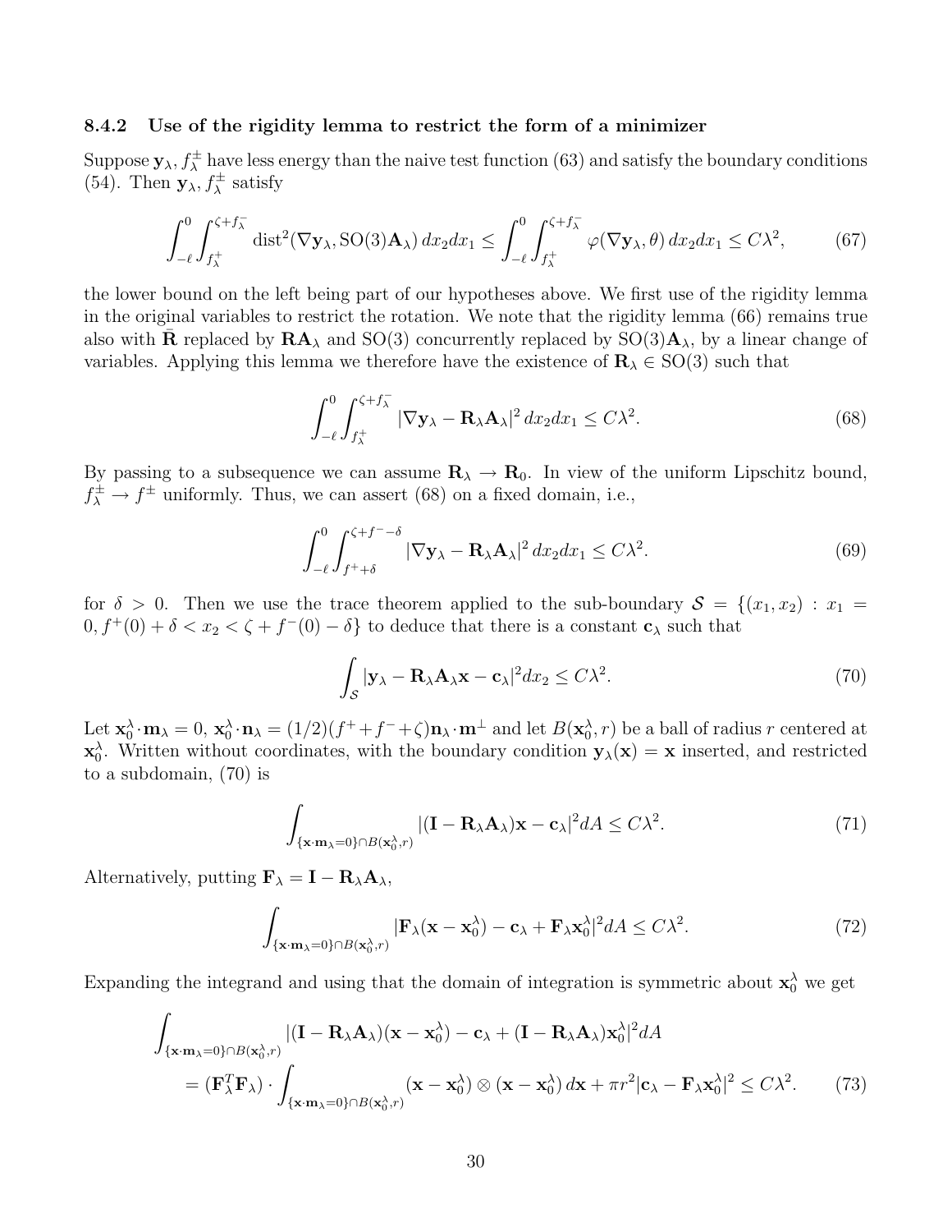### 8.4.2 Use of the rigidity lemma to restrict the form of a minimizer

Suppose $\mathbf{y}_\lambda, f_\lambda^\pm$ have less energy than the naive test function (63) and satisfy the boundary conditions (54). Then $\mathbf{y}_\lambda, f_\lambda^\pm$ satisfy

$$\int_{-\ell}^{0}\int_{f_\lambda^+}^{\zeta+f_\lambda^-} \mathrm{dist}^2(\nabla \mathbf{y}_\lambda, \mathrm{SO}(3)\mathbf{A}_\lambda)\,dx_2dx_1 \le \int_{-\ell}^{0}\int_{f_\lambda^+}^{\zeta+f_\lambda^-} \varphi(\nabla \mathbf{y}_\lambda, \theta)\,dx_2dx_1 \le C\lambda^2, \tag{67}$$

the lower bound on the left being part of our hypotheses above. We first use of the rigidity lemma in the original variables to restrict the rotation. We note that the rigidity lemma (66) remains true also with $\bar{\mathbf{R}}$ replaced by $\mathbf{R}\mathbf{A}_\lambda$ and SO(3) concurrently replaced by $\mathrm{SO}(3)\mathbf{A}_\lambda$, by a linear change of variables. Applying this lemma we therefore have the existence of $\mathbf{R}_\lambda \in \mathrm{SO}(3)$ such that

$$\int_{-\ell}^{0}\int_{f_\lambda^+}^{\zeta+f_\lambda^-} |\nabla \mathbf{y}_\lambda - \mathbf{R}_\lambda\mathbf{A}_\lambda|^2\,dx_2dx_1 \le C\lambda^2. \tag{68}$$

By passing to a subsequence we can assume $\mathbf{R}_\lambda \to \mathbf{R}_0$. In view of the uniform Lipschitz bound, $f_\lambda^\pm \to f^\pm$ uniformly. Thus, we can assert (68) on a fixed domain, i.e.,

$$\int_{-\ell}^{0}\int_{f^++\delta}^{\zeta+f^--\delta} |\nabla \mathbf{y}_\lambda - \mathbf{R}_\lambda\mathbf{A}_\lambda|^2\,dx_2dx_1 \le C\lambda^2. \tag{69}$$

for $\delta > 0$. Then we use the trace theorem applied to the sub-boundary $\mathcal{S} = \{(x_1, x_2) : x_1 = 0, f^+(0) + \delta < x_2 < \zeta + f^-(0) - \delta\}$ to deduce that there is a constant $\mathbf{c}_\lambda$ such that

$$\int_{\mathcal{S}} |\mathbf{y}_\lambda - \mathbf{R}_\lambda\mathbf{A}_\lambda\mathbf{x} - \mathbf{c}_\lambda|^2 dx_2 \le C\lambda^2. \tag{70}$$

Let $\mathbf{x}_0^\lambda \cdot \mathbf{m}_\lambda = 0$, $\mathbf{x}_0^\lambda \cdot \mathbf{n}_\lambda = (1/2)(f^+ + f^- + \zeta)\mathbf{n}_\lambda \cdot \mathbf{m}^\perp$ and let $B(\mathbf{x}_0^\lambda, r)$ be a ball of radius $r$ centered at $\mathbf{x}_0^\lambda$. Written without coordinates, with the boundary condition $\mathbf{y}_\lambda(\mathbf{x}) = \mathbf{x}$ inserted, and restricted to a subdomain, (70) is

$$\int_{\{\mathbf{x}\cdot\mathbf{m}_\lambda = 0\}\cap B(\mathbf{x}_0^\lambda, r)} |(\mathbf{I} - \mathbf{R}_\lambda\mathbf{A}_\lambda)\mathbf{x} - \mathbf{c}_\lambda|^2 dA \le C\lambda^2. \tag{71}$$

Alternatively, putting $\mathbf{F}_\lambda = \mathbf{I} - \mathbf{R}_\lambda\mathbf{A}_\lambda$,

$$\int_{\{\mathbf{x}\cdot\mathbf{m}_\lambda = 0\}\cap B(\mathbf{x}_0^\lambda, r)} |\mathbf{F}_\lambda(\mathbf{x} - \mathbf{x}_0^\lambda) - \mathbf{c}_\lambda + \mathbf{F}_\lambda\mathbf{x}_0^\lambda|^2 dA \le C\lambda^2. \tag{72}$$

Expanding the integrand and using that the domain of integration is symmetric about $\mathbf{x}_0^\lambda$ we get

$$\begin{aligned}
&\int_{\{\mathbf{x}\cdot\mathbf{m}_\lambda = 0\}\cap B(\mathbf{x}_0^\lambda, r)} |(\mathbf{I} - \mathbf{R}_\lambda\mathbf{A}_\lambda)(\mathbf{x} - \mathbf{x}_0^\lambda) - \mathbf{c}_\lambda + (\mathbf{I} - \mathbf{R}_\lambda\mathbf{A}_\lambda)\mathbf{x}_0^\lambda|^2 dA \\
&\quad = (\mathbf{F}_\lambda^T\mathbf{F}_\lambda) \cdot \int_{\{\mathbf{x}\cdot\mathbf{m}_\lambda = 0\}\cap B(\mathbf{x}_0^\lambda, r)} (\mathbf{x} - \mathbf{x}_0^\lambda) \otimes (\mathbf{x} - \mathbf{x}_0^\lambda)\,d\mathbf{x} + \pi r^2 |\mathbf{c}_\lambda - \mathbf{F}_\lambda\mathbf{x}_0^\lambda|^2 \le C\lambda^2.
\end{aligned} \tag{73}$$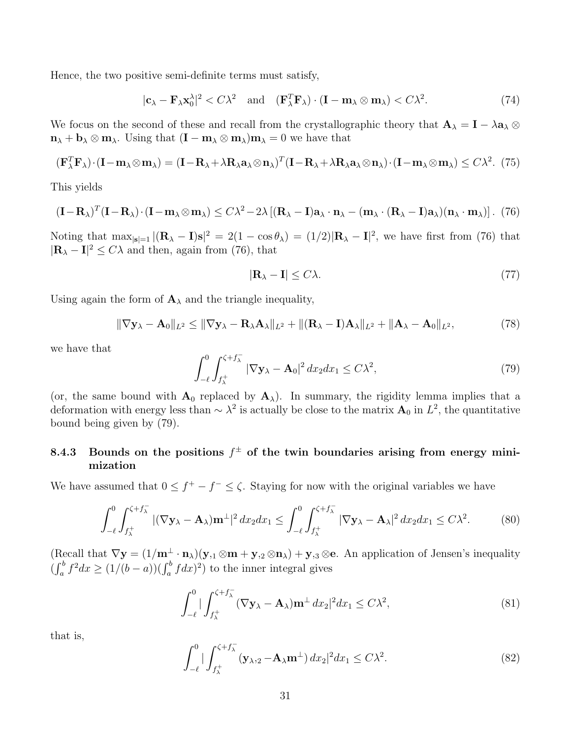Hence, the two positive semi-definite terms must satisfy,

$$|\mathbf{c}_\lambda - \mathbf{F}_\lambda \mathbf{x}_0^\lambda|^2 < C\lambda^2 \quad \text{and} \quad (\mathbf{F}_\lambda^T \mathbf{F}_\lambda) \cdot (\mathbf{I} - \mathbf{m}_\lambda \otimes \mathbf{m}_\lambda) < C\lambda^2. \tag{74}$$

We focus on the second of these and recall from the crystallographic theory that $\mathbf{A}_\lambda = \mathbf{I} - \lambda \mathbf{a}_\lambda \otimes \mathbf{n}_\lambda + \mathbf{b}_\lambda \otimes \mathbf{m}_\lambda$. Using that $(\mathbf{I} - \mathbf{m}_\lambda \otimes \mathbf{m}_\lambda)\mathbf{m}_\lambda = 0$ we have that

$$(\mathbf{F}_\lambda^T \mathbf{F}_\lambda) \cdot (\mathbf{I} - \mathbf{m}_\lambda \otimes \mathbf{m}_\lambda) = (\mathbf{I} - \mathbf{R}_\lambda + \lambda \mathbf{R}_\lambda \mathbf{a}_\lambda \otimes \mathbf{n}_\lambda)^T (\mathbf{I} - \mathbf{R}_\lambda + \lambda \mathbf{R}_\lambda \mathbf{a}_\lambda \otimes \mathbf{n}_\lambda) \cdot (\mathbf{I} - \mathbf{m}_\lambda \otimes \mathbf{m}_\lambda) \leq C\lambda^2. \tag{75}$$

This yields

$$(\mathbf{I} - \mathbf{R}_\lambda)^T (\mathbf{I} - \mathbf{R}_\lambda) \cdot (\mathbf{I} - \mathbf{m}_\lambda \otimes \mathbf{m}_\lambda) \leq C\lambda^2 - 2\lambda \left[ (\mathbf{R}_\lambda - \mathbf{I})\mathbf{a}_\lambda \cdot \mathbf{n}_\lambda - (\mathbf{m}_\lambda \cdot (\mathbf{R}_\lambda - \mathbf{I})\mathbf{a}_\lambda)(\mathbf{n}_\lambda \cdot \mathbf{m}_\lambda) \right]. \tag{76}$$

Noting that $\max_{|\mathbf{s}|=1} |(\mathbf{R}_\lambda - \mathbf{I})\mathbf{s}|^2 = 2(1 - \cos\theta_\lambda) = (1/2)|\mathbf{R}_\lambda - \mathbf{I}|^2$, we have first from (76) that $|\mathbf{R}_\lambda - \mathbf{I}|^2 \leq C\lambda$ and then, again from (76), that

$$|\mathbf{R}_\lambda - \mathbf{I}| \leq C\lambda. \tag{77}$$

Using again the form of $\mathbf{A}_\lambda$ and the triangle inequality,

$$\|\nabla \mathbf{y}_\lambda - \mathbf{A}_0\|_{L^2} \leq \|\nabla \mathbf{y}_\lambda - \mathbf{R}_\lambda \mathbf{A}_\lambda\|_{L^2} + \|(\mathbf{R}_\lambda - \mathbf{I})\mathbf{A}_\lambda\|_{L^2} + \|\mathbf{A}_\lambda - \mathbf{A}_0\|_{L^2}, \tag{78}$$

we have that

$$\int_{-\ell}^{0} \int_{f_\lambda^+}^{\zeta + f_\lambda^-} |\nabla \mathbf{y}_\lambda - \mathbf{A}_0|^2 \, dx_2 dx_1 \leq C\lambda^2, \tag{79}$$

(or, the same bound with $\mathbf{A}_0$ replaced by $\mathbf{A}_\lambda$). In summary, the rigidity lemma implies that a deformation with energy less than $\sim \lambda^2$ is actually be close to the matrix $\mathbf{A}_0$ in $L^2$, the quantitative bound being given by (79).

### 8.4.3 Bounds on the positions $f^\pm$ of the twin boundaries arising from energy minimization

We have assumed that $0 \leq f^+ - f^- \leq \zeta$. Staying for now with the original variables we have

$$\int_{-\ell}^{0} \int_{f_\lambda^+}^{\zeta + f_\lambda^-} |(\nabla \mathbf{y}_\lambda - \mathbf{A}_\lambda)\mathbf{m}^\perp|^2 \, dx_2 dx_1 \leq \int_{-\ell}^{0} \int_{f_\lambda^+}^{\zeta + f_\lambda^-} |\nabla \mathbf{y}_\lambda - \mathbf{A}_\lambda|^2 \, dx_2 dx_1 \leq C\lambda^2. \tag{80}$$

(Recall that $\nabla \mathbf{y} = (1/\mathbf{m}^\perp \cdot \mathbf{n}_\lambda)(\mathbf{y}_{,1} \otimes \mathbf{m} + \mathbf{y}_{,2} \otimes \mathbf{n}_\lambda) + \mathbf{y}_{,3} \otimes \mathbf{e}$. An application of Jensen's inequality $(\int_a^b f^2 dx \geq (1/(b-a))(\int_a^b f dx)^2)$ to the inner integral gives

$$\int_{-\ell}^{0} \Big| \int_{f_\lambda^+}^{\zeta + f_\lambda^-} (\nabla \mathbf{y}_\lambda - \mathbf{A}_\lambda)\mathbf{m}^\perp \, dx_2 \Big|^2 dx_1 \leq C\lambda^2, \tag{81}$$

that is,

$$\int_{-\ell}^{0} \Big| \int_{f_\lambda^+}^{\zeta + f_\lambda^-} (\mathbf{y}_{\lambda,2} - \mathbf{A}_\lambda \mathbf{m}^\perp) \, dx_2 \Big|^2 dx_1 \leq C\lambda^2. \tag{82}$$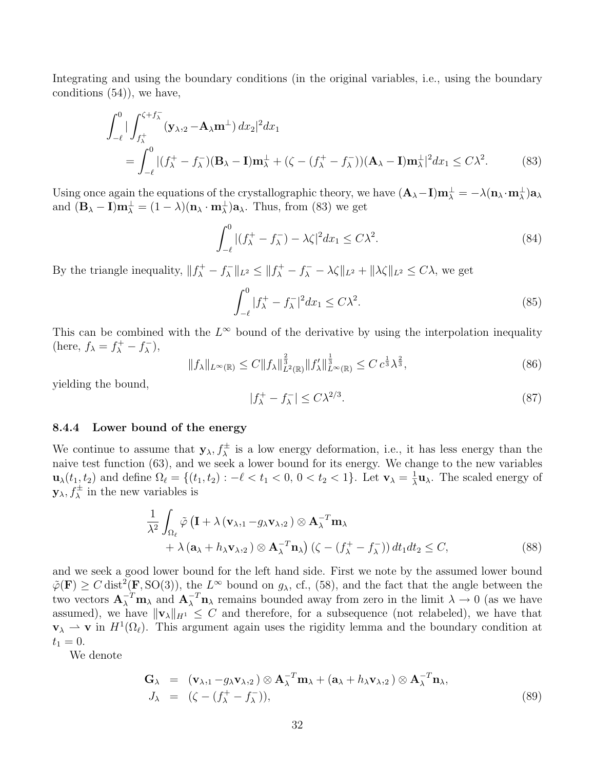Integrating and using the boundary conditions (in the original variables, i.e., using the boundary conditions (54)), we have,

$$
\begin{aligned}
\int_{-\ell}^{0} &\Big| \int_{f_\lambda^+}^{\zeta + f_\lambda^-} (\mathbf{y}_{\lambda,2} - \mathbf{A}_\lambda \mathbf{m}^\perp)\, dx_2 \Big|^2 dx_1 \\
&= \int_{-\ell}^{0} |(f_\lambda^+ - f_\lambda^-)(\mathbf{B}_\lambda - \mathbf{I})\mathbf{m}_\lambda^\perp + (\zeta - (f_\lambda^+ - f_\lambda^-))(\mathbf{A}_\lambda - \mathbf{I})\mathbf{m}_\lambda^\perp|^2 dx_1 \le C\lambda^2. \qquad (83)
\end{aligned}
$$

Using once again the equations of the crystallographic theory, we have $(\mathbf{A}_\lambda - \mathbf{I})\mathbf{m}_\lambda^\perp = -\lambda(\mathbf{n}_\lambda \cdot \mathbf{m}_\lambda^\perp)\mathbf{a}_\lambda$ and $(\mathbf{B}_\lambda - \mathbf{I})\mathbf{m}_\lambda^\perp = (1-\lambda)(\mathbf{n}_\lambda \cdot \mathbf{m}_\lambda^\perp)\mathbf{a}_\lambda$. Thus, from (83) we get

$$
\int_{-\ell}^{0} |(f_\lambda^+ - f_\lambda^-) - \lambda\zeta|^2 dx_1 \le C\lambda^2. \qquad (84)
$$

By the triangle inequality, $\|f_\lambda^+ - f_\lambda^-\|_{L^2} \le \|f_\lambda^+ - f_\lambda^- - \lambda\zeta\|_{L^2} + \|\lambda\zeta\|_{L^2} \le C\lambda$, we get

$$
\int_{-\ell}^{0} |f_\lambda^+ - f_\lambda^-|^2 dx_1 \le C\lambda^2. \qquad (85)
$$

This can be combined with the $L^\infty$ bound of the derivative by using the interpolation inequality (here, $f_\lambda = f_\lambda^+ - f_\lambda^-$),

$$
\|f_\lambda\|_{L^\infty(\mathbb{R})} \le C\|f_\lambda\|_{L^2(\mathbb{R})}^{\frac{2}{3}} \|f_\lambda'\|_{L^\infty(\mathbb{R})}^{\frac{1}{3}} \le C\, c^{\frac{1}{3}} \lambda^{\frac{2}{3}}, \qquad (86)
$$

yielding the bound,

$$
|f_\lambda^+ - f_\lambda^-| \le C\lambda^{2/3}. \qquad (87)
$$

#### 8.4.4 Lower bound of the energy

We continue to assume that $\mathbf{y}_\lambda, f_\lambda^\pm$ is a low energy deformation, i.e., it has less energy than the naive test function (63), and we seek a lower bound for its energy. We change to the new variables $\mathbf{u}_\lambda(t_1, t_2)$ and define $\Omega_\ell = \{(t_1, t_2) : -\ell < t_1 < 0,\ 0 < t_2 < 1\}$. Let $\mathbf{v}_\lambda = \frac{1}{\lambda}\mathbf{u}_\lambda$. The scaled energy of $\mathbf{y}_\lambda, f_\lambda^\pm$ in the new variables is

$$
\begin{aligned}
\frac{1}{\lambda^2} \int_{\Omega_\ell} \tilde{\varphi}\big(&\mathbf{I} + \lambda\,(\mathbf{v}_{\lambda,1} - g_\lambda \mathbf{v}_{\lambda,2}) \otimes \mathbf{A}_\lambda^{-T}\mathbf{m}_\lambda \\
&+ \lambda\,(\mathbf{a}_\lambda + h_\lambda \mathbf{v}_{\lambda,2}) \otimes \mathbf{A}_\lambda^{-T}\mathbf{n}_\lambda\big)\,(\zeta - (f_\lambda^+ - f_\lambda^-))\, dt_1 dt_2 \le C, \qquad (88)
\end{aligned}
$$

and we seek a good lower bound for the left hand side. First we note by the assumed lower bound $\tilde{\varphi}(\mathbf{F}) \ge C\,\mathrm{dist}^2(\mathbf{F}, \mathrm{SO}(3))$, the $L^\infty$ bound on $g_\lambda$, cf., (58), and the fact that the angle between the two vectors $\mathbf{A}_\lambda^{-T}\mathbf{m}_\lambda$ and $\mathbf{A}_\lambda^{-T}\mathbf{n}_\lambda$ remains bounded away from zero in the limit $\lambda \to 0$ (as we have assumed), we have $\|\mathbf{v}_\lambda\|_{H^1} \le C$ and therefore, for a subsequence (not relabeled), we have that $\mathbf{v}_\lambda \rightharpoonup \mathbf{v}$ in $H^1(\Omega_\ell)$. This argument again uses the rigidity lemma and the boundary condition at $t_1 = 0$.

We denote

$$
\begin{aligned}
\mathbf{G}_\lambda &= (\mathbf{v}_{\lambda,1} - g_\lambda \mathbf{v}_{\lambda,2}) \otimes \mathbf{A}_\lambda^{-T}\mathbf{m}_\lambda + (\mathbf{a}_\lambda + h_\lambda \mathbf{v}_{\lambda,2}) \otimes \mathbf{A}_\lambda^{-T}\mathbf{n}_\lambda, \\
J_\lambda &= (\zeta - (f_\lambda^+ - f_\lambda^-)), \qquad (89)
\end{aligned}
$$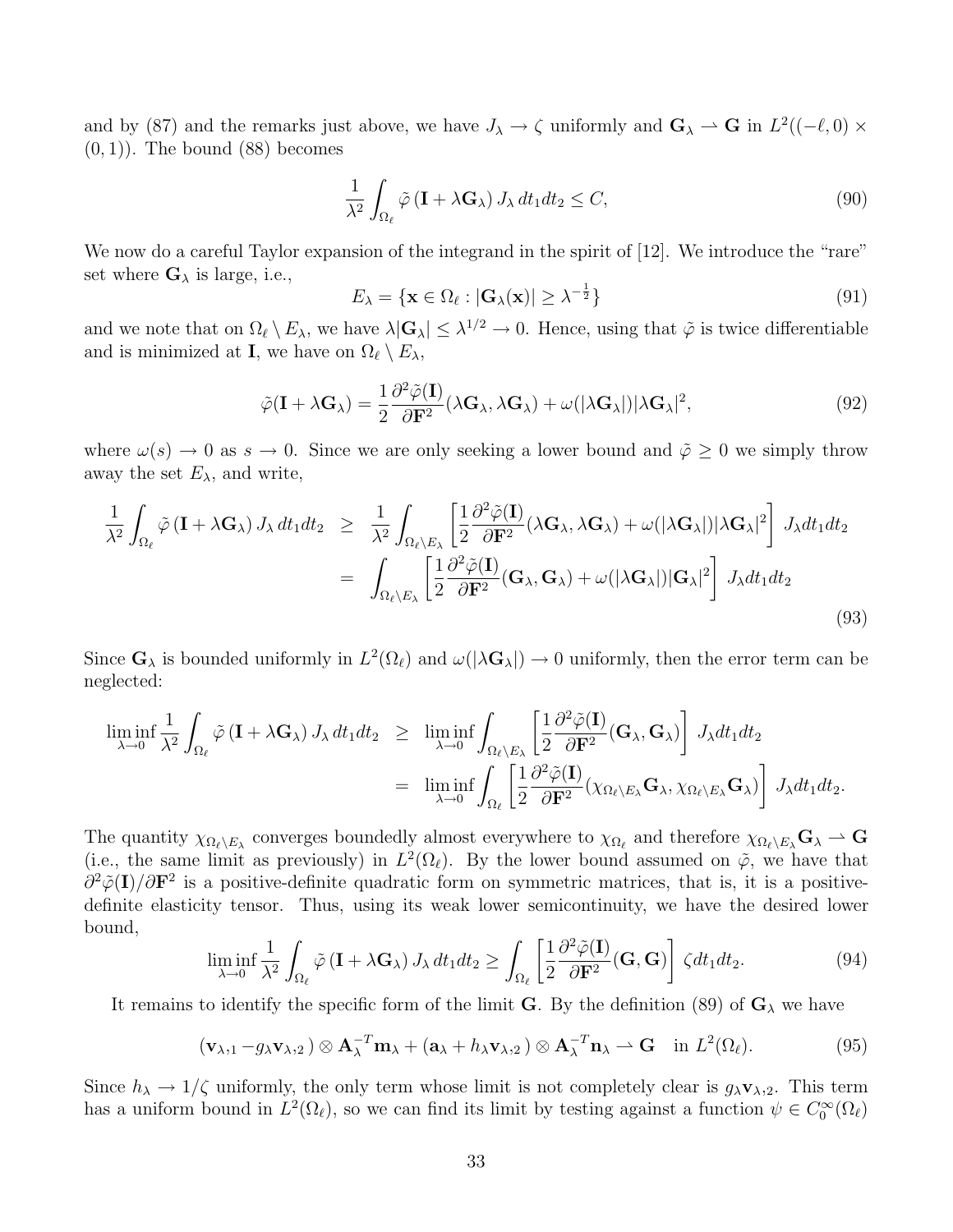and by (87) and the remarks just above, we have $J_\lambda \to \zeta$ uniformly and $\mathbf{G}_\lambda \rightharpoonup \mathbf{G}$ in $L^2((-\ell, 0) \times (0,1))$. The bound (88) becomes

$$\frac{1}{\lambda^2} \int_{\Omega_\ell} \tilde{\varphi}\left(\mathbf{I} + \lambda \mathbf{G}_\lambda\right) J_\lambda \, dt_1 dt_2 \leq C, \tag{90}$$

We now do a careful Taylor expansion of the integrand in the spirit of [12]. We introduce the "rare" set where $\mathbf{G}_\lambda$ is large, i.e.,

$$E_\lambda = \{\mathbf{x} \in \Omega_\ell : |\mathbf{G}_\lambda(\mathbf{x})| \geq \lambda^{-\frac{1}{2}}\} \tag{91}$$

and we note that on $\Omega_\ell \setminus E_\lambda$, we have $\lambda|\mathbf{G}_\lambda| \leq \lambda^{1/2} \to 0$. Hence, using that $\tilde{\varphi}$ is twice differentiable and is minimized at $\mathbf{I}$, we have on $\Omega_\ell \setminus E_\lambda$,

$$\tilde{\varphi}(\mathbf{I} + \lambda \mathbf{G}_\lambda) = \frac{1}{2} \frac{\partial^2 \tilde{\varphi}(\mathbf{I})}{\partial \mathbf{F}^2}(\lambda \mathbf{G}_\lambda, \lambda \mathbf{G}_\lambda) + \omega(|\lambda \mathbf{G}_\lambda|)|\lambda \mathbf{G}_\lambda|^2, \tag{92}$$

where $\omega(s) \to 0$ as $s \to 0$. Since we are only seeking a lower bound and $\tilde{\varphi} \geq 0$ we simply throw away the set $E_\lambda$, and write,

$$\begin{aligned}
\frac{1}{\lambda^2} \int_{\Omega_\ell} \tilde{\varphi}\left(\mathbf{I} + \lambda \mathbf{G}_\lambda\right) J_\lambda \, dt_1 dt_2 &\geq \frac{1}{\lambda^2} \int_{\Omega_\ell \setminus E_\lambda} \left[\frac{1}{2} \frac{\partial^2 \tilde{\varphi}(\mathbf{I})}{\partial \mathbf{F}^2}(\lambda \mathbf{G}_\lambda, \lambda \mathbf{G}_\lambda) + \omega(|\lambda \mathbf{G}_\lambda|)|\lambda \mathbf{G}_\lambda|^2\right] J_\lambda dt_1 dt_2 \\
&= \int_{\Omega_\ell \setminus E_\lambda} \left[\frac{1}{2} \frac{\partial^2 \tilde{\varphi}(\mathbf{I})}{\partial \mathbf{F}^2}(\mathbf{G}_\lambda, \mathbf{G}_\lambda) + \omega(|\lambda \mathbf{G}_\lambda|)|\mathbf{G}_\lambda|^2\right] J_\lambda dt_1 dt_2
\end{aligned} \tag{93}$$

Since $\mathbf{G}_\lambda$ is bounded uniformly in $L^2(\Omega_\ell)$ and $\omega(|\lambda \mathbf{G}_\lambda|) \to 0$ uniformly, then the error term can be neglected:

$$\begin{aligned}
\liminf_{\lambda \to 0} \frac{1}{\lambda^2} \int_{\Omega_\ell} \tilde{\varphi}\left(\mathbf{I} + \lambda \mathbf{G}_\lambda\right) J_\lambda \, dt_1 dt_2 &\geq \liminf_{\lambda \to 0} \int_{\Omega_\ell \setminus E_\lambda} \left[\frac{1}{2} \frac{\partial^2 \tilde{\varphi}(\mathbf{I})}{\partial \mathbf{F}^2}(\mathbf{G}_\lambda, \mathbf{G}_\lambda)\right] J_\lambda dt_1 dt_2 \\
&= \liminf_{\lambda \to 0} \int_{\Omega_\ell} \left[\frac{1}{2} \frac{\partial^2 \tilde{\varphi}(\mathbf{I})}{\partial \mathbf{F}^2}(\chi_{\Omega_\ell \setminus E_\lambda} \mathbf{G}_\lambda, \chi_{\Omega_\ell \setminus E_\lambda} \mathbf{G}_\lambda)\right] J_\lambda dt_1 dt_2.
\end{aligned}$$

The quantity $\chi_{\Omega_\ell \setminus E_\lambda}$ converges boundedly almost everywhere to $\chi_{\Omega_\ell}$ and therefore $\chi_{\Omega_\ell \setminus E_\lambda} \mathbf{G}_\lambda \rightharpoonup \mathbf{G}$ (i.e., the same limit as previously) in $L^2(\Omega_\ell)$. By the lower bound assumed on $\tilde{\varphi}$, we have that $\partial^2 \tilde{\varphi}(\mathbf{I})/\partial \mathbf{F}^2$ is a positive-definite quadratic form on symmetric matrices, that is, it is a positive-definite elasticity tensor. Thus, using its weak lower semicontinuity, we have the desired lower bound,

$$\liminf_{\lambda \to 0} \frac{1}{\lambda^2} \int_{\Omega_\ell} \tilde{\varphi}\left(\mathbf{I} + \lambda \mathbf{G}_\lambda\right) J_\lambda \, dt_1 dt_2 \geq \int_{\Omega_\ell} \left[\frac{1}{2} \frac{\partial^2 \tilde{\varphi}(\mathbf{I})}{\partial \mathbf{F}^2}(\mathbf{G}, \mathbf{G})\right] \zeta dt_1 dt_2. \tag{94}$$

It remains to identify the specific form of the limit $\mathbf{G}$. By the definition (89) of $\mathbf{G}_\lambda$ we have

$$(\mathbf{v}_{\lambda,1} - g_\lambda \mathbf{v}_{\lambda,2}) \otimes \mathbf{A}_\lambda^{-T} \mathbf{m}_\lambda + (\mathbf{a}_\lambda + h_\lambda \mathbf{v}_{\lambda,2}) \otimes \mathbf{A}_\lambda^{-T} \mathbf{n}_\lambda \rightharpoonup \mathbf{G} \quad \text{in } L^2(\Omega_\ell). \tag{95}$$

Since $h_\lambda \to 1/\zeta$ uniformly, the only term whose limit is not completely clear is $g_\lambda \mathbf{v}_{\lambda,2}$. This term has a uniform bound in $L^2(\Omega_\ell)$, so we can find its limit by testing against a function $\psi \in C_0^\infty(\Omega_\ell)$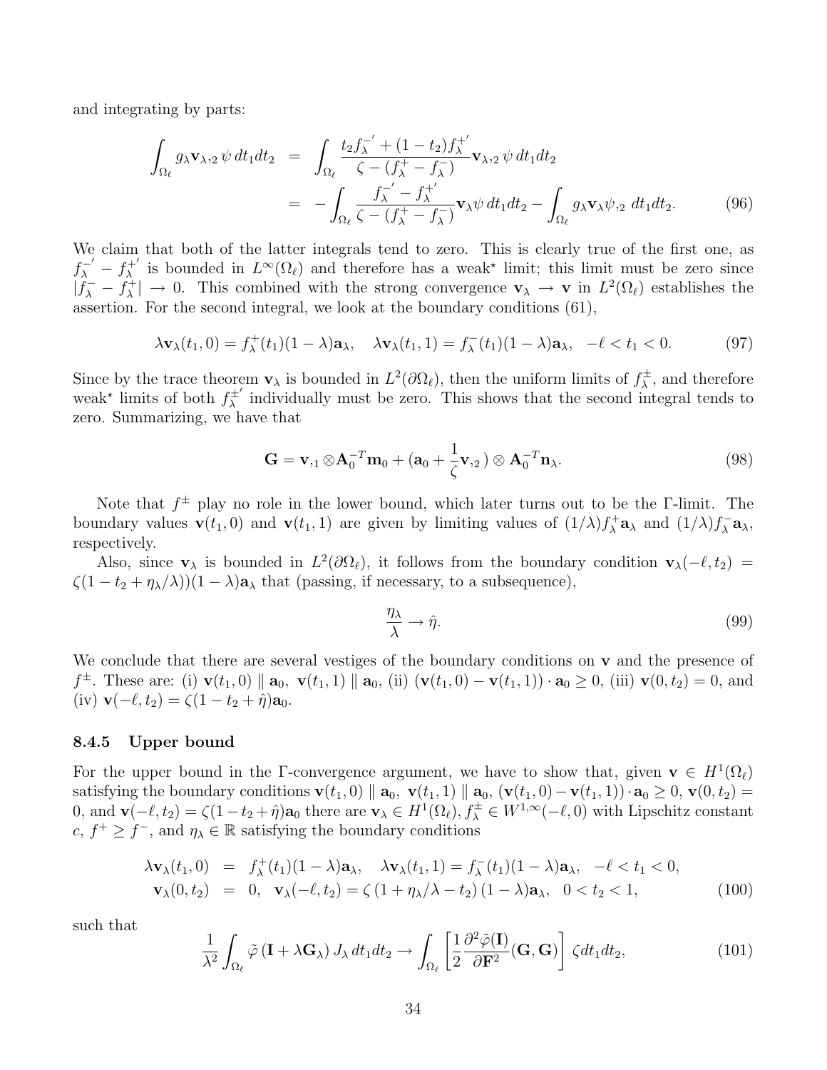and integrating by parts:

$$
\begin{aligned}
\int_{\Omega_\ell} g_\lambda \mathbf{v}_{\lambda,2}\, \psi\, dt_1 dt_2 &= \int_{\Omega_\ell} \frac{t_2 f_\lambda^{-'} + (1-t_2) f_\lambda^{+'}}{\zeta - (f_\lambda^+ - f_\lambda^-)} \mathbf{v}_{\lambda,2}\, \psi\, dt_1 dt_2 \\
&= -\int_{\Omega_\ell} \frac{f_\lambda^{-'} - f_\lambda^{+'}}{\zeta - (f_\lambda^+ - f_\lambda^-)} \mathbf{v}_\lambda \psi\, dt_1 dt_2 - \int_{\Omega_\ell} g_\lambda \mathbf{v}_\lambda \psi_{,2}\, dt_1 dt_2. \qquad (96)
\end{aligned}
$$

We claim that both of the latter integrals tend to zero. This is clearly true of the first one, as $f_\lambda^{-'} - f_\lambda^{+'}$ is bounded in $L^\infty(\Omega_\ell)$ and therefore has a weak$^\star$ limit; this limit must be zero since $|f_\lambda^- - f_\lambda^+| \to 0$. This combined with the strong convergence $\mathbf{v}_\lambda \to \mathbf{v}$ in $L^2(\Omega_\ell)$ establishes the assertion. For the second integral, we look at the boundary conditions (61),

$$
\lambda \mathbf{v}_\lambda(t_1, 0) = f_\lambda^+(t_1)(1-\lambda)\mathbf{a}_\lambda, \quad \lambda \mathbf{v}_\lambda(t_1, 1) = f_\lambda^-(t_1)(1-\lambda)\mathbf{a}_\lambda, \quad -\ell < t_1 < 0. \qquad (97)
$$

Since by the trace theorem $\mathbf{v}_\lambda$ is bounded in $L^2(\partial\Omega_\ell)$, then the uniform limits of $f_\lambda^\pm$, and therefore weak$^\star$ limits of both $f_\lambda^{\pm'}$ individually must be zero. This shows that the second integral tends to zero. Summarizing, we have that

$$
\mathbf{G} = \mathbf{v}_{,1} \otimes \mathbf{A}_0^{-T}\mathbf{m}_0 + (\mathbf{a}_0 + \frac{1}{\zeta}\mathbf{v}_{,2}) \otimes \mathbf{A}_0^{-T}\mathbf{n}_\lambda. \qquad (98)
$$

Note that $f^\pm$ play no role in the lower bound, which later turns out to be the $\Gamma$-limit. The boundary values $\mathbf{v}(t_1, 0)$ and $\mathbf{v}(t_1, 1)$ are given by limiting values of $(1/\lambda) f_\lambda^+ \mathbf{a}_\lambda$ and $(1/\lambda) f_\lambda^- \mathbf{a}_\lambda$, respectively.

Also, since $\mathbf{v}_\lambda$ is bounded in $L^2(\partial\Omega_\ell)$, it follows from the boundary condition $\mathbf{v}_\lambda(-\ell, t_2) = \zeta(1 - t_2 + \eta_\lambda/\lambda))(1-\lambda)\mathbf{a}_\lambda$ that (passing, if necessary, to a subsequence),

$$
\frac{\eta_\lambda}{\lambda} \to \hat{\eta}. \qquad (99)
$$

We conclude that there are several vestiges of the boundary conditions on $\mathbf{v}$ and the presence of $f^\pm$. These are: (i) $\mathbf{v}(t_1, 0) \parallel \mathbf{a}_0$, $\mathbf{v}(t_1, 1) \parallel \mathbf{a}_0$, (ii) $(\mathbf{v}(t_1, 0) - \mathbf{v}(t_1, 1)) \cdot \mathbf{a}_0 \geq 0$, (iii) $\mathbf{v}(0, t_2) = 0$, and (iv) $\mathbf{v}(-\ell, t_2) = \zeta(1 - t_2 + \hat{\eta})\mathbf{a}_0$.

### 8.4.5 Upper bound

For the upper bound in the $\Gamma$-convergence argument, we have to show that, given $\mathbf{v} \in H^1(\Omega_\ell)$ satisfying the boundary conditions $\mathbf{v}(t_1, 0) \parallel \mathbf{a}_0$, $\mathbf{v}(t_1, 1) \parallel \mathbf{a}_0$, $(\mathbf{v}(t_1, 0) - \mathbf{v}(t_1, 1)) \cdot \mathbf{a}_0 \geq 0$, $\mathbf{v}(0, t_2) = 0$, and $\mathbf{v}(-\ell, t_2) = \zeta(1 - t_2 + \hat{\eta})\mathbf{a}_0$ there are $\mathbf{v}_\lambda \in H^1(\Omega_\ell)$, $f_\lambda^\pm \in W^{1,\infty}(-\ell, 0)$ with Lipschitz constant $c$, $f^+ \geq f^-$, and $\eta_\lambda \in \mathbb{R}$ satisfying the boundary conditions

$$
\begin{aligned}
\lambda \mathbf{v}_\lambda(t_1, 0) &= f_\lambda^+(t_1)(1-\lambda)\mathbf{a}_\lambda, \quad \lambda \mathbf{v}_\lambda(t_1, 1) = f_\lambda^-(t_1)(1-\lambda)\mathbf{a}_\lambda, \quad -\ell < t_1 < 0, \\
\mathbf{v}_\lambda(0, t_2) &= 0, \quad \mathbf{v}_\lambda(-\ell, t_2) = \zeta\left(1 + \eta_\lambda/\lambda - t_2\right)(1-\lambda)\mathbf{a}_\lambda, \quad 0 < t_2 < 1, \qquad (100)
\end{aligned}
$$

such that

$$
\frac{1}{\lambda^2} \int_{\Omega_\ell} \tilde{\varphi}\left(\mathbf{I} + \lambda \mathbf{G}_\lambda\right) J_\lambda\, dt_1 dt_2 \to \int_{\Omega_\ell} \left[\frac{1}{2}\frac{\partial^2 \tilde{\varphi}(\mathbf{I})}{\partial \mathbf{F}^2}(\mathbf{G}, \mathbf{G})\right] \zeta dt_1 dt_2, \qquad (101)
$$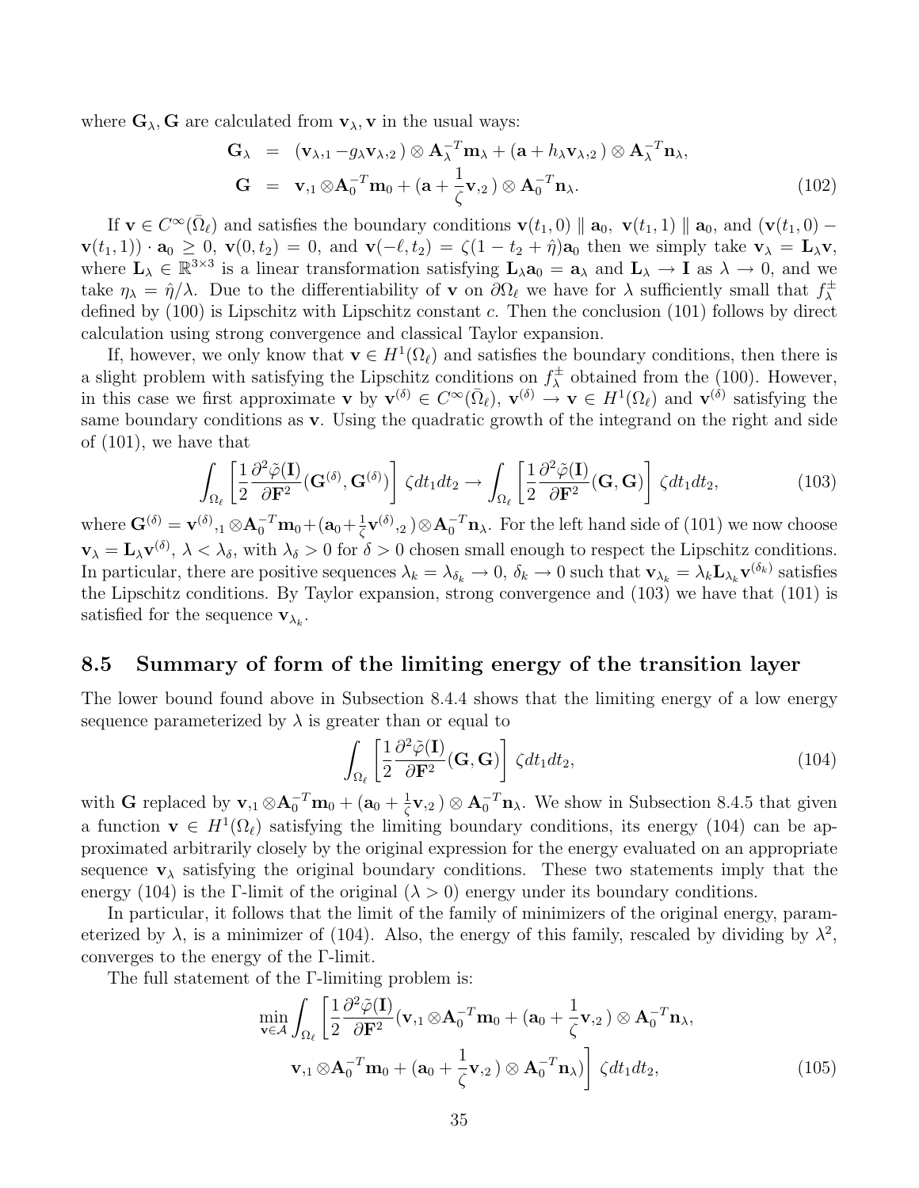where $\mathbf{G}_\lambda, \mathbf{G}$ are calculated from $\mathbf{v}_\lambda, \mathbf{v}$ in the usual ways:

$$
\begin{aligned}
\mathbf{G}_\lambda &= (\mathbf{v}_{\lambda},_1 - g_\lambda \mathbf{v}_{\lambda},_2\,) \otimes \mathbf{A}_\lambda^{-T}\mathbf{m}_\lambda + (\mathbf{a} + h_\lambda \mathbf{v}_{\lambda},_2\,) \otimes \mathbf{A}_\lambda^{-T}\mathbf{n}_\lambda, \\
\mathbf{G} &= \mathbf{v},_1 \otimes \mathbf{A}_0^{-T}\mathbf{m}_0 + (\mathbf{a} + \frac{1}{\zeta}\mathbf{v},_2\,) \otimes \mathbf{A}_0^{-T}\mathbf{n}_\lambda.
\end{aligned} \tag{102}
$$

If $\mathbf{v} \in C^\infty(\bar{\Omega}_\ell)$ and satisfies the boundary conditions $\mathbf{v}(t_1, 0) \parallel \mathbf{a}_0$, $\mathbf{v}(t_1, 1) \parallel \mathbf{a}_0$, and $(\mathbf{v}(t_1, 0) - \mathbf{v}(t_1, 1)) \cdot \mathbf{a}_0 \geq 0$, $\mathbf{v}(0, t_2) = 0$, and $\mathbf{v}(-\ell, t_2) = \zeta(1 - t_2 + \hat{\eta})\mathbf{a}_0$ then we simply take $\mathbf{v}_\lambda = \mathbf{L}_\lambda \mathbf{v}$, where $\mathbf{L}_\lambda \in \mathbb{R}^{3\times 3}$ is a linear transformation satisfying $\mathbf{L}_\lambda \mathbf{a}_0 = \mathbf{a}_\lambda$ and $\mathbf{L}_\lambda \to \mathbf{I}$ as $\lambda \to 0$, and we take $\eta_\lambda = \hat{\eta}/\lambda$. Due to the differentiability of $\mathbf{v}$ on $\partial\Omega_\ell$ we have for $\lambda$ sufficiently small that $f_\lambda^\pm$ defined by (100) is Lipschitz with Lipschitz constant $c$. Then the conclusion (101) follows by direct calculation using strong convergence and classical Taylor expansion.

If, however, we only know that $\mathbf{v} \in H^1(\Omega_\ell)$ and satisfies the boundary conditions, then there is a slight problem with satisfying the Lipschitz conditions on $f_\lambda^\pm$ obtained from the (100). However, in this case we first approximate $\mathbf{v}$ by $\mathbf{v}^{(\delta)} \in C^\infty(\bar{\Omega}_\ell)$, $\mathbf{v}^{(\delta)} \to \mathbf{v} \in H^1(\Omega_\ell)$ and $\mathbf{v}^{(\delta)}$ satisfying the same boundary conditions as $\mathbf{v}$. Using the quadratic growth of the integrand on the right and side of (101), we have that

$$
\int_{\Omega_\ell} \left[ \frac{1}{2} \frac{\partial^2 \tilde{\varphi}(\mathbf{I})}{\partial \mathbf{F}^2}(\mathbf{G}^{(\delta)}, \mathbf{G}^{(\delta)}) \right] \zeta dt_1 dt_2 \to \int_{\Omega_\ell} \left[ \frac{1}{2} \frac{\partial^2 \tilde{\varphi}(\mathbf{I})}{\partial \mathbf{F}^2}(\mathbf{G}, \mathbf{G}) \right] \zeta dt_1 dt_2, \tag{103}
$$

where $\mathbf{G}^{(\delta)} = \mathbf{v}^{(\delta)},_1 \otimes \mathbf{A}_0^{-T}\mathbf{m}_0 + (\mathbf{a}_0 + \frac{1}{\zeta}\mathbf{v}^{(\delta)},_2\,) \otimes \mathbf{A}_0^{-T}\mathbf{n}_\lambda$. For the left hand side of (101) we now choose $\mathbf{v}_\lambda = \mathbf{L}_\lambda \mathbf{v}^{(\delta)}$, $\lambda < \lambda_\delta$, with $\lambda_\delta > 0$ for $\delta > 0$ chosen small enough to respect the Lipschitz conditions. In particular, there are positive sequences $\lambda_k = \lambda_{\delta_k} \to 0$, $\delta_k \to 0$ such that $\mathbf{v}_{\lambda_k} = \lambda_k \mathbf{L}_{\lambda_k} \mathbf{v}^{(\delta_k)}$ satisfies the Lipschitz conditions. By Taylor expansion, strong convergence and (103) we have that (101) is satisfied for the sequence $\mathbf{v}_{\lambda_k}$.

## 8.5 Summary of form of the limiting energy of the transition layer

The lower bound found above in Subsection 8.4.4 shows that the limiting energy of a low energy sequence parameterized by $\lambda$ is greater than or equal to

$$
\int_{\Omega_\ell} \left[ \frac{1}{2} \frac{\partial^2 \tilde{\varphi}(\mathbf{I})}{\partial \mathbf{F}^2}(\mathbf{G}, \mathbf{G}) \right] \zeta dt_1 dt_2, \tag{104}
$$

with $\mathbf{G}$ replaced by $\mathbf{v},_1 \otimes \mathbf{A}_0^{-T}\mathbf{m}_0 + (\mathbf{a}_0 + \frac{1}{\zeta}\mathbf{v},_2\,) \otimes \mathbf{A}_0^{-T}\mathbf{n}_\lambda$. We show in Subsection 8.4.5 that given a function $\mathbf{v} \in H^1(\Omega_\ell)$ satisfying the limiting boundary conditions, its energy (104) can be approximated arbitrarily closely by the original expression for the energy evaluated on an appropriate sequence $\mathbf{v}_\lambda$ satisfying the original boundary conditions. These two statements imply that the energy (104) is the Γ-limit of the original ($\lambda > 0$) energy under its boundary conditions.

In particular, it follows that the limit of the family of minimizers of the original energy, parameterized by $\lambda$, is a minimizer of (104). Also, the energy of this family, rescaled by dividing by $\lambda^2$, converges to the energy of the Γ-limit.

The full statement of the Γ-limiting problem is:

$$
\begin{aligned}
\min_{\mathbf{v} \in \mathcal{A}} \int_{\Omega_\ell} \Bigg[ \frac{1}{2} \frac{\partial^2 \tilde{\varphi}(\mathbf{I})}{\partial \mathbf{F}^2} \Big( & \mathbf{v},_1 \otimes \mathbf{A}_0^{-T}\mathbf{m}_0 + (\mathbf{a}_0 + \frac{1}{\zeta}\mathbf{v},_2\,) \otimes \mathbf{A}_0^{-T}\mathbf{n}_\lambda, \\
& \mathbf{v},_1 \otimes \mathbf{A}_0^{-T}\mathbf{m}_0 + (\mathbf{a}_0 + \frac{1}{\zeta}\mathbf{v},_2\,) \otimes \mathbf{A}_0^{-T}\mathbf{n}_\lambda \Big) \Bigg] \zeta dt_1 dt_2,
\end{aligned} \tag{105}
$$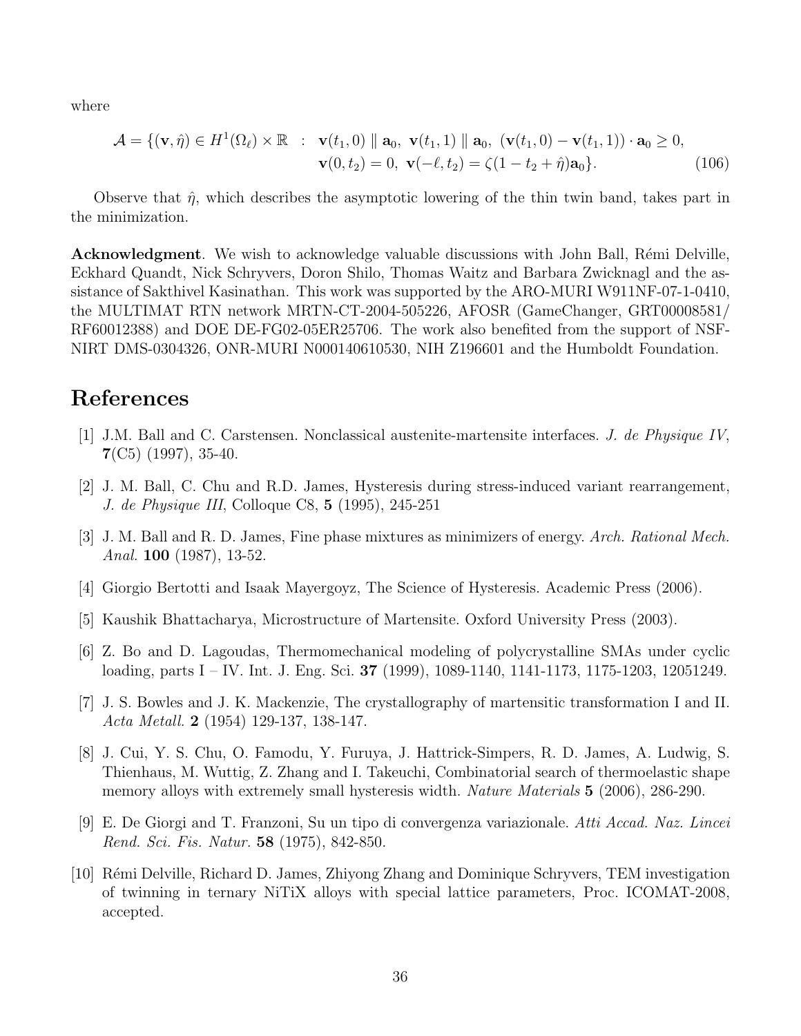where

$$\mathcal{A} = \{(\mathbf{v}, \hat{\eta}) \in H^1(\Omega_\ell) \times \mathbb{R} \ : \ \mathbf{v}(t_1, 0) \parallel \mathbf{a}_0, \ \mathbf{v}(t_1, 1) \parallel \mathbf{a}_0, \ (\mathbf{v}(t_1, 0) - \mathbf{v}(t_1, 1)) \cdot \mathbf{a}_0 \geq 0, \\ \mathbf{v}(0, t_2) = 0, \ \mathbf{v}(-\ell, t_2) = \zeta(1 - t_2 + \hat{\eta})\mathbf{a}_0\}. \tag{106}$$

Observe that $\hat{\eta}$, which describes the asymptotic lowering of the thin twin band, takes part in the minimization.

**Acknowledgment**. We wish to acknowledge valuable discussions with John Ball, Rémi Delville, Eckhard Quandt, Nick Schryvers, Doron Shilo, Thomas Waitz and Barbara Zwicknagl and the assistance of Sakthivel Kasinathan. This work was supported by the ARO-MURI W911NF-07-1-0410, the MULTIMAT RTN network MRTN-CT-2004-505226, AFOSR (GameChanger, GRT00008581/ RF60012388) and DOE DE-FG02-05ER25706. The work also benefited from the support of NSF-NIRT DMS-0304326, ONR-MURI N000140610530, NIH Z196601 and the Humboldt Foundation.

# References

[1] J.M. Ball and C. Carstensen. Nonclassical austenite-martensite interfaces. *J. de Physique IV*, **7**(C5) (1997), 35-40.

[2] J. M. Ball, C. Chu and R.D. James, Hysteresis during stress-induced variant rearrangement, *J. de Physique III*, Colloque C8, **5** (1995), 245-251

[3] J. M. Ball and R. D. James, Fine phase mixtures as minimizers of energy. *Arch. Rational Mech. Anal.* **100** (1987), 13-52.

[4] Giorgio Bertotti and Isaak Mayergoyz, The Science of Hysteresis. Academic Press (2006).

[5] Kaushik Bhattacharya, Microstructure of Martensite. Oxford University Press (2003).

[6] Z. Bo and D. Lagoudas, Thermomechanical modeling of polycrystalline SMAs under cyclic loading, parts I – IV. Int. J. Eng. Sci. **37** (1999), 1089-1140, 1141-1173, 1175-1203, 12051249.

[7] J. S. Bowles and J. K. Mackenzie, The crystallography of martensitic transformation I and II. *Acta Metall.* **2** (1954) 129-137, 138-147.

[8] J. Cui, Y. S. Chu, O. Famodu, Y. Furuya, J. Hattrick-Simpers, R. D. James, A. Ludwig, S. Thienhaus, M. Wuttig, Z. Zhang and I. Takeuchi, Combinatorial search of thermoelastic shape memory alloys with extremely small hysteresis width. *Nature Materials* **5** (2006), 286-290.

[9] E. De Giorgi and T. Franzoni, Su un tipo di convergenza variazionale. *Atti Accad. Naz. Lincei Rend. Sci. Fis. Natur.* **58** (1975), 842-850.

[10] Rémi Delville, Richard D. James, Zhiyong Zhang and Dominique Schryvers, TEM investigation of twinning in ternary NiTiX alloys with special lattice parameters, Proc. ICOMAT-2008, accepted.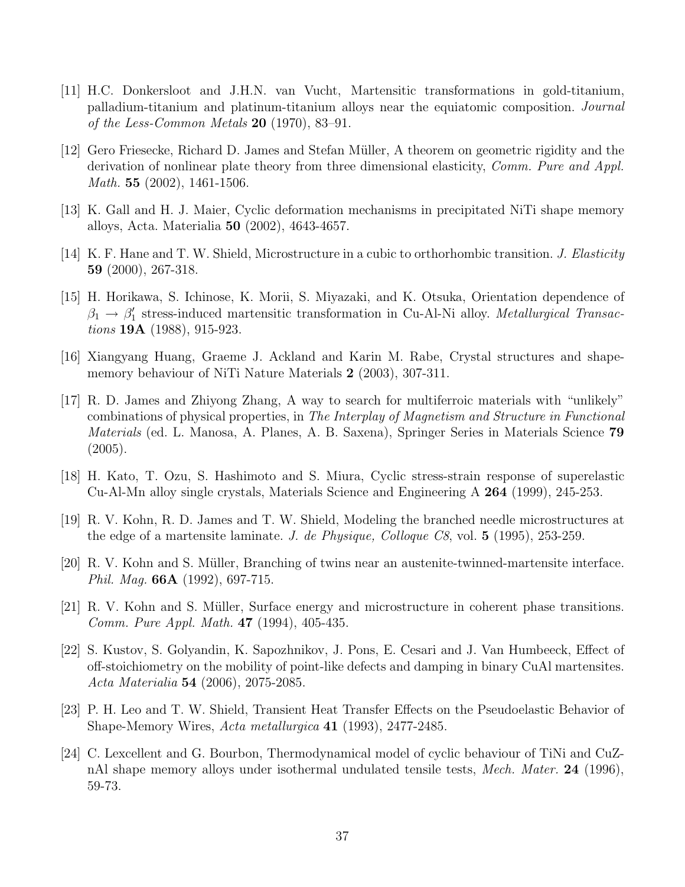[11] H.C. Donkersloot and J.H.N. van Vucht, Martensitic transformations in gold-titanium, palladium-titanium and platinum-titanium alloys near the equiatomic composition. *Journal of the Less-Common Metals* **20** (1970), 83–91.

[12] Gero Friesecke, Richard D. James and Stefan Müller, A theorem on geometric rigidity and the derivation of nonlinear plate theory from three dimensional elasticity, *Comm. Pure and Appl. Math.* **55** (2002), 1461-1506.

[13] K. Gall and H. J. Maier, Cyclic deformation mechanisms in precipitated NiTi shape memory alloys, Acta. Materialia **50** (2002), 4643-4657.

[14] K. F. Hane and T. W. Shield, Microstructure in a cubic to orthorhombic transition. *J. Elasticity* **59** (2000), 267-318.

[15] H. Horikawa, S. Ichinose, K. Morii, S. Miyazaki, and K. Otsuka, Orientation dependence of $\beta_1 \to \beta_1'$ stress-induced martensitic transformation in Cu-Al-Ni alloy. *Metallurgical Transactions* **19A** (1988), 915-923.

[16] Xiangyang Huang, Graeme J. Ackland and Karin M. Rabe, Crystal structures and shape-memory behaviour of NiTi Nature Materials **2** (2003), 307-311.

[17] R. D. James and Zhiyong Zhang, A way to search for multiferroic materials with "unlikely" combinations of physical properties, in *The Interplay of Magnetism and Structure in Functional Materials* (ed. L. Manosa, A. Planes, A. B. Saxena), Springer Series in Materials Science **79** (2005).

[18] H. Kato, T. Ozu, S. Hashimoto and S. Miura, Cyclic stress-strain response of superelastic Cu-Al-Mn alloy single crystals, Materials Science and Engineering A **264** (1999), 245-253.

[19] R. V. Kohn, R. D. James and T. W. Shield, Modeling the branched needle microstructures at the edge of a martensite laminate. *J. de Physique, Colloque C8*, vol. **5** (1995), 253-259.

[20] R. V. Kohn and S. Müller, Branching of twins near an austenite-twinned-martensite interface. *Phil. Mag.* **66A** (1992), 697-715.

[21] R. V. Kohn and S. Müller, Surface energy and microstructure in coherent phase transitions. *Comm. Pure Appl. Math.* **47** (1994), 405-435.

[22] S. Kustov, S. Golyandin, K. Sapozhnikov, J. Pons, E. Cesari and J. Van Humbeeck, Effect of off-stoichiometry on the mobility of point-like defects and damping in binary CuAl martensites. *Acta Materialia* **54** (2006), 2075-2085.

[23] P. H. Leo and T. W. Shield, Transient Heat Transfer Effects on the Pseudoelastic Behavior of Shape-Memory Wires, *Acta metallurgica* **41** (1993), 2477-2485.

[24] C. Lexcellent and G. Bourbon, Thermodynamical model of cyclic behaviour of TiNi and CuZnAl shape memory alloys under isothermal undulated tensile tests, *Mech. Mater.* **24** (1996), 59-73.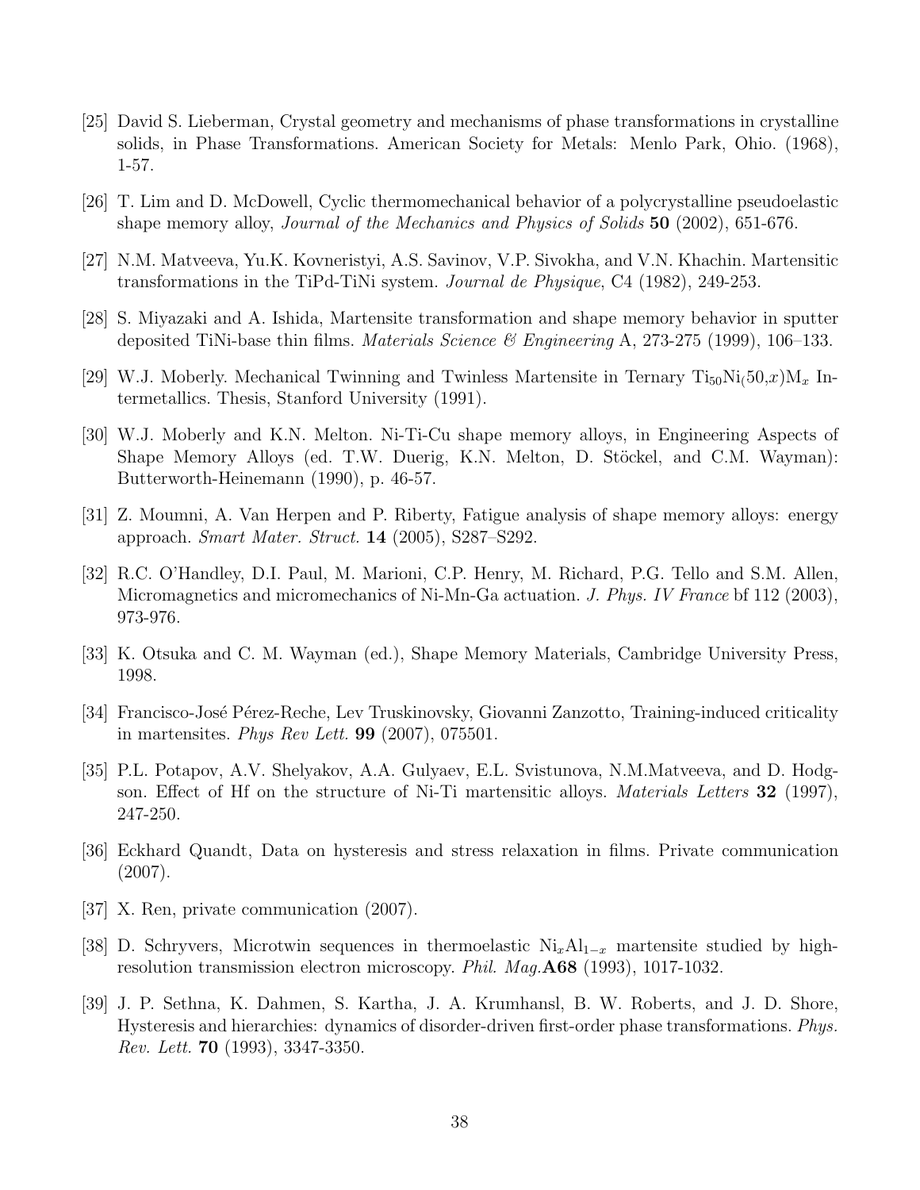[25] David S. Lieberman, Crystal geometry and mechanisms of phase transformations in crystalline solids, in Phase Transformations. American Society for Metals: Menlo Park, Ohio. (1968), 1-57.

[26] T. Lim and D. McDowell, Cyclic thermomechanical behavior of a polycrystalline pseudoelastic shape memory alloy, *Journal of the Mechanics and Physics of Solids* **50** (2002), 651-676.

[27] N.M. Matveeva, Yu.K. Kovneristyi, A.S. Savinov, V.P. Sivokha, and V.N. Khachin. Martensitic transformations in the TiPd-TiNi system. *Journal de Physique*, C4 (1982), 249-253.

[28] S. Miyazaki and A. Ishida, Martensite transformation and shape memory behavior in sputter deposited TiNi-base thin films. *Materials Science & Engineering* A, 273-275 (1999), 106–133.

[29] W.J. Moberly. Mechanical Twinning and Twinless Martensite in Ternary $Ti_{50}Ni_(50,x)M_x$ Intermetallics. Thesis, Stanford University (1991).

[30] W.J. Moberly and K.N. Melton. Ni-Ti-Cu shape memory alloys, in Engineering Aspects of Shape Memory Alloys (ed. T.W. Duerig, K.N. Melton, D. Stöckel, and C.M. Wayman): Butterworth-Heinemann (1990), p. 46-57.

[31] Z. Moumni, A. Van Herpen and P. Riberty, Fatigue analysis of shape memory alloys: energy approach. *Smart Mater. Struct.* **14** (2005), S287–S292.

[32] R.C. O'Handley, D.I. Paul, M. Marioni, C.P. Henry, M. Richard, P.G. Tello and S.M. Allen, Micromagnetics and micromechanics of Ni-Mn-Ga actuation. *J. Phys. IV France* bf 112 (2003), 973-976.

[33] K. Otsuka and C. M. Wayman (ed.), Shape Memory Materials, Cambridge University Press, 1998.

[34] Francisco-José Pérez-Reche, Lev Truskinovsky, Giovanni Zanzotto, Training-induced criticality in martensites. *Phys Rev Lett.* **99** (2007), 075501.

[35] P.L. Potapov, A.V. Shelyakov, A.A. Gulyaev, E.L. Svistunova, N.M.Matveeva, and D. Hodgson. Effect of Hf on the structure of Ni-Ti martensitic alloys. *Materials Letters* **32** (1997), 247-250.

[36] Eckhard Quandt, Data on hysteresis and stress relaxation in films. Private communication (2007).

[37] X. Ren, private communication (2007).

[38] D. Schryvers, Microtwin sequences in thermoelastic $Ni_xAl_{1-x}$ martensite studied by high-resolution transmission electron microscopy. *Phil. Mag.***A68** (1993), 1017-1032.

[39] J. P. Sethna, K. Dahmen, S. Kartha, J. A. Krumhansl, B. W. Roberts, and J. D. Shore, Hysteresis and hierarchies: dynamics of disorder-driven first-order phase transformations. *Phys. Rev. Lett.* **70** (1993), 3347-3350.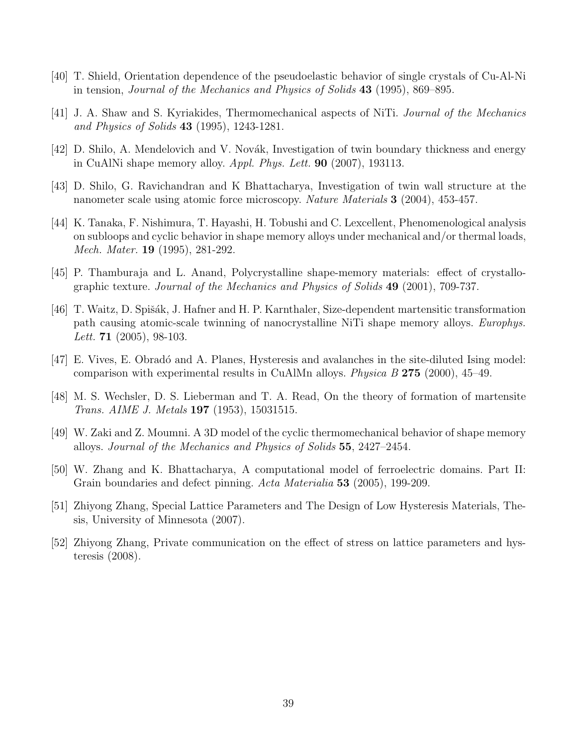[40] T. Shield, Orientation dependence of the pseudoelastic behavior of single crystals of Cu-Al-Ni in tension, *Journal of the Mechanics and Physics of Solids* **43** (1995), 869–895.

[41] J. A. Shaw and S. Kyriakides, Thermomechanical aspects of NiTi. *Journal of the Mechanics and Physics of Solids* **43** (1995), 1243-1281.

[42] D. Shilo, A. Mendelovich and V. Novák, Investigation of twin boundary thickness and energy in CuAlNi shape memory alloy. *Appl. Phys. Lett.* **90** (2007), 193113.

[43] D. Shilo, G. Ravichandran and K Bhattacharya, Investigation of twin wall structure at the nanometer scale using atomic force microscopy. *Nature Materials* **3** (2004), 453-457.

[44] K. Tanaka, F. Nishimura, T. Hayashi, H. Tobushi and C. Lexcellent, Phenomenological analysis on subloops and cyclic behavior in shape memory alloys under mechanical and/or thermal loads, *Mech. Mater.* **19** (1995), 281-292.

[45] P. Thamburaja and L. Anand, Polycrystalline shape-memory materials: effect of crystallographic texture. *Journal of the Mechanics and Physics of Solids* **49** (2001), 709-737.

[46] T. Waitz, D. Spišák, J. Hafner and H. P. Karnthaler, Size-dependent martensitic transformation path causing atomic-scale twinning of nanocrystalline NiTi shape memory alloys. *Europhys. Lett.* **71** (2005), 98-103.

[47] E. Vives, E. Obradó and A. Planes, Hysteresis and avalanches in the site-diluted Ising model: comparison with experimental results in CuAlMn alloys. *Physica B* **275** (2000), 45–49.

[48] M. S. Wechsler, D. S. Lieberman and T. A. Read, On the theory of formation of martensite *Trans. AIME J. Metals* **197** (1953), 15031515.

[49] W. Zaki and Z. Moumni. A 3D model of the cyclic thermomechanical behavior of shape memory alloys. *Journal of the Mechanics and Physics of Solids* **55**, 2427–2454.

[50] W. Zhang and K. Bhattacharya, A computational model of ferroelectric domains. Part II: Grain boundaries and defect pinning. *Acta Materialia* **53** (2005), 199-209.

[51] Zhiyong Zhang, Special Lattice Parameters and The Design of Low Hysteresis Materials, Thesis, University of Minnesota (2007).

[52] Zhiyong Zhang, Private communication on the effect of stress on lattice parameters and hysteresis (2008).